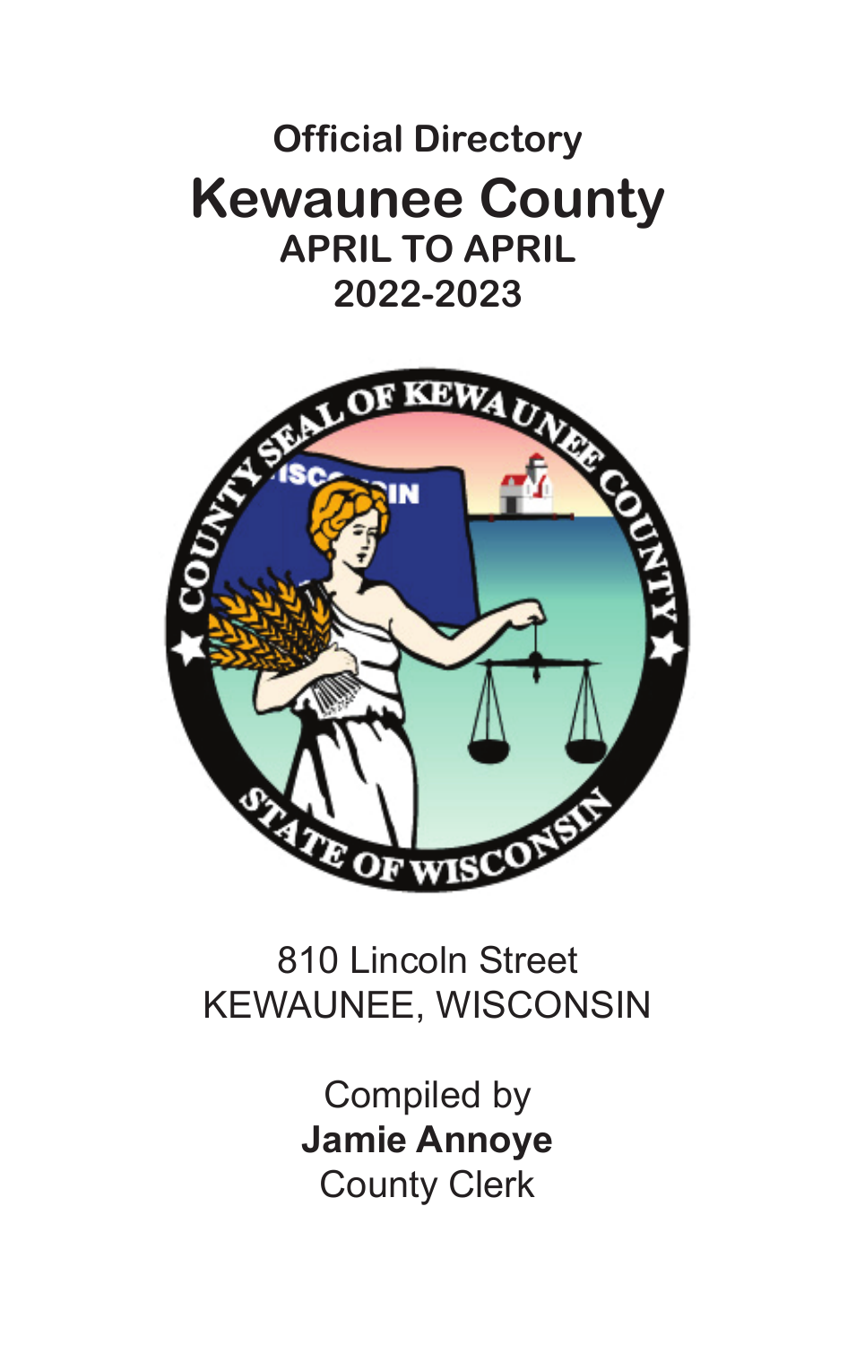# Official Directory

# Kewaunee County

## APRIL TO APRIL

## 2022-2023

810 Lincoln Street
KEWAUNEE, WISCONSIN

Compiled by
**Jamie Annoye**
County Clerk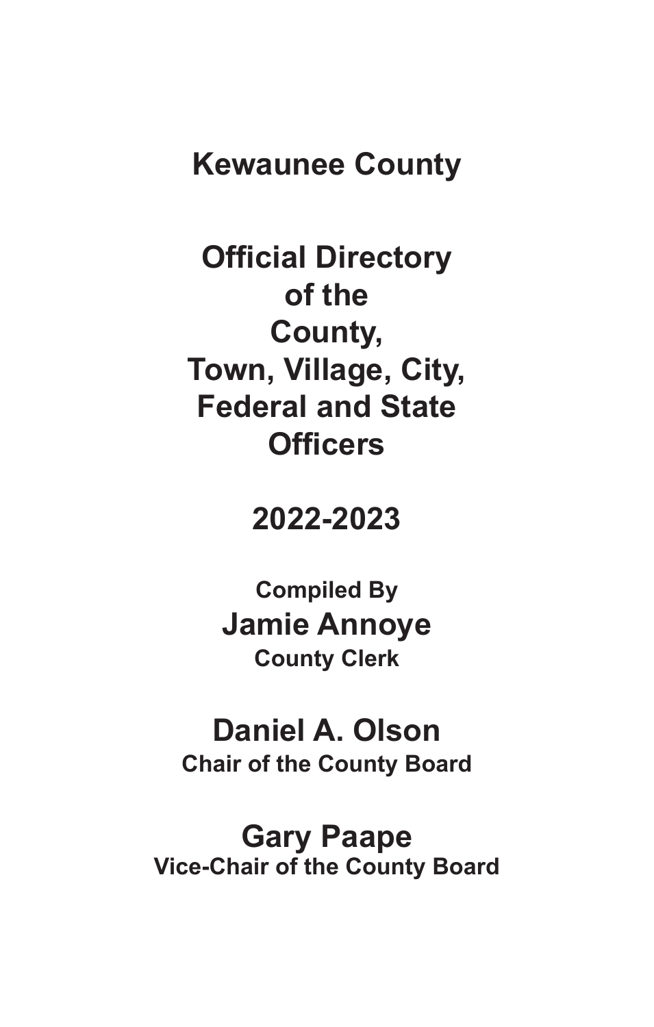# Kewaunee County

# Official Directory of the County, Town, Village, City, Federal and State Officers

## 2022-2023

**Compiled By**

**Jamie Annoye**

**County Clerk**

**Daniel A. Olson**

**Chair of the County Board**

**Gary Paape**

**Vice-Chair of the County Board**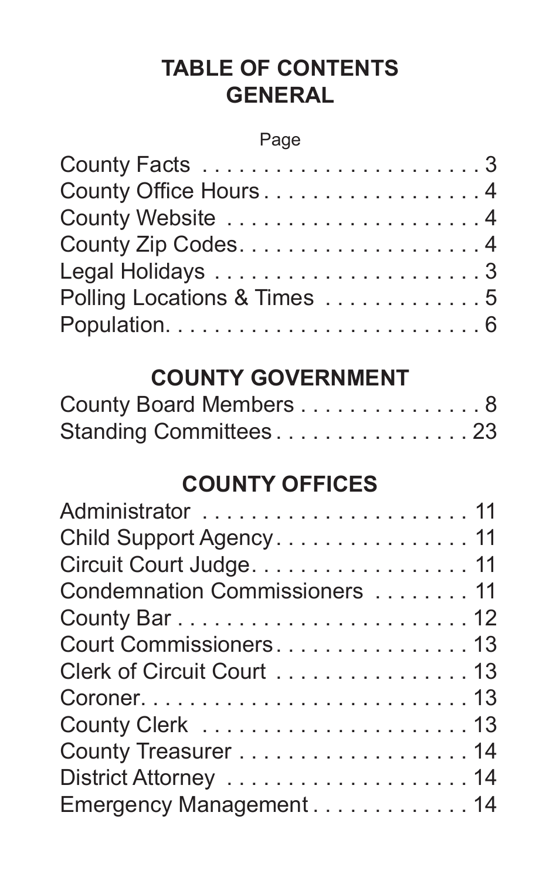# TABLE OF CONTENTS
## GENERAL

| | Page |
|---|---|
| County Facts | 3 |
| County Office Hours | 4 |
| County Website | 4 |
| County Zip Codes | 4 |
| Legal Holidays | 3 |
| Polling Locations & Times | 5 |
| Population | 6 |

## COUNTY GOVERNMENT

| | |
|---|---|
| County Board Members | 8 |
| Standing Committees | 23 |

## COUNTY OFFICES

| | |
|---|---|
| Administrator | 11 |
| Child Support Agency | 11 |
| Circuit Court Judge | 11 |
| Condemnation Commissioners | 11 |
| County Bar | 12 |
| Court Commissioners | 13 |
| Clerk of Circuit Court | 13 |
| Coroner | 13 |
| County Clerk | 13 |
| County Treasurer | 14 |
| District Attorney | 14 |
| Emergency Management | 14 |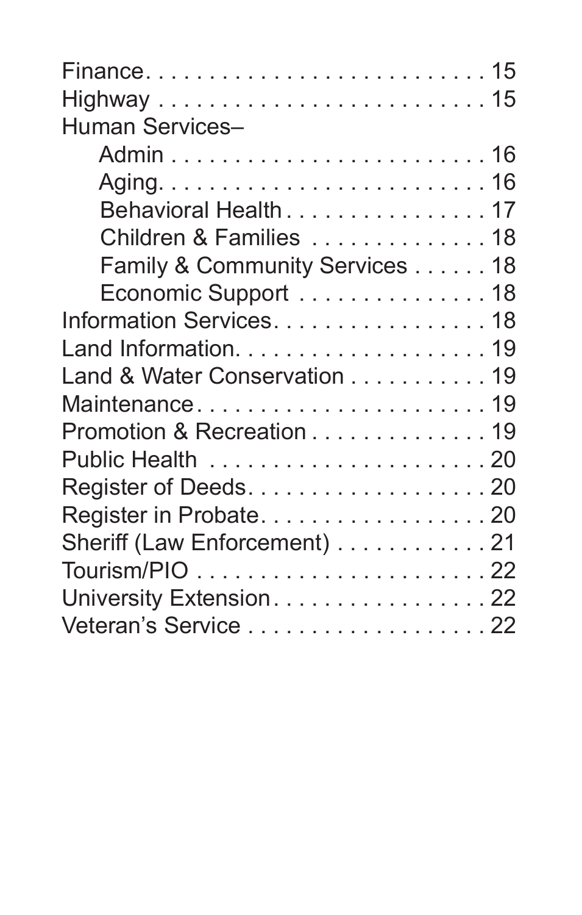Finance. . . . . . . . . . . . . . . . . . . . . . . . . . . 15
Highway . . . . . . . . . . . . . . . . . . . . . . . . . . 15
Human Services–
- Admin . . . . . . . . . . . . . . . . . . . . . . . . . 16
- Aging. . . . . . . . . . . . . . . . . . . . . . . . . . 16
- Behavioral Health . . . . . . . . . . . . . . . . 17
- Children & Families . . . . . . . . . . . . . . 18
- Family & Community Services . . . . . . 18
- Economic Support . . . . . . . . . . . . . . . 18

Information Services. . . . . . . . . . . . . . . . . 18
Land Information. . . . . . . . . . . . . . . . . . . . 19
Land & Water Conservation . . . . . . . . . . . 19
Maintenance. . . . . . . . . . . . . . . . . . . . . . . . 19
Promotion & Recreation . . . . . . . . . . . . . . 19
Public Health . . . . . . . . . . . . . . . . . . . . . . . 20
Register of Deeds. . . . . . . . . . . . . . . . . . . 20
Register in Probate. . . . . . . . . . . . . . . . . . 20
Sheriff (Law Enforcement) . . . . . . . . . . . . 21
Tourism/PIO . . . . . . . . . . . . . . . . . . . . . . . . 22
University Extension. . . . . . . . . . . . . . . . . 22
Veteran's Service . . . . . . . . . . . . . . . . . . . 22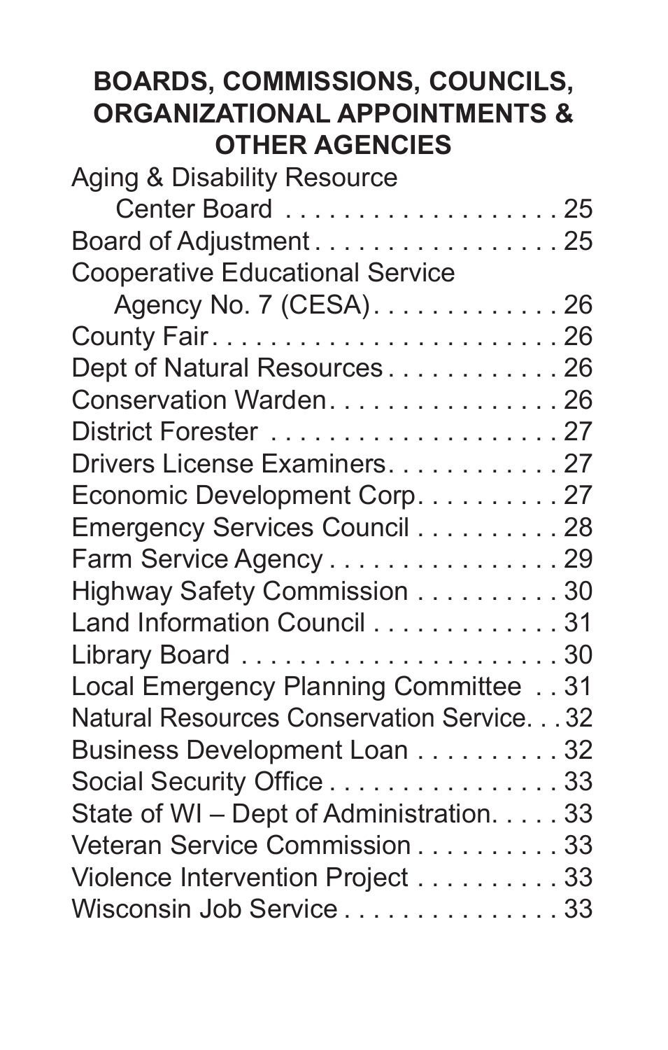## BOARDS, COMMISSIONS, COUNCILS, ORGANIZATIONAL APPOINTMENTS & OTHER AGENCIES

Aging & Disability Resource Center Board . . . . . . . . . . . . . . . . . . . 25
Board of Adjustment . . . . . . . . . . . . . . . . . 25
Cooperative Educational Service Agency No. 7 (CESA) . . . . . . . . . . . . . 26
County Fair . . . . . . . . . . . . . . . . . . . . . . . . 26
Dept of Natural Resources . . . . . . . . . . . . 26
Conservation Warden . . . . . . . . . . . . . . . . 26
District Forester . . . . . . . . . . . . . . . . . . . . 27
Drivers License Examiners . . . . . . . . . . . . 27
Economic Development Corp . . . . . . . . . . 27
Emergency Services Council . . . . . . . . . . 28
Farm Service Agency . . . . . . . . . . . . . . . . 29
Highway Safety Commission . . . . . . . . . . 30
Land Information Council . . . . . . . . . . . . . 31
Library Board . . . . . . . . . . . . . . . . . . . . . . 30
Local Emergency Planning Committee . . 31
Natural Resources Conservation Service . . . 32
Business Development Loan . . . . . . . . . . 32
Social Security Office . . . . . . . . . . . . . . . . 33
State of WI – Dept of Administration . . . . . 33
Veteran Service Commission . . . . . . . . . . 33
Violence Intervention Project . . . . . . . . . . 33
Wisconsin Job Service . . . . . . . . . . . . . . . 33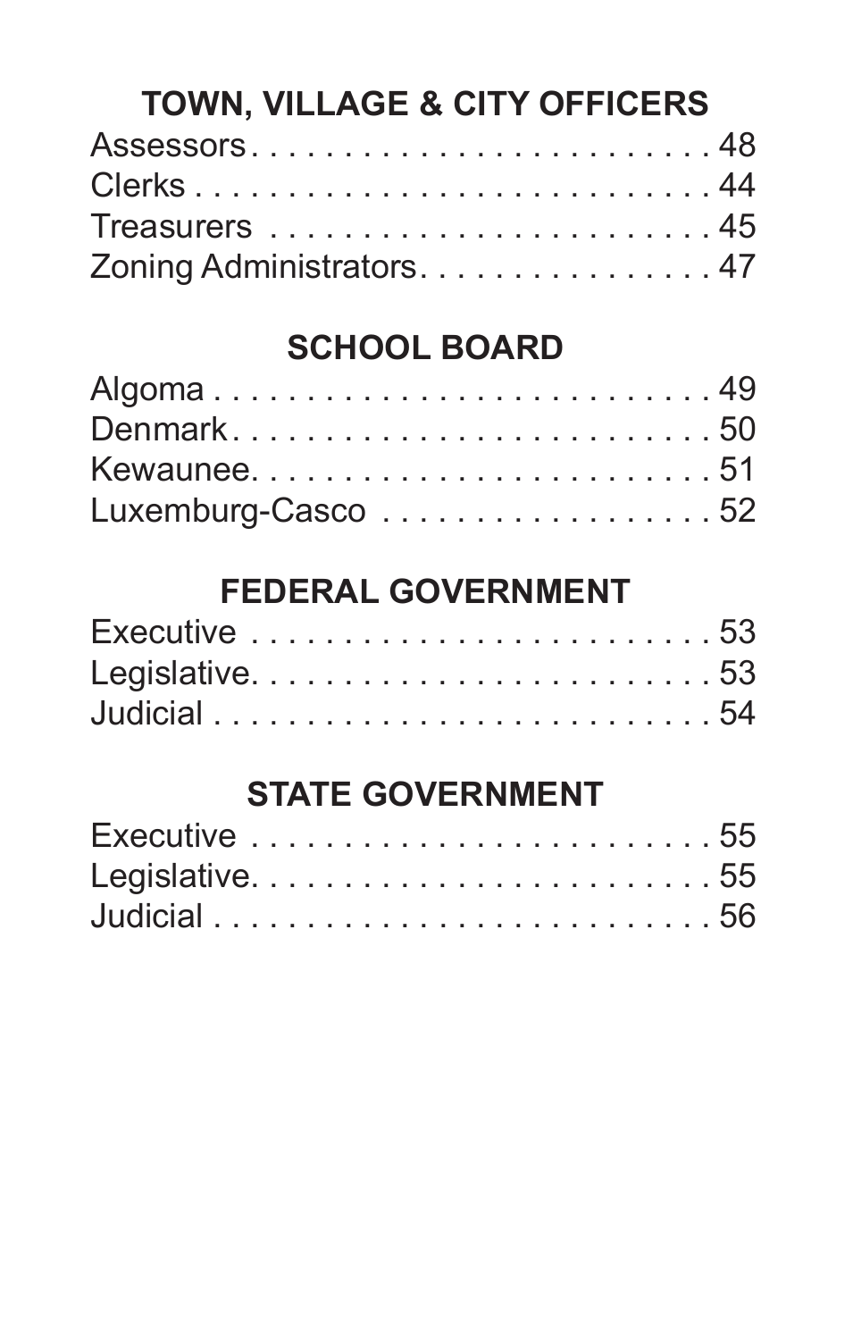## TOWN, VILLAGE & CITY OFFICERS

Assessors . . . . . . . . . . . . . . . . . . . . . . . . . 48
Clerks . . . . . . . . . . . . . . . . . . . . . . . . . . . 44
Treasurers . . . . . . . . . . . . . . . . . . . . . . . . 45
Zoning Administrators . . . . . . . . . . . . . . . . 47

## SCHOOL BOARD

Algoma . . . . . . . . . . . . . . . . . . . . . . . . . . 49
Denmark . . . . . . . . . . . . . . . . . . . . . . . . . 50
Kewaunee . . . . . . . . . . . . . . . . . . . . . . . . . 51
Luxemburg-Casco . . . . . . . . . . . . . . . . . . 52

## FEDERAL GOVERNMENT

Executive . . . . . . . . . . . . . . . . . . . . . . . . 53
Legislative . . . . . . . . . . . . . . . . . . . . . . . . 53
Judicial . . . . . . . . . . . . . . . . . . . . . . . . . . 54

## STATE GOVERNMENT

Executive . . . . . . . . . . . . . . . . . . . . . . . . 55
Legislative . . . . . . . . . . . . . . . . . . . . . . . . 55
Judicial . . . . . . . . . . . . . . . . . . . . . . . . . . 56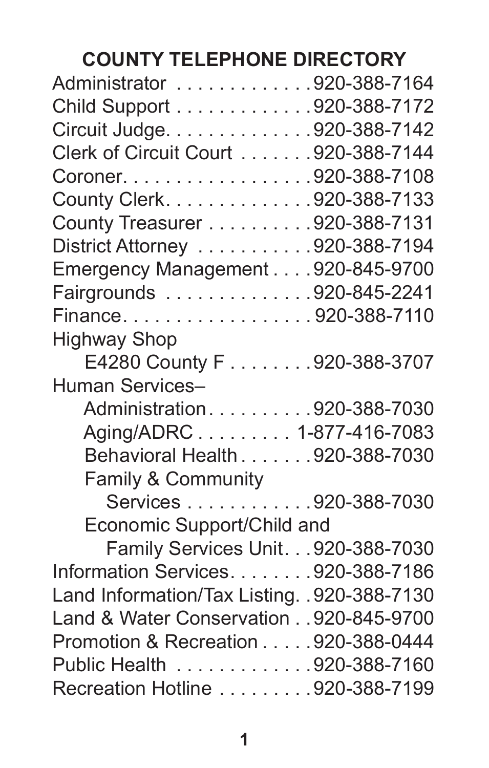## COUNTY TELEPHONE DIRECTORY

Administrator . . . . . . . . . . . . .920-388-7164
Child Support . . . . . . . . . . . . .920-388-7172
Circuit Judge. . . . . . . . . . . . . .920-388-7142
Clerk of Circuit Court . . . . . . .920-388-7144
Coroner. . . . . . . . . . . . . . . . . .920-388-7108
County Clerk. . . . . . . . . . . . . .920-388-7133
County Treasurer . . . . . . . . . .920-388-7131
District Attorney . . . . . . . . . . .920-388-7194
Emergency Management . . . .920-845-9700
Fairgrounds . . . . . . . . . . . . . .920-845-2241
Finance. . . . . . . . . . . . . . . . . . 920-388-7110
Highway Shop
    E4280 County F . . . . . . . .920-388-3707
Human Services–
    Administration. . . . . . . . . .920-388-7030
    Aging/ADRC . . . . . . . . . 1-877-416-7083
    Behavioral Health . . . . . . .920-388-7030
    Family & Community
        Services . . . . . . . . . . .920-388-7030
    Economic Support/Child and
        Family Services Unit. . .920-388-7030
Information Services. . . . . . . .920-388-7186
Land Information/Tax Listing. .920-388-7130
Land & Water Conservation . .920-845-9700
Promotion & Recreation . . . . .920-388-0444
Public Health . . . . . . . . . . . . .920-388-7160
Recreation Hotline . . . . . . . . .920-388-7199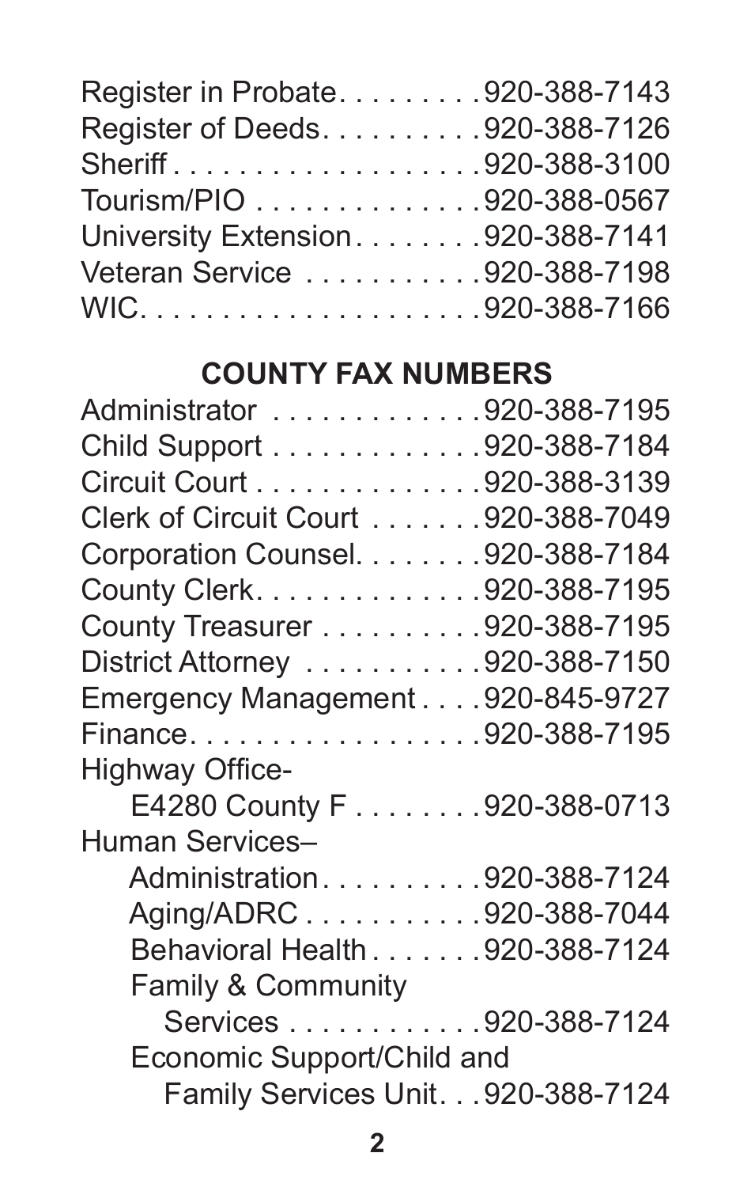Register in Probate. . . . . . . . . 920-388-7143
Register of Deeds. . . . . . . . . . 920-388-7126
Sheriff . . . . . . . . . . . . . . . . . . . 920-388-3100
Tourism/PIO . . . . . . . . . . . . . . 920-388-0567
University Extension. . . . . . . . 920-388-7141
Veteran Service . . . . . . . . . . . 920-388-7198
WIC. . . . . . . . . . . . . . . . . . . . . 920-388-7166

## COUNTY FAX NUMBERS

Administrator . . . . . . . . . . . . . 920-388-7195
Child Support . . . . . . . . . . . . . 920-388-7184
Circuit Court . . . . . . . . . . . . . . 920-388-3139
Clerk of Circuit Court . . . . . . . 920-388-7049
Corporation Counsel. . . . . . . . 920-388-7184
County Clerk. . . . . . . . . . . . . . 920-388-7195
County Treasurer . . . . . . . . . . 920-388-7195
District Attorney . . . . . . . . . . . 920-388-7150
Emergency Management . . . . 920-845-9727
Finance. . . . . . . . . . . . . . . . . . 920-388-7195
Highway Office-
  E4280 County F . . . . . . . . 920-388-0713
Human Services–
  Administration. . . . . . . . . . 920-388-7124
  Aging/ADRC . . . . . . . . . . . 920-388-7044
  Behavioral Health . . . . . . . 920-388-7124
  Family & Community
    Services . . . . . . . . . . . . 920-388-7124
  Economic Support/Child and
    Family Services Unit. . . 920-388-7124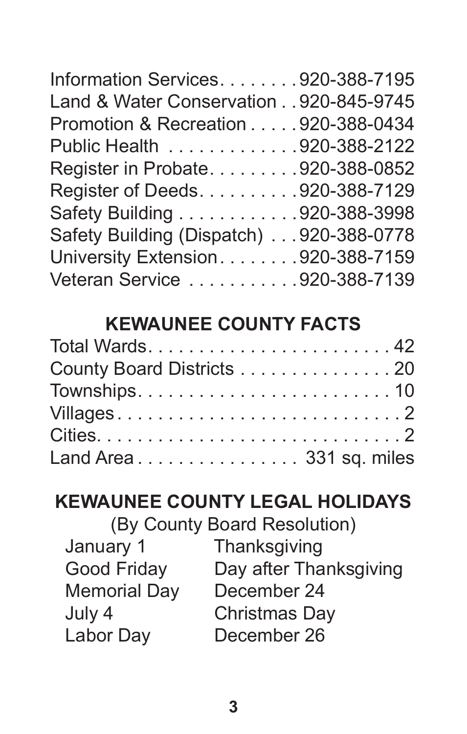| | |
|---|---|
| Information Services | 920-388-7195 |
| Land & Water Conservation | 920-845-9745 |
| Promotion & Recreation | 920-388-0434 |
| Public Health | 920-388-2122 |
| Register in Probate | 920-388-0852 |
| Register of Deeds | 920-388-7129 |
| Safety Building | 920-388-3998 |
| Safety Building (Dispatch) | 920-388-0778 |
| University Extension | 920-388-7159 |
| Veteran Service | 920-388-7139 |

## KEWAUNEE COUNTY FACTS

| | |
|---|---|
| Total Wards | 42 |
| County Board Districts | 20 |
| Townships | 10 |
| Villages | 2 |
| Cities | 2 |
| Land Area | 331 sq. miles |

## KEWAUNEE COUNTY LEGAL HOLIDAYS

(By County Board Resolution)

| | |
|---|---|
| January 1 | Thanksgiving |
| Good Friday | Day after Thanksgiving |
| Memorial Day | December 24 |
| July 4 | Christmas Day |
| Labor Day | December 26 |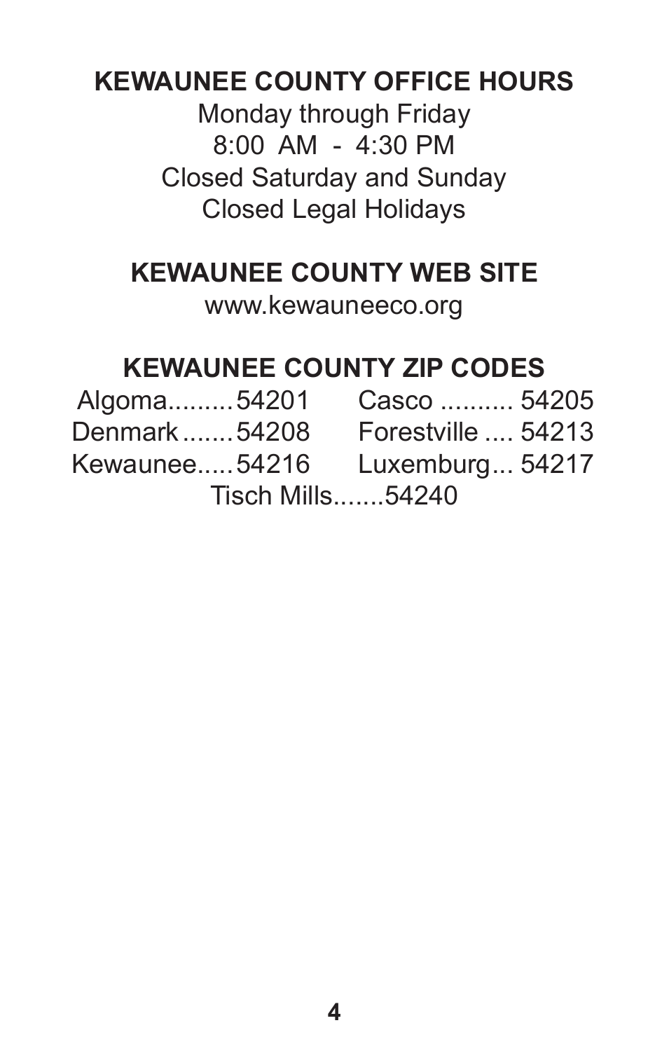## KEWAUNEE COUNTY OFFICE HOURS

Monday through Friday
8:00 AM - 4:30 PM
Closed Saturday and Sunday
Closed Legal Holidays

## KEWAUNEE COUNTY WEB SITE

www.kewauneeco.org

## KEWAUNEE COUNTY ZIP CODES

Algoma.........54201
Casco .......... 54205
Denmark .......54208
Forestville .... 54213
Kewaunee.....54216
Luxemburg... 54217
Tisch Mills.......54240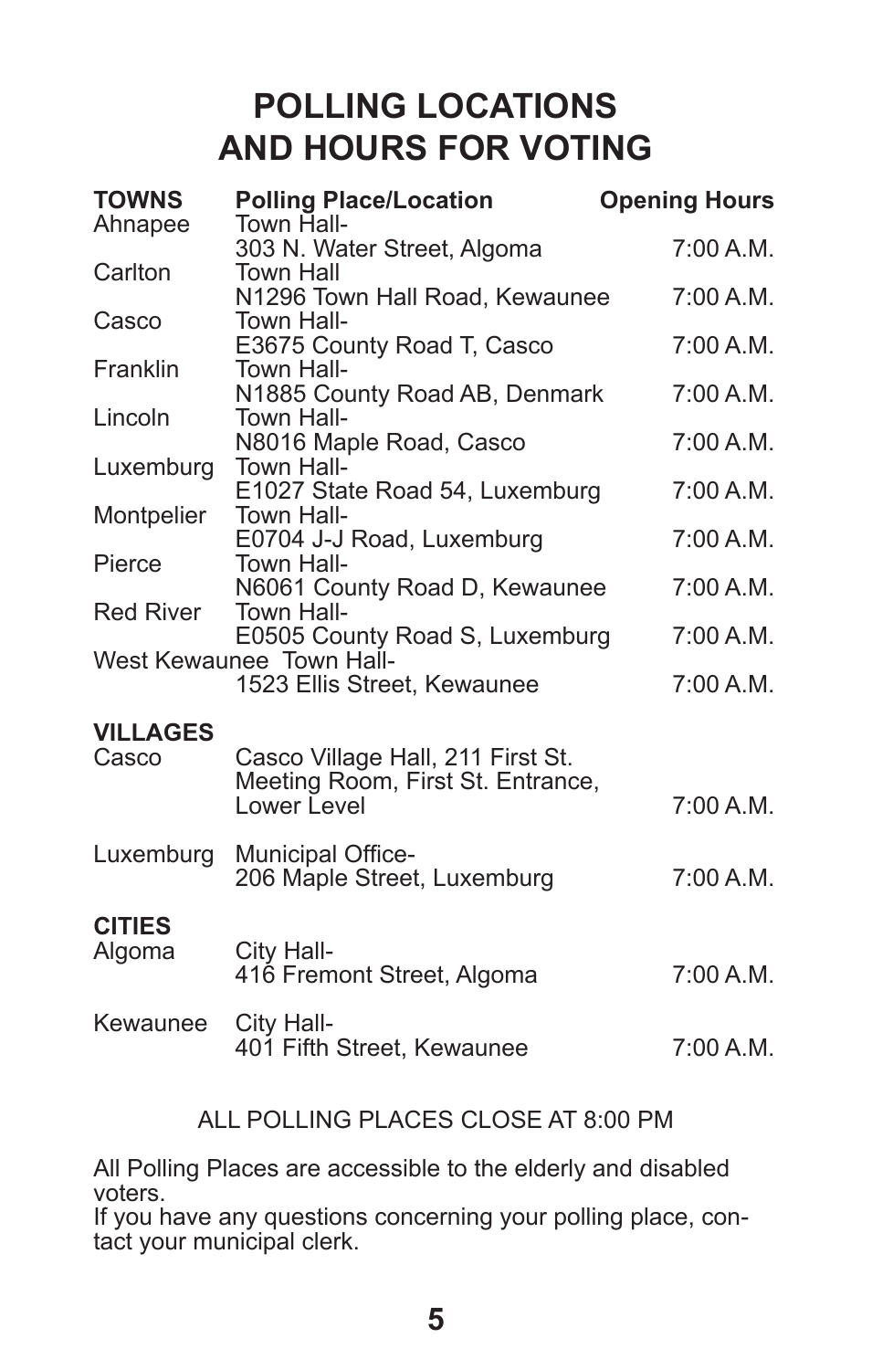# POLLING LOCATIONS AND HOURS FOR VOTING

| TOWNS | Polling Place/Location | Opening Hours |
|---|---|---|
| Ahnapee | Town Hall- 303 N. Water Street, Algoma | 7:00 A.M. |
| Carlton | Town Hall N1296 Town Hall Road, Kewaunee | 7:00 A.M. |
| Casco | Town Hall- E3675 County Road T, Casco | 7:00 A.M. |
| Franklin | Town Hall- N1885 County Road AB, Denmark | 7:00 A.M. |
| Lincoln | Town Hall- N8016 Maple Road, Casco | 7:00 A.M. |
| Luxemburg | Town Hall- E1027 State Road 54, Luxemburg | 7:00 A.M. |
| Montpelier | Town Hall- E0704 J-J Road, Luxemburg | 7:00 A.M. |
| Pierce | Town Hall- N6061 County Road D, Kewaunee | 7:00 A.M. |
| Red River | Town Hall- E0505 County Road S, Luxemburg | 7:00 A.M. |
| West Kewaunee | Town Hall- 1523 Ellis Street, Kewaunee | 7:00 A.M. |
| **VILLAGES** | | |
| Casco | Casco Village Hall, 211 First St. Meeting Room, First St. Entrance, Lower Level | 7:00 A.M. |
| Luxemburg | Municipal Office- 206 Maple Street, Luxemburg | 7:00 A.M. |
| **CITIES** | | |
| Algoma | City Hall- 416 Fremont Street, Algoma | 7:00 A.M. |
| Kewaunee | City Hall- 401 Fifth Street, Kewaunee | 7:00 A.M. |

ALL POLLING PLACES CLOSE AT 8:00 PM

All Polling Places are accessible to the elderly and disabled voters.
If you have any questions concerning your polling place, contact your municipal clerk.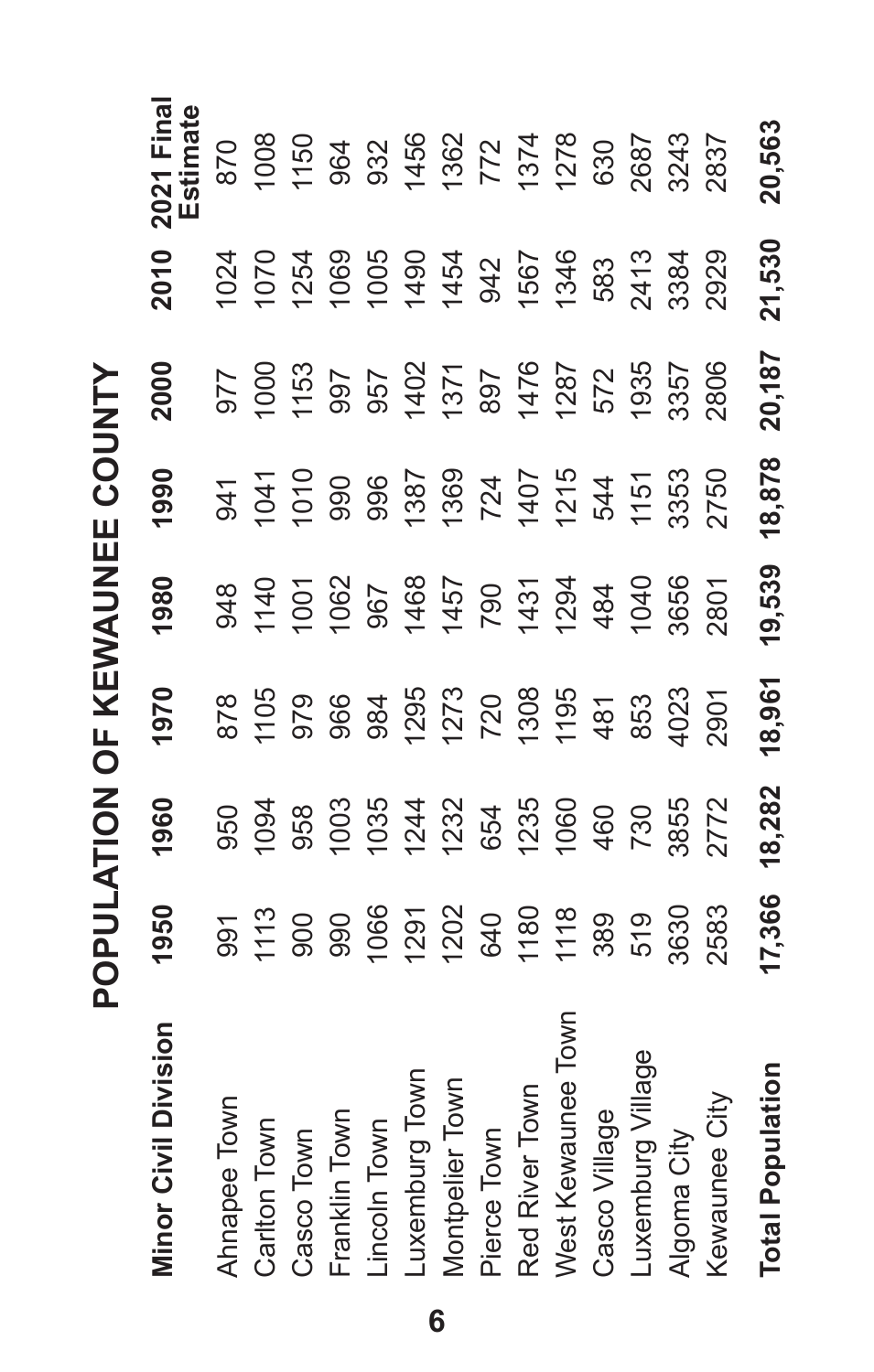# POPULATION OF KEWAUNEE COUNTY

| Minor Civil Division | 1950 | 1960 | 1970 | 1980 | 1990 | 2000 | 2010 | 2021 Final Estimate |
|---|---|---|---|---|---|---|---|---|
| Ahnapee Town | 991 | 950 | 878 | 948 | 941 | 977 | 1024 | 870 |
| Carlton Town | 1113 | 1094 | 1105 | 1140 | 1041 | 1000 | 1070 | 1008 |
| Casco Town | 900 | 958 | 979 | 1001 | 1010 | 1153 | 1254 | 1150 |
| Franklin Town | 990 | 1003 | 966 | 1062 | 990 | 997 | 1069 | 964 |
| Lincoln Town | 1066 | 1035 | 984 | 967 | 996 | 957 | 1005 | 932 |
| Luxemburg Town | 1291 | 1244 | 1295 | 1468 | 1387 | 1402 | 1490 | 1456 |
| Montpelier Town | 1202 | 1232 | 1273 | 1457 | 1369 | 1371 | 1454 | 1362 |
| Pierce Town | 640 | 654 | 720 | 790 | 724 | 897 | 942 | 772 |
| Red River Town | 1180 | 1235 | 1308 | 1431 | 1407 | 1476 | 1567 | 1374 |
| West Kewaunee Town | 1118 | 1060 | 1195 | 1294 | 1215 | 1287 | 1346 | 1278 |
| Casco Village | 389 | 460 | 481 | 484 | 544 | 572 | 583 | 630 |
| Luxemburg Village | 519 | 730 | 853 | 1040 | 1151 | 1935 | 2413 | 2687 |
| Algoma City | 3630 | 3855 | 4023 | 3656 | 3353 | 3357 | 3384 | 3243 |
| Kewaunee City | 2583 | 2772 | 2901 | 2801 | 2750 | 2806 | 2929 | 2837 |
| **Total Population** | **17,366** | **18,282** | **18,961** | **19,539** | **18,878** | **20,187** | **21,530** | **20,563** |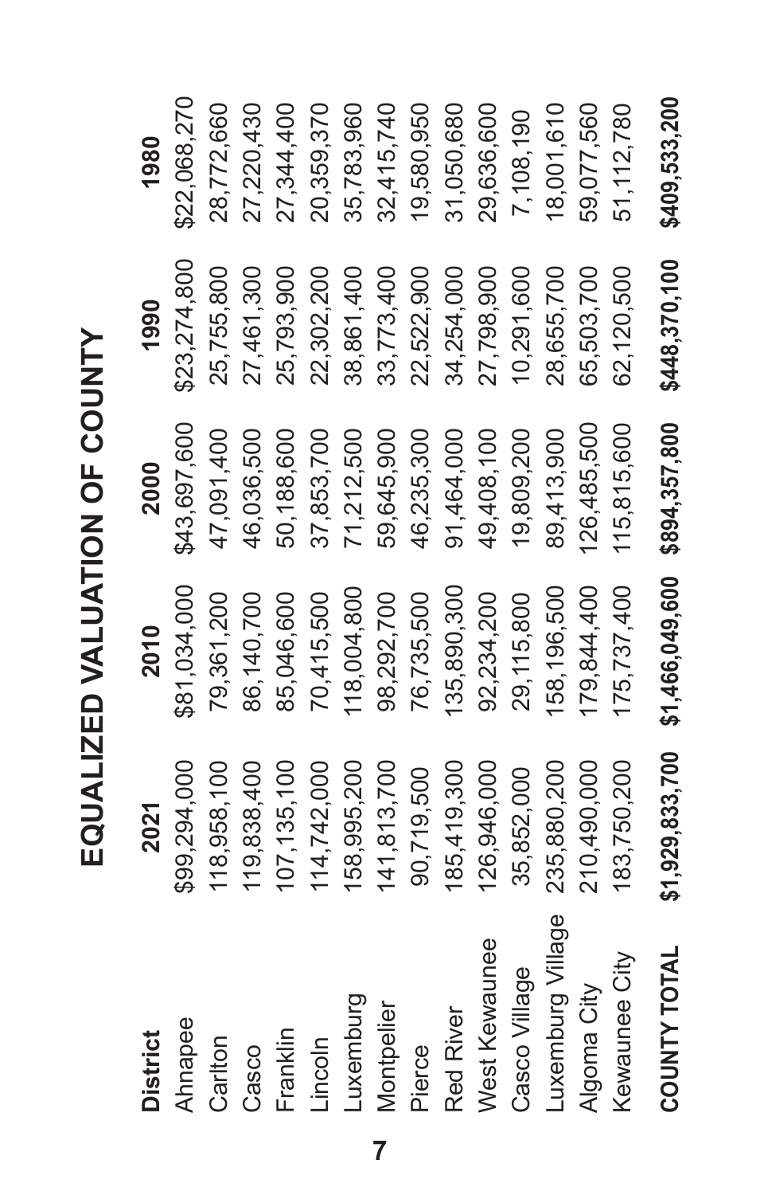# EQUALIZED VALUATION OF COUNTY

| District | 2021 | 2010 | 2000 | 1990 | 1980 |
|---|---|---|---|---|---|
| Ahnapee | $99,294,000 | $81,034,000 | $43,697,600 | $23,274,800 | $22,068,270 |
| Carlton | 118,958,100 | 79,361,200 | 47,091,400 | 25,755,800 | 28,772,660 |
| Casco | 119,838,400 | 86,140,700 | 46,036,500 | 27,461,300 | 27,220,430 |
| Franklin | 107,135,100 | 85,046,600 | 50,188,600 | 25,793,900 | 27,344,400 |
| Lincoln | 114,742,000 | 70,415,500 | 37,853,700 | 22,302,200 | 20,359,370 |
| Luxemburg | 158,995,200 | 118,004,800 | 71,212,500 | 38,861,400 | 35,783,960 |
| Montpelier | 141,813,700 | 98,292,700 | 59,645,900 | 33,773,400 | 32,415,740 |
| Pierce | 90,719,500 | 76,735,500 | 46,235,300 | 22,522,900 | 19,580,950 |
| Red River | 185,419,300 | 135,890,300 | 91,464,000 | 34,254,000 | 31,050,680 |
| West Kewaunee | 126,946,000 | 92,234,200 | 49,408,100 | 27,798,900 | 29,636,600 |
| Casco Village | 35,852,000 | 29,115,800 | 19,809,200 | 10,291,600 | 7,108,190 |
| Luxemburg Village | 235,880,200 | 158,196,500 | 89,413,900 | 28,655,700 | 18,001,610 |
| Algoma City | 210,490,000 | 179,844,400 | 126,485,500 | 65,503,700 | 59,077,560 |
| Kewaunee City | 183,750,200 | 175,737,400 | 115,815,600 | 62,120,500 | 51,112,780 |
| **COUNTY TOTAL** | **$1,929,833,700** | **$1,466,049,600** | **$894,357,800** | **$448,370,100** | **$409,533,200** |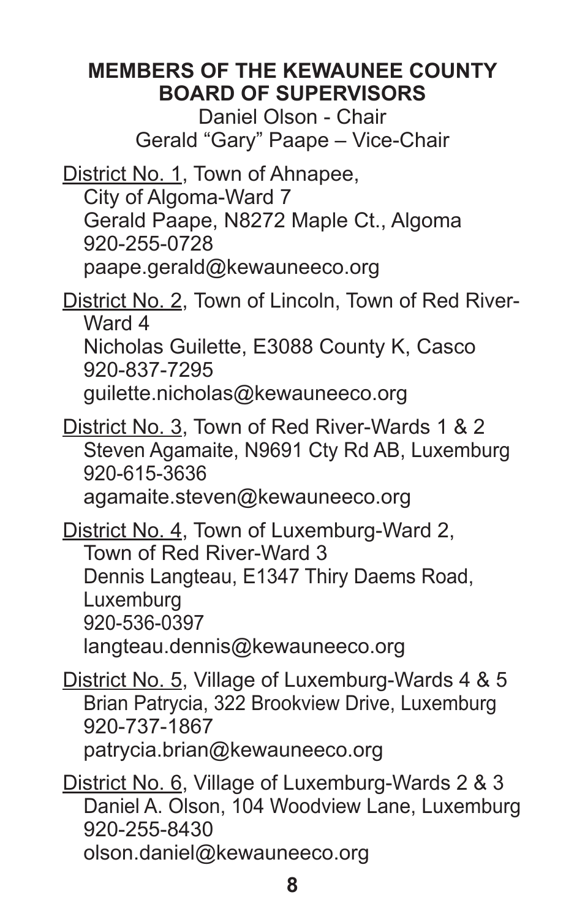## MEMBERS OF THE KEWAUNEE COUNTY BOARD OF SUPERVISORS

Daniel Olson - Chair
Gerald "Gary" Paape – Vice-Chair

<u>District No. 1</u>, Town of Ahnapee, City of Algoma-Ward 7
Gerald Paape, N8272 Maple Ct., Algoma
920-255-0728
paape.gerald@kewauneeco.org

<u>District No. 2</u>, Town of Lincoln, Town of Red River-Ward 4
Nicholas Guilette, E3088 County K, Casco
920-837-7295
guilette.nicholas@kewauneeco.org

<u>District No. 3</u>, Town of Red River-Wards 1 & 2
Steven Agamaite, N9691 Cty Rd AB, Luxemburg
920-615-3636
agamaite.steven@kewauneeco.org

<u>District No. 4</u>, Town of Luxemburg-Ward 2, Town of Red River-Ward 3
Dennis Langteau, E1347 Thiry Daems Road, Luxemburg
920-536-0397
langteau.dennis@kewauneeco.org

<u>District No. 5</u>, Village of Luxemburg-Wards 4 & 5
Brian Patrycia, 322 Brookview Drive, Luxemburg
920-737-1867
patrycia.brian@kewauneeco.org

<u>District No. 6</u>, Village of Luxemburg-Wards 2 & 3
Daniel A. Olson, 104 Woodview Lane, Luxemburg
920-255-8430
olson.daniel@kewauneeco.org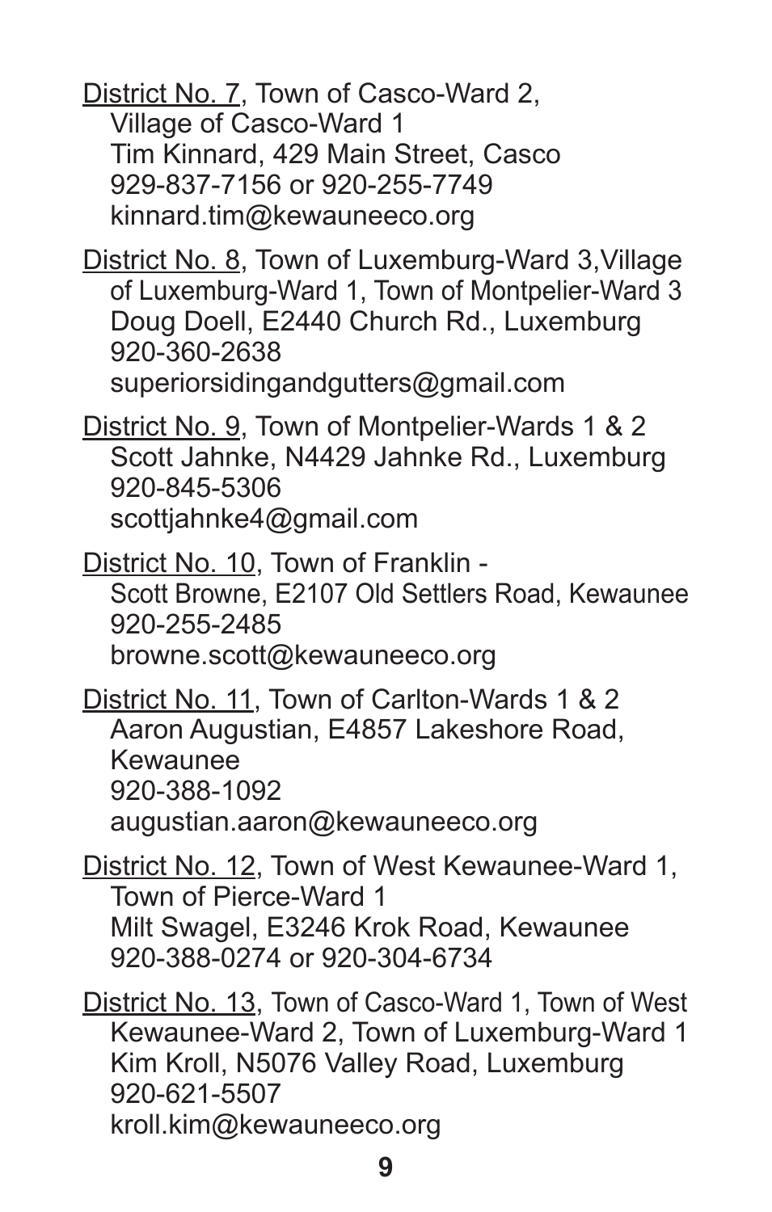District No. 7, Town of Casco-Ward 2,
Village of Casco-Ward 1
Tim Kinnard, 429 Main Street, Casco
929-837-7156 or 920-255-7749
kinnard.tim@kewauneeco.org

District No. 8, Town of Luxemburg-Ward 3, Village of Luxemburg-Ward 1, Town of Montpelier-Ward 3
Doug Doell, E2440 Church Rd., Luxemburg
920-360-2638
superiorsidingandgutters@gmail.com

District No. 9, Town of Montpelier-Wards 1 & 2
Scott Jahnke, N4429 Jahnke Rd., Luxemburg
920-845-5306
scottjahnke4@gmail.com

District No. 10, Town of Franklin -
Scott Browne, E2107 Old Settlers Road, Kewaunee
920-255-2485
browne.scott@kewauneeco.org

District No. 11, Town of Carlton-Wards 1 & 2
Aaron Augustian, E4857 Lakeshore Road, Kewaunee
920-388-1092
augustian.aaron@kewauneeco.org

District No. 12, Town of West Kewaunee-Ward 1,
Town of Pierce-Ward 1
Milt Swagel, E3246 Krok Road, Kewaunee
920-388-0274 or 920-304-6734

District No. 13, Town of Casco-Ward 1, Town of West Kewaunee-Ward 2, Town of Luxemburg-Ward 1
Kim Kroll, N5076 Valley Road, Luxemburg
920-621-5507
kroll.kim@kewauneeco.org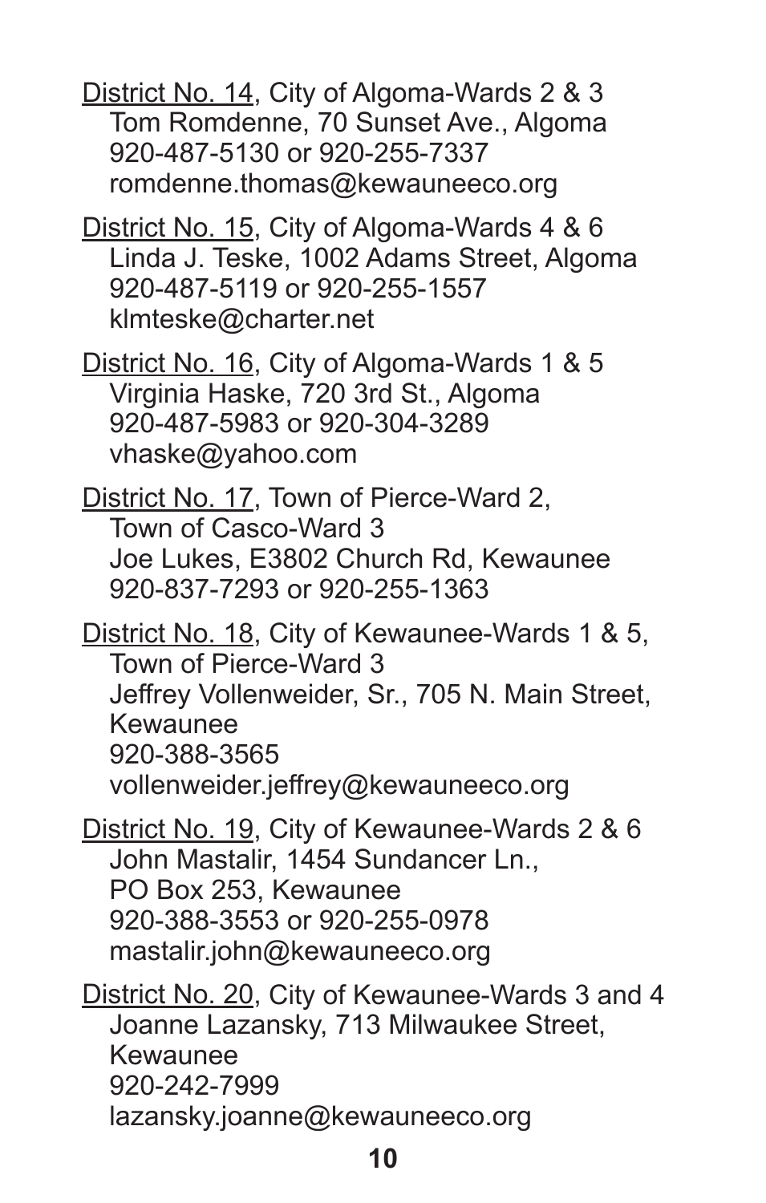<u>District No. 14</u>, City of Algoma-Wards 2 & 3
Tom Romdenne, 70 Sunset Ave., Algoma
920-487-5130 or 920-255-7337
romdenne.thomas@kewauneeco.org

<u>District No. 15</u>, City of Algoma-Wards 4 & 6
Linda J. Teske, 1002 Adams Street, Algoma
920-487-5119 or 920-255-1557
klmteske@charter.net

<u>District No. 16</u>, City of Algoma-Wards 1 & 5
Virginia Haske, 720 3rd St., Algoma
920-487-5983 or 920-304-3289
vhaske@yahoo.com

<u>District No. 17</u>, Town of Pierce-Ward 2,
Town of Casco-Ward 3
Joe Lukes, E3802 Church Rd, Kewaunee
920-837-7293 or 920-255-1363

<u>District No. 18</u>, City of Kewaunee-Wards 1 & 5,
Town of Pierce-Ward 3
Jeffrey Vollenweider, Sr., 705 N. Main Street, Kewaunee
920-388-3565
vollenweider.jeffrey@kewauneeco.org

<u>District No. 19</u>, City of Kewaunee-Wards 2 & 6
John Mastalir, 1454 Sundancer Ln.,
PO Box 253, Kewaunee
920-388-3553 or 920-255-0978
mastalir.john@kewauneeco.org

<u>District No. 20</u>, City of Kewaunee-Wards 3 and 4
Joanne Lazansky, 713 Milwaukee Street, Kewaunee
920-242-7999
lazansky.joanne@kewauneeco.org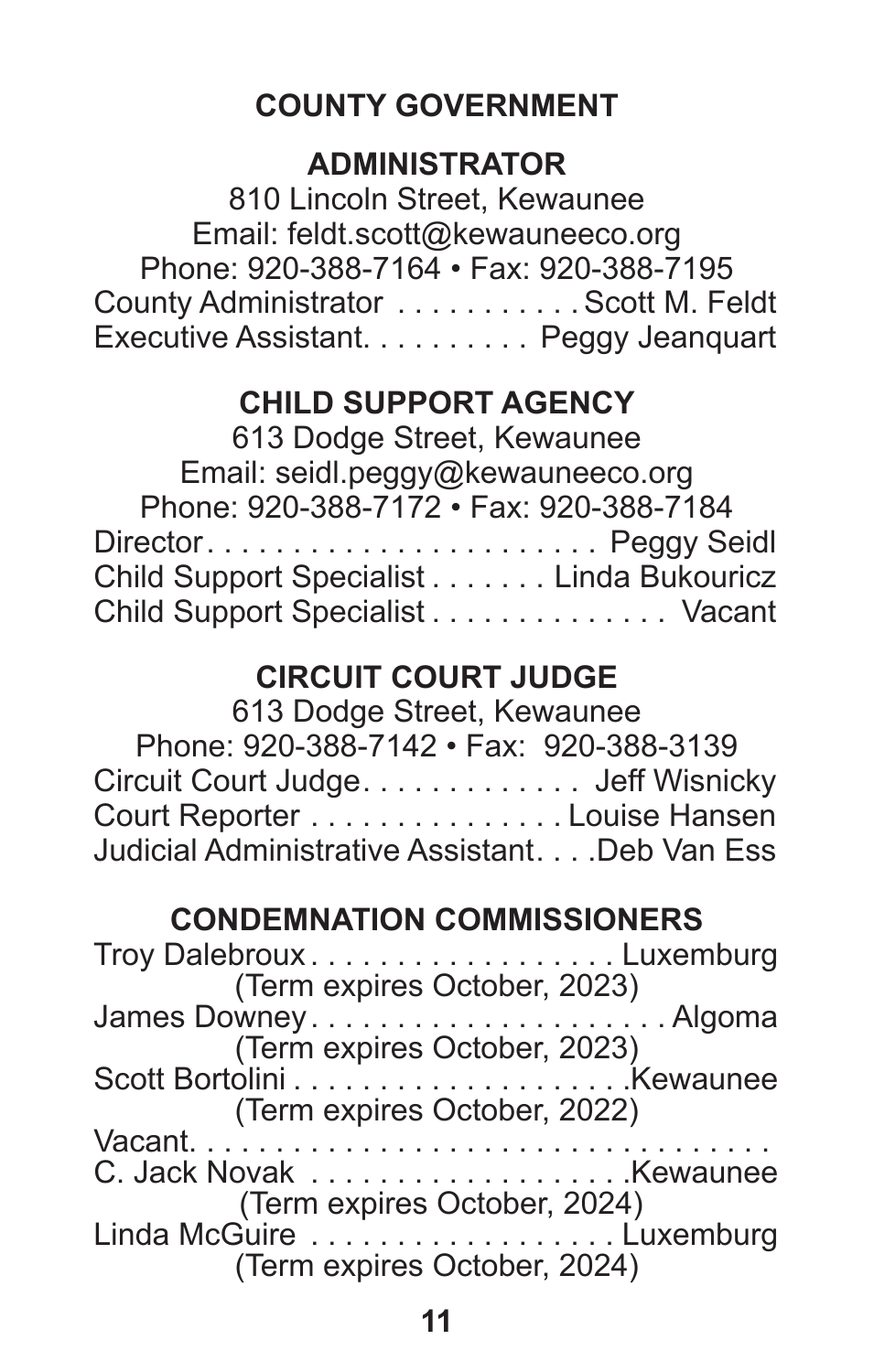# COUNTY GOVERNMENT

## ADMINISTRATOR

810 Lincoln Street, Kewaunee
Email: feldt.scott@kewauneeco.org
Phone: 920-388-7164 • Fax: 920-388-7195

County Administrator . . . . . . . . . . . Scott M. Feldt
Executive Assistant. . . . . . . . . . Peggy Jeanquart

## CHILD SUPPORT AGENCY

613 Dodge Street, Kewaunee
Email: seidl.peggy@kewauneeco.org
Phone: 920-388-7172 • Fax: 920-388-7184

Director. . . . . . . . . . . . . . . . . . . . . . . Peggy Seidl
Child Support Specialist . . . . . . . Linda Bukouricz
Child Support Specialist . . . . . . . . . . . . . . Vacant

## CIRCUIT COURT JUDGE

613 Dodge Street, Kewaunee
Phone: 920-388-7142 • Fax: 920-388-3139

Circuit Court Judge. . . . . . . . . . . . . Jeff Wisnicky
Court Reporter . . . . . . . . . . . . . . . Louise Hansen
Judicial Administrative Assistant. . . .Deb Van Ess

## CONDEMNATION COMMISSIONERS

Troy Dalebroux . . . . . . . . . . . . . . . . . . Luxemburg
(Term expires October, 2023)
James Downey . . . . . . . . . . . . . . . . . . . . . Algoma
(Term expires October, 2023)
Scott Bortolini . . . . . . . . . . . . . . . . . . . .Kewaunee
(Term expires October, 2022)
Vacant. . . . . . . . . . . . . . . . . . . . . . . . . . . . . . . . . .
C. Jack Novak . . . . . . . . . . . . . . . . . . .Kewaunee
(Term expires October, 2024)
Linda McGuire . . . . . . . . . . . . . . . . . . Luxemburg
(Term expires October, 2024)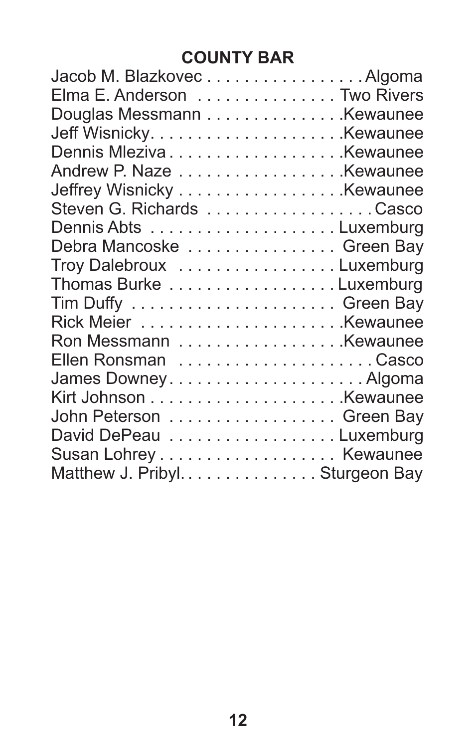## COUNTY BAR

Jacob M. Blazkovec . . . . . . . . . . . . . . . . . Algoma
Elma E. Anderson . . . . . . . . . . . . . . . Two Rivers
Douglas Messmann . . . . . . . . . . . . . . .Kewaunee
Jeff Wisnicky. . . . . . . . . . . . . . . . . . . . .Kewaunee
Dennis Mleziva . . . . . . . . . . . . . . . . . . .Kewaunee
Andrew P. Naze . . . . . . . . . . . . . . . . . .Kewaunee
Jeffrey Wisnicky . . . . . . . . . . . . . . . . . .Kewaunee
Steven G. Richards . . . . . . . . . . . . . . . . . . Casco
Dennis Abts . . . . . . . . . . . . . . . . . . . . Luxemburg
Debra Mancoske . . . . . . . . . . . . . . . . Green Bay
Troy Dalebroux . . . . . . . . . . . . . . . . . Luxemburg
Thomas Burke . . . . . . . . . . . . . . . . . . Luxemburg
Tim Duffy . . . . . . . . . . . . . . . . . . . . . . Green Bay
Rick Meier . . . . . . . . . . . . . . . . . . . . . .Kewaunee
Ron Messmann . . . . . . . . . . . . . . . . . .Kewaunee
Ellen Ronsman . . . . . . . . . . . . . . . . . . . . . Casco
James Downey. . . . . . . . . . . . . . . . . . . . . Algoma
Kirt Johnson . . . . . . . . . . . . . . . . . . . . .Kewaunee
John Peterson . . . . . . . . . . . . . . . . . . Green Bay
David DePeau . . . . . . . . . . . . . . . . . . Luxemburg
Susan Lohrey . . . . . . . . . . . . . . . . . . . Kewaunee
Matthew J. Pribyl. . . . . . . . . . . . . . . Sturgeon Bay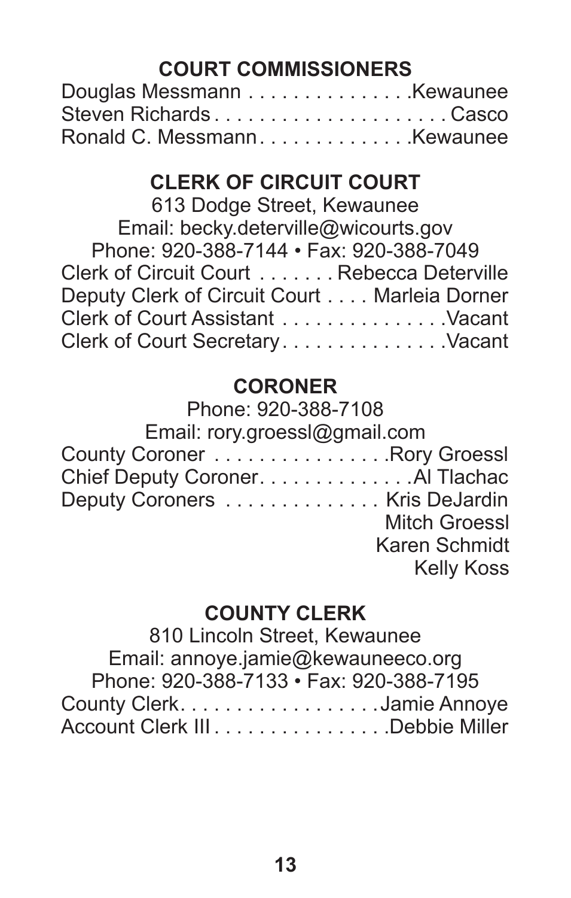## COURT COMMISSIONERS

Douglas Messmann . . . . . . . . . . . . . . .Kewaunee
Steven Richards . . . . . . . . . . . . . . . . . . . . . Casco
Ronald C. Messmann . . . . . . . . . . . . . .Kewaunee

## CLERK OF CIRCUIT COURT

613 Dodge Street, Kewaunee
Email: becky.deterville@wicourts.gov
Phone: 920-388-7144 • Fax: 920-388-7049

Clerk of Circuit Court . . . . . . . Rebecca Deterville
Deputy Clerk of Circuit Court . . . . Marleia Dorner
Clerk of Court Assistant . . . . . . . . . . . . . . .Vacant
Clerk of Court Secretary . . . . . . . . . . . . . . .Vacant

## CORONER

Phone: 920-388-7108
Email: rory.groessl@gmail.com

County Coroner . . . . . . . . . . . . . . . .Rory Groessl
Chief Deputy Coroner. . . . . . . . . . . . . .Al Tlachac
Deputy Coroners . . . . . . . . . . . . . . Kris DeJardin
Mitch Groessl
Karen Schmidt
Kelly Koss

## COUNTY CLERK

810 Lincoln Street, Kewaunee
Email: annoye.jamie@kewauneeco.org
Phone: 920-388-7133 • Fax: 920-388-7195

County Clerk. . . . . . . . . . . . . . . . . .Jamie Annoye
Account Clerk III . . . . . . . . . . . . . . . .Debbie Miller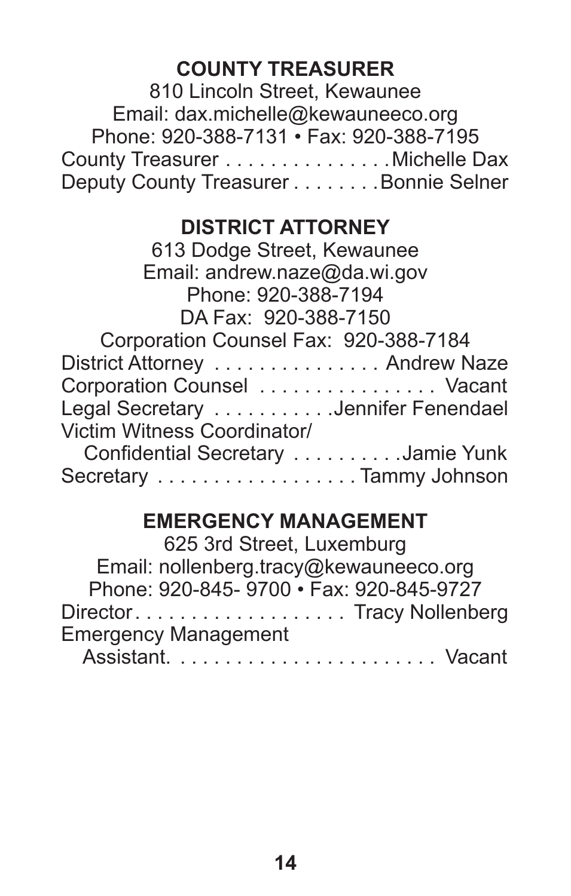## COUNTY TREASURER

810 Lincoln Street, Kewaunee
Email: dax.michelle@kewauneeco.org
Phone: 920-388-7131 • Fax: 920-388-7195

County Treasurer . . . . . . . . . . . . . . . Michelle Dax
Deputy County Treasurer . . . . . . . . Bonnie Selner

## DISTRICT ATTORNEY

613 Dodge Street, Kewaunee
Email: andrew.naze@da.wi.gov
Phone: 920-388-7194
DA Fax: 920-388-7150
Corporation Counsel Fax: 920-388-7184

District Attorney . . . . . . . . . . . . . . . Andrew Naze
Corporation Counsel . . . . . . . . . . . . . . . . Vacant
Legal Secretary . . . . . . . . . . . Jennifer Fenendael
Victim Witness Coordinator/
Confidential Secretary . . . . . . . . . . Jamie Yunk
Secretary . . . . . . . . . . . . . . . . . . Tammy Johnson

## EMERGENCY MANAGEMENT

625 3rd Street, Luxemburg
Email: nollenberg.tracy@kewauneeco.org
Phone: 920-845- 9700 • Fax: 920-845-9727

Director . . . . . . . . . . . . . . . . . . . Tracy Nollenberg
Emergency Management
Assistant. . . . . . . . . . . . . . . . . . . . . . . . Vacant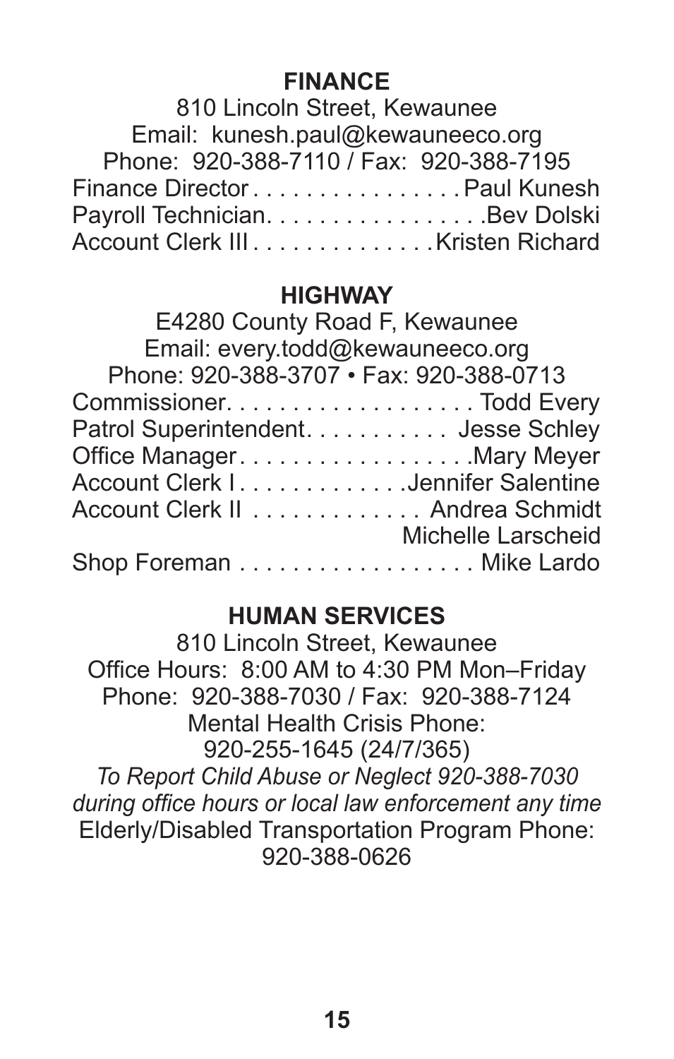## FINANCE

810 Lincoln Street, Kewaunee
Email: kunesh.paul@kewauneeco.org
Phone: 920-388-7110 / Fax: 920-388-7195

Finance Director . . . . . . . . . . . . . . . . Paul Kunesh
Payroll Technician. . . . . . . . . . . . . . . . .Bev Dolski
Account Clerk III . . . . . . . . . . . . . .Kristen Richard

## HIGHWAY

E4280 County Road F, Kewaunee
Email: every.todd@kewauneeco.org
Phone: 920-388-3707 • Fax: 920-388-0713

Commissioner. . . . . . . . . . . . . . . . . . . Todd Every
Patrol Superintendent. . . . . . . . . . . Jesse Schley
Office Manager. . . . . . . . . . . . . . . . . .Mary Meyer
Account Clerk I . . . . . . . . . . . . .Jennifer Salentine
Account Clerk II . . . . . . . . . . . . . Andrea Schmidt
Michelle Larscheid
Shop Foreman . . . . . . . . . . . . . . . . . . Mike Lardo

## HUMAN SERVICES

810 Lincoln Street, Kewaunee
Office Hours: 8:00 AM to 4:30 PM Mon–Friday
Phone: 920-388-7030 / Fax: 920-388-7124
Mental Health Crisis Phone:
920-255-1645 (24/7/365)
*To Report Child Abuse or Neglect 920-388-7030 during office hours or local law enforcement any time*
Elderly/Disabled Transportation Program Phone:
920-388-0626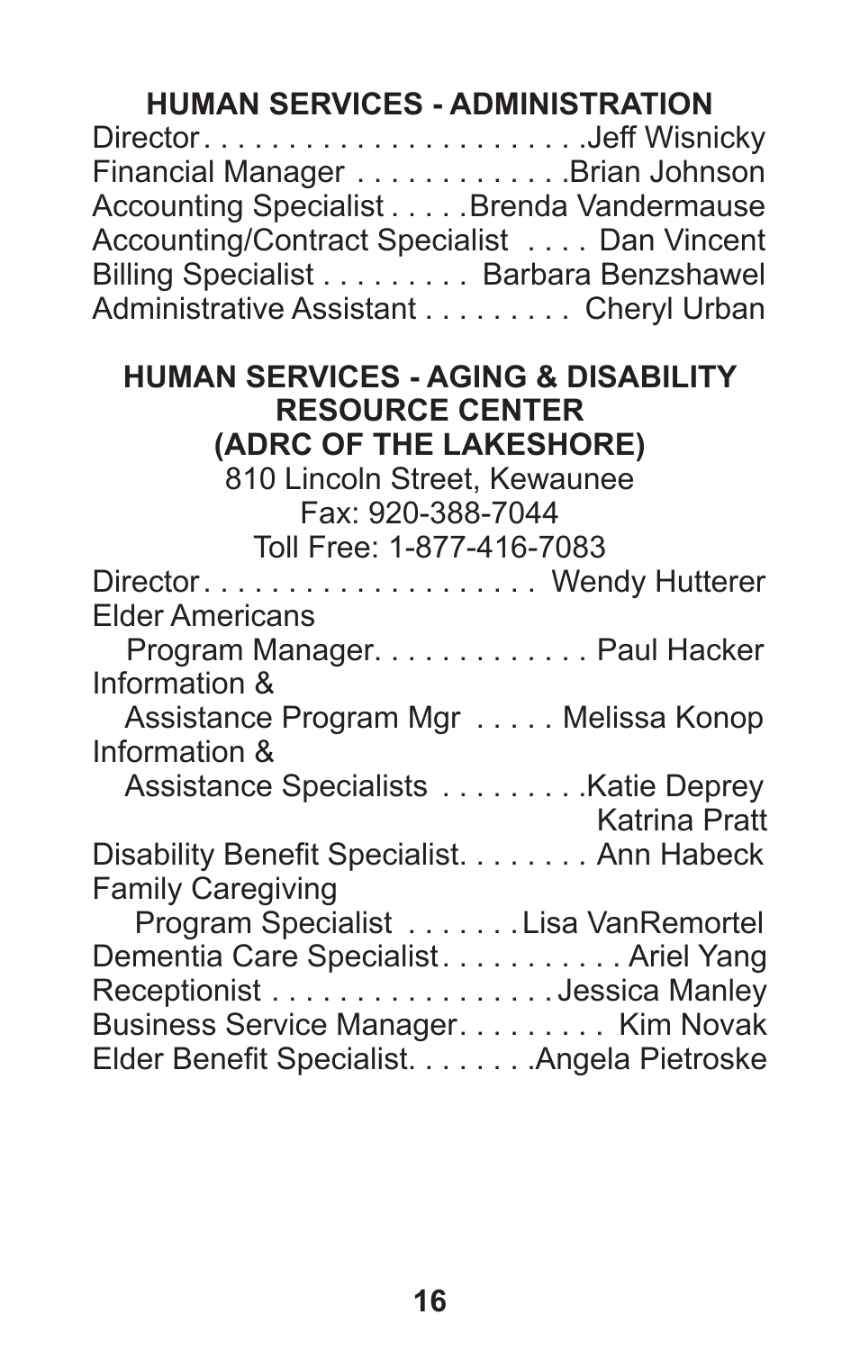## HUMAN SERVICES - ADMINISTRATION

Director. . . . . . . . . . . . . . . . . . . . . . .Jeff Wisnicky
Financial Manager . . . . . . . . . . . . .Brian Johnson
Accounting Specialist . . . . .Brenda Vandermause
Accounting/Contract Specialist . . . . Dan Vincent
Billing Specialist . . . . . . . . . Barbara Benzshawel
Administrative Assistant . . . . . . . . . Cheryl Urban

## HUMAN SERVICES - AGING & DISABILITY RESOURCE CENTER (ADRC OF THE LAKESHORE)

810 Lincoln Street, Kewaunee
Fax: 920-388-7044
Toll Free: 1-877-416-7083

Director. . . . . . . . . . . . . . . . . . . . Wendy Hutterer
Elder Americans
Program Manager. . . . . . . . . . . . . Paul Hacker
Information &
Assistance Program Mgr . . . . . Melissa Konop
Information &
Assistance Specialists . . . . . . . . .Katie Deprey
Katrina Pratt
Disability Benefit Specialist. . . . . . . . Ann Habeck
Family Caregiving
Program Specialist . . . . . . .Lisa VanRemortel
Dementia Care Specialist. . . . . . . . . . . Ariel Yang
Receptionist . . . . . . . . . . . . . . . . .Jessica Manley
Business Service Manager. . . . . . . . . Kim Novak
Elder Benefit Specialist. . . . . . . .Angela Pietroske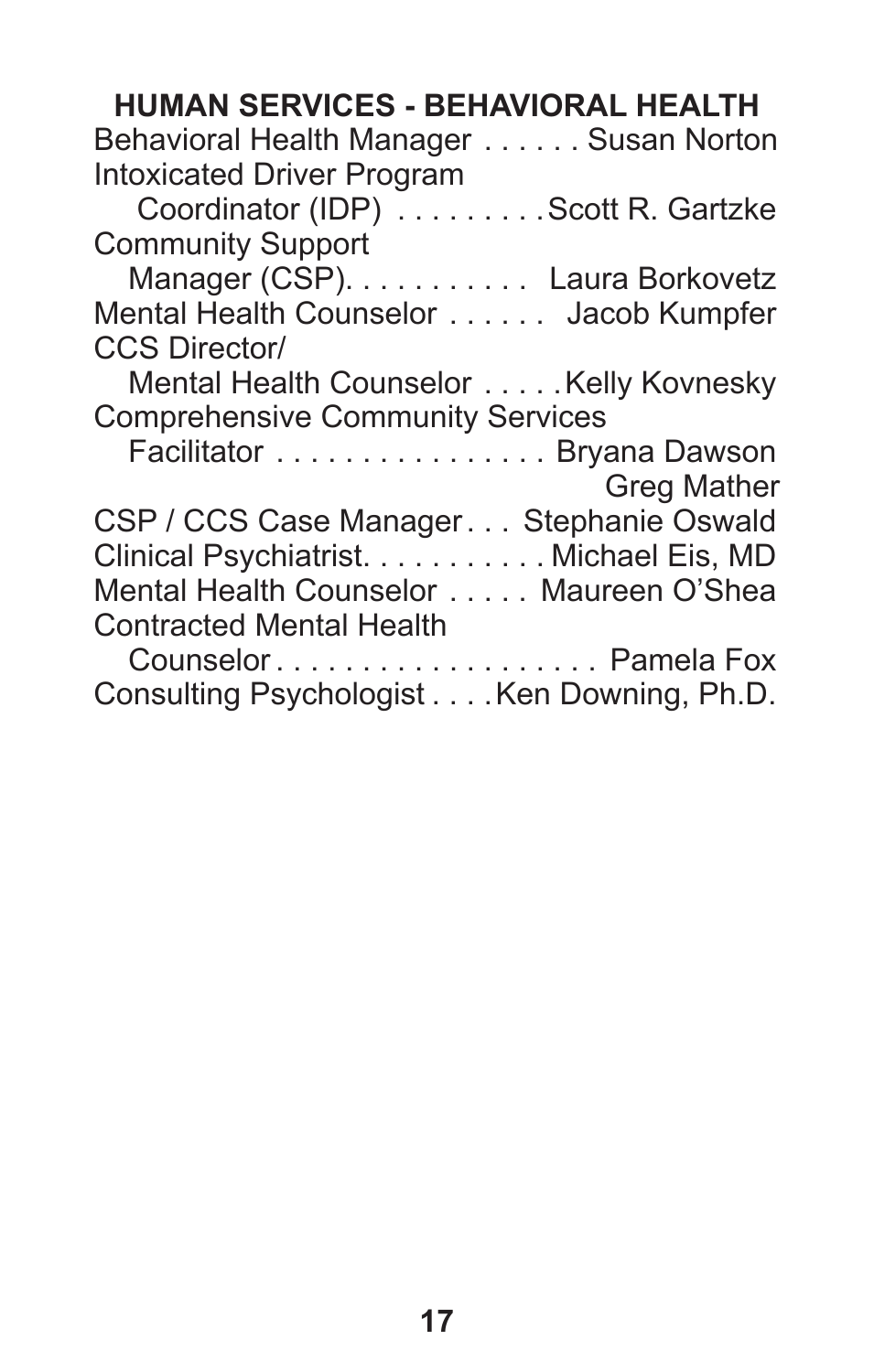## HUMAN SERVICES - BEHAVIORAL HEALTH

Behavioral Health Manager . . . . . . Susan Norton
Intoxicated Driver Program
Coordinator (IDP) . . . . . . . . . Scott R. Gartzke
Community Support
Manager (CSP). . . . . . . . . . . Laura Borkovetz
Mental Health Counselor . . . . . . Jacob Kumpfer
CCS Director/
Mental Health Counselor . . . . . Kelly Kovnesky
Comprehensive Community Services
Facilitator . . . . . . . . . . . . . . . . Bryana Dawson
Greg Mather
CSP / CCS Case Manager . . . Stephanie Oswald
Clinical Psychiatrist. . . . . . . . . . . Michael Eis, MD
Mental Health Counselor . . . . . Maureen O'Shea
Contracted Mental Health
Counselor . . . . . . . . . . . . . . . . . . . Pamela Fox
Consulting Psychologist . . . . Ken Downing, Ph.D.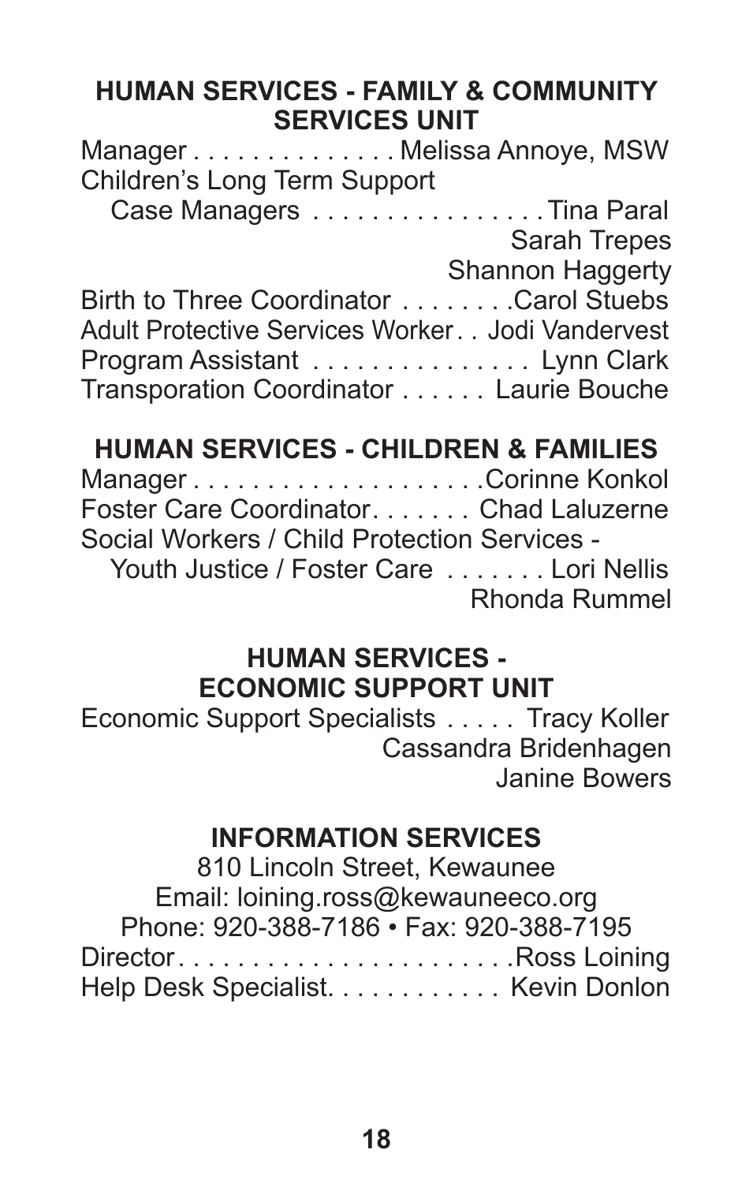## HUMAN SERVICES - FAMILY & COMMUNITY SERVICES UNIT

Manager . . . . . . . . . . . . . . Melissa Annoye, MSW
Children's Long Term Support
Case Managers . . . . . . . . . . . . . . . . Tina Paral
Sarah Trepes
Shannon Haggerty
Birth to Three Coordinator . . . . . . . .Carol Stuebs
Adult Protective Services Worker . . Jodi Vandervest
Program Assistant . . . . . . . . . . . . . . . Lynn Clark
Transporation Coordinator . . . . . . Laurie Bouche

## HUMAN SERVICES - CHILDREN & FAMILIES

Manager . . . . . . . . . . . . . . . . . . . .Corinne Konkol
Foster Care Coordinator. . . . . . . Chad Laluzerne
Social Workers / Child Protection Services -
Youth Justice / Foster Care . . . . . . . Lori Nellis
Rhonda Rummel

## HUMAN SERVICES - ECONOMIC SUPPORT UNIT

Economic Support Specialists . . . . . Tracy Koller
Cassandra Bridenhagen
Janine Bowers

## INFORMATION SERVICES

810 Lincoln Street, Kewaunee
Email: loining.ross@kewauneeco.org
Phone: 920-388-7186 • Fax: 920-388-7195

Director. . . . . . . . . . . . . . . . . . . . . . .Ross Loining
Help Desk Specialist. . . . . . . . . . . . Kevin Donlon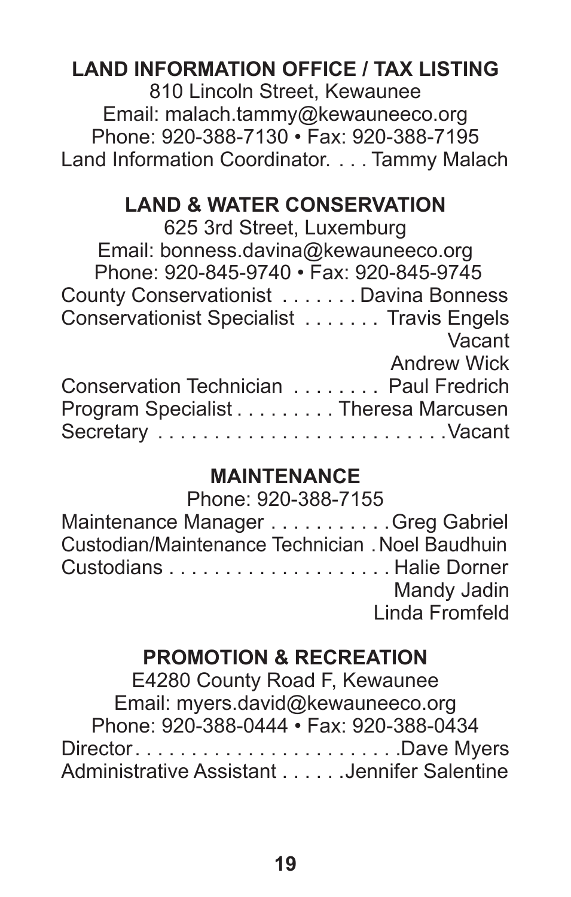## LAND INFORMATION OFFICE / TAX LISTING

810 Lincoln Street, Kewaunee
Email: malach.tammy@kewauneeco.org
Phone: 920-388-7130 • Fax: 920-388-7195

Land Information Coordinator. . . . Tammy Malach

## LAND & WATER CONSERVATION

625 3rd Street, Luxemburg
Email: bonness.davina@kewauneeco.org
Phone: 920-845-9740 • Fax: 920-845-9745

County Conservationist . . . . . . . Davina Bonness
Conservationist Specialist . . . . . . . Travis Engels
Vacant
Andrew Wick
Conservation Technician . . . . . . . . Paul Fredrich
Program Specialist . . . . . . . . . Theresa Marcusen
Secretary . . . . . . . . . . . . . . . . . . . . . . . . . .Vacant

## MAINTENANCE

Phone: 920-388-7155

Maintenance Manager . . . . . . . . . . .Greg Gabriel
Custodian/Maintenance Technician . Noel Baudhuin
Custodians . . . . . . . . . . . . . . . . . . . . Halie Dorner
Mandy Jadin
Linda Fromfeld

## PROMOTION & RECREATION

E4280 County Road F, Kewaunee
Email: myers.david@kewauneeco.org
Phone: 920-388-0444 • Fax: 920-388-0434

Director. . . . . . . . . . . . . . . . . . . . . . . .Dave Myers
Administrative Assistant . . . . . .Jennifer Salentine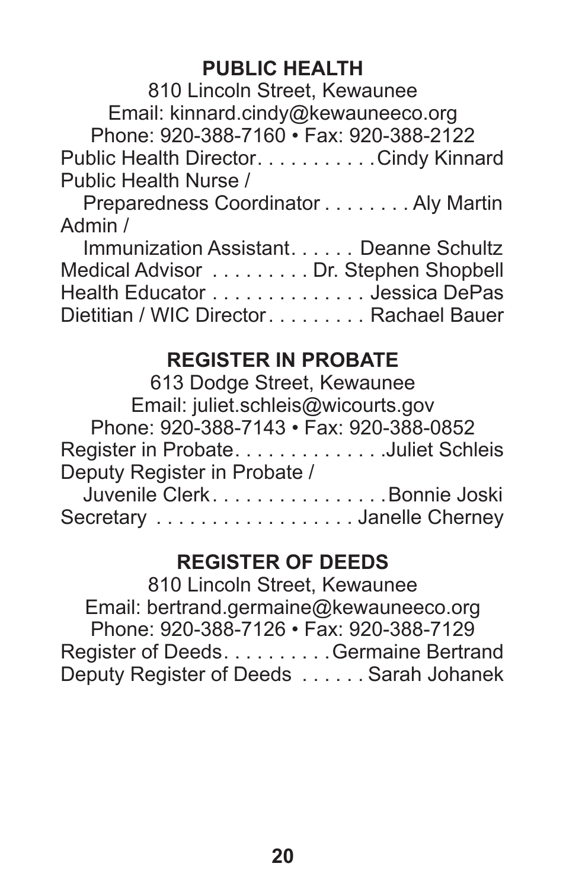## PUBLIC HEALTH

810 Lincoln Street, Kewaunee
Email: kinnard.cindy@kewauneeco.org
Phone: 920-388-7160 • Fax: 920-388-2122

Public Health Director. . . . . . . . . . . Cindy Kinnard
Public Health Nurse /
Preparedness Coordinator . . . . . . . . Aly Martin
Admin /
Immunization Assistant. . . . . . Deanne Schultz
Medical Advisor . . . . . . . . . Dr. Stephen Shopbell
Health Educator . . . . . . . . . . . . . . Jessica DePas
Dietitian / WIC Director. . . . . . . . . Rachael Bauer

## REGISTER IN PROBATE

613 Dodge Street, Kewaunee
Email: juliet.schleis@wicourts.gov
Phone: 920-388-7143 • Fax: 920-388-0852

Register in Probate. . . . . . . . . . . . . .Juliet Schleis
Deputy Register in Probate /
Juvenile Clerk. . . . . . . . . . . . . . . .Bonnie Joski
Secretary . . . . . . . . . . . . . . . . . . Janelle Cherney

## REGISTER OF DEEDS

810 Lincoln Street, Kewaunee
Email: bertrand.germaine@kewauneeco.org
Phone: 920-388-7126 • Fax: 920-388-7129

Register of Deeds. . . . . . . . . .Germaine Bertrand
Deputy Register of Deeds . . . . . . Sarah Johanek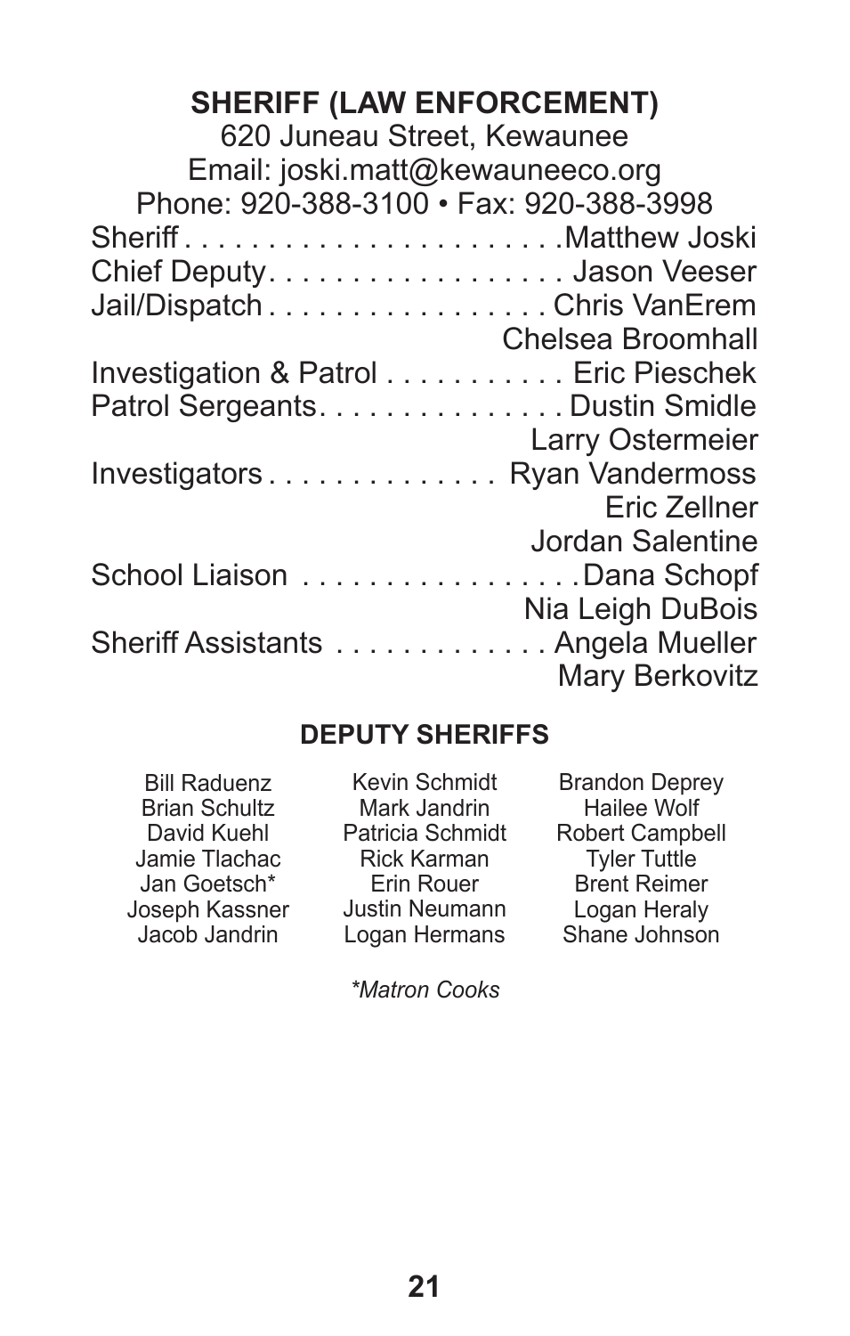## SHERIFF (LAW ENFORCEMENT)

620 Juneau Street, Kewaunee
Email: joski.matt@kewauneeco.org
Phone: 920-388-3100 • Fax: 920-388-3998

| | |
|---|---|
| Sheriff | Matthew Joski |
| Chief Deputy | Jason Veeser |
| Jail/Dispatch | Chris VanErem |
| | Chelsea Broomhall |
| Investigation & Patrol | Eric Pieschek |
| Patrol Sergeants | Dustin Smidle |
| | Larry Ostermeier |
| Investigators | Ryan Vandermoss |
| | Eric Zellner |
| | Jordan Salentine |
| School Liaison | Dana Schopf |
| | Nia Leigh DuBois |
| Sheriff Assistants | Angela Mueller |
| | Mary Berkovitz |

### DEPUTY SHERIFFS

Bill Raduenz
Brian Schultz
David Kuehl
Jamie Tlachac
Jan Goetsch*
Joseph Kassner
Jacob Jandrin
Kevin Schmidt
Mark Jandrin
Patricia Schmidt
Rick Karman
Erin Rouer
Justin Neumann
Logan Hermans
Brandon Deprey
Hailee Wolf
Robert Campbell
Tyler Tuttle
Brent Reimer
Logan Heraly
Shane Johnson

*\*Matron Cooks*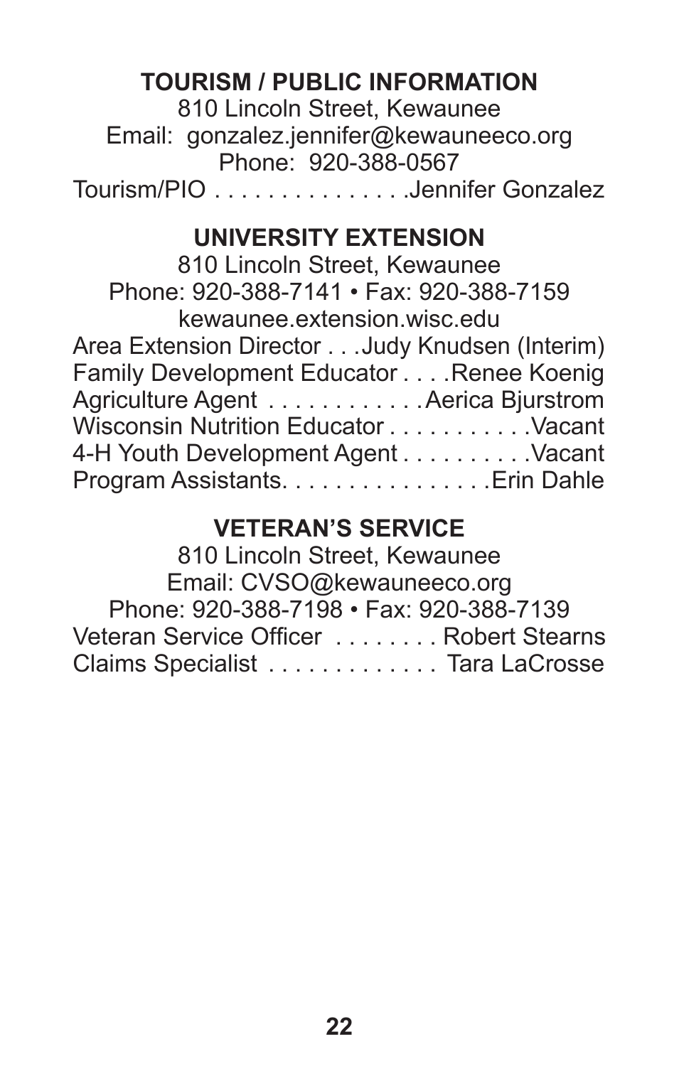## TOURISM / PUBLIC INFORMATION

810 Lincoln Street, Kewaunee
Email: gonzalez.jennifer@kewauneeco.org
Phone: 920-388-0567

Tourism/PIO . . . . . . . . . . . . . . .Jennifer Gonzalez

## UNIVERSITY EXTENSION

810 Lincoln Street, Kewaunee
Phone: 920-388-7141 • Fax: 920-388-7159
kewaunee.extension.wisc.edu

Area Extension Director . . .Judy Knudsen (Interim)
Family Development Educator . . . .Renee Koenig
Agriculture Agent . . . . . . . . . . . . Aerica Bjurstrom
Wisconsin Nutrition Educator . . . . . . . . . . .Vacant
4-H Youth Development Agent . . . . . . . . . .Vacant
Program Assistants. . . . . . . . . . . . . . . .Erin Dahle

## VETERAN'S SERVICE

810 Lincoln Street, Kewaunee
Email: CVSO@kewauneeco.org
Phone: 920-388-7198 • Fax: 920-388-7139

Veteran Service Officer . . . . . . . . Robert Stearns
Claims Specialist . . . . . . . . . . . . . Tara LaCrosse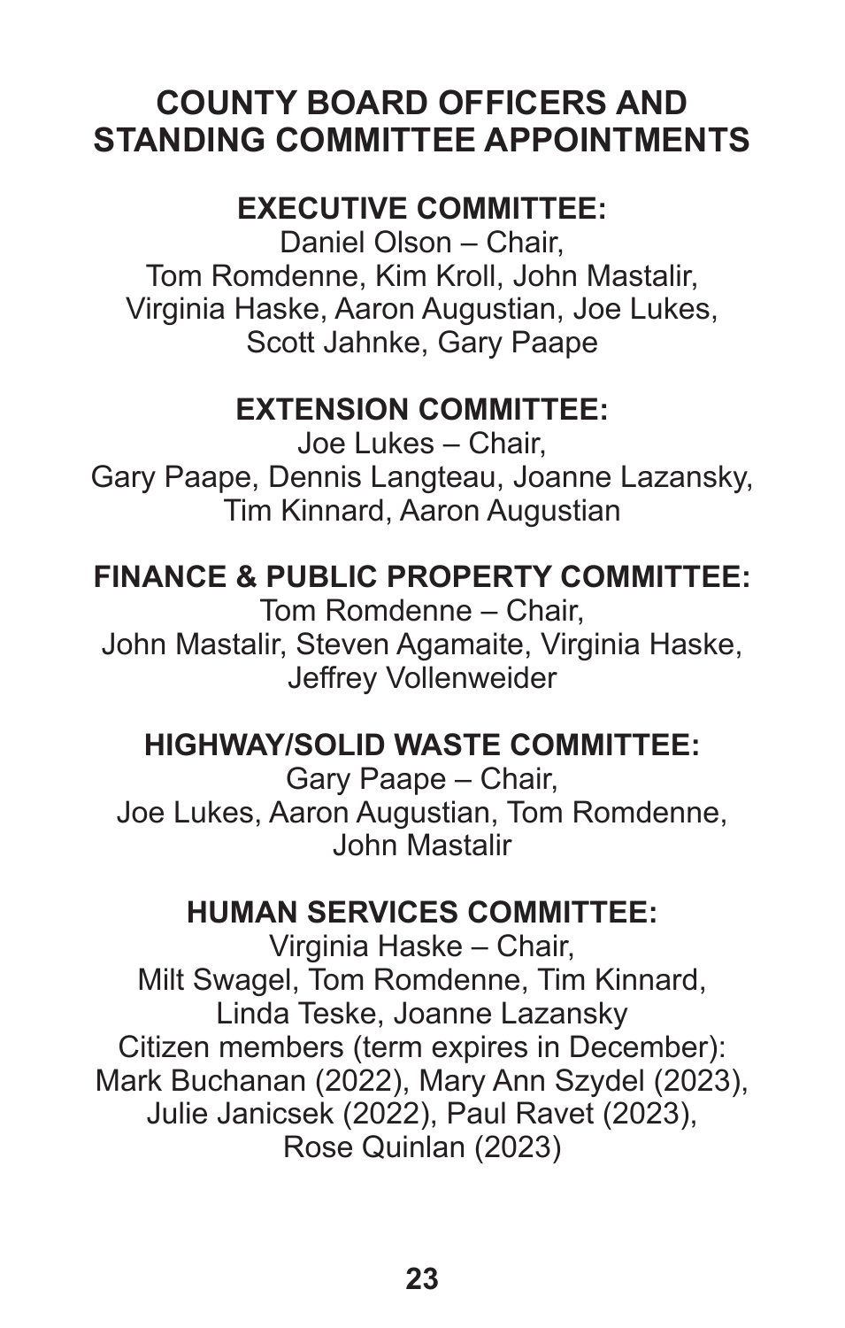# COUNTY BOARD OFFICERS AND STANDING COMMITTEE APPOINTMENTS

## EXECUTIVE COMMITTEE:

Daniel Olson – Chair,
Tom Romdenne, Kim Kroll, John Mastalir, Virginia Haske, Aaron Augustian, Joe Lukes, Scott Jahnke, Gary Paape

## EXTENSION COMMITTEE:

Joe Lukes – Chair,
Gary Paape, Dennis Langteau, Joanne Lazansky, Tim Kinnard, Aaron Augustian

## FINANCE & PUBLIC PROPERTY COMMITTEE:

Tom Romdenne – Chair,
John Mastalir, Steven Agamaite, Virginia Haske, Jeffrey Vollenweider

## HIGHWAY/SOLID WASTE COMMITTEE:

Gary Paape – Chair,
Joe Lukes, Aaron Augustian, Tom Romdenne, John Mastalir

## HUMAN SERVICES COMMITTEE:

Virginia Haske – Chair,
Milt Swagel, Tom Romdenne, Tim Kinnard, Linda Teske, Joanne Lazansky
Citizen members (term expires in December):
Mark Buchanan (2022), Mary Ann Szydel (2023), Julie Janicsek (2022), Paul Ravet (2023), Rose Quinlan (2023)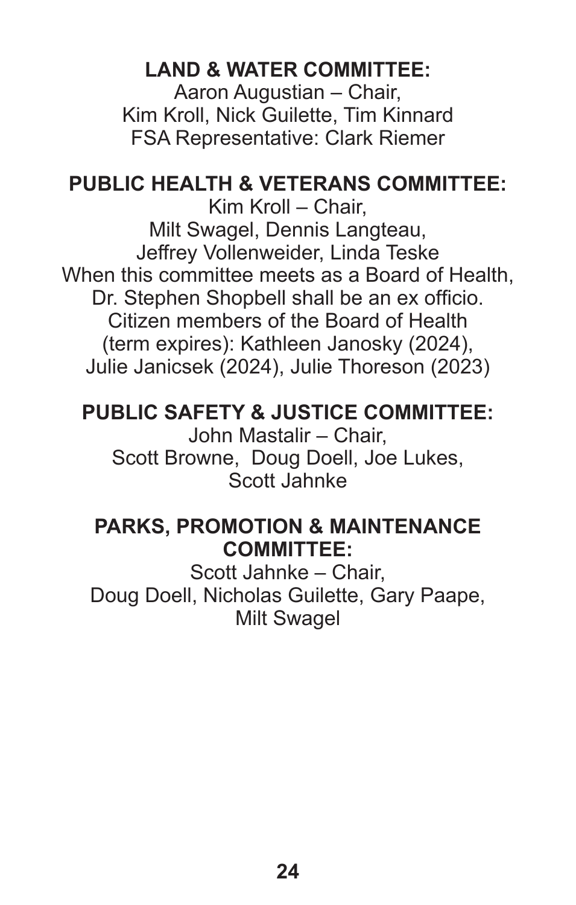**LAND & WATER COMMITTEE:**

Aaron Augustian – Chair,
Kim Kroll, Nick Guilette, Tim Kinnard
FSA Representative: Clark Riemer

**PUBLIC HEALTH & VETERANS COMMITTEE:**

Kim Kroll – Chair,
Milt Swagel, Dennis Langteau,
Jeffrey Vollenweider, Linda Teske
When this committee meets as a Board of Health,
Dr. Stephen Shopbell shall be an ex officio.
Citizen members of the Board of Health
(term expires): Kathleen Janosky (2024),
Julie Janicsek (2024), Julie Thoreson (2023)

**PUBLIC SAFETY & JUSTICE COMMITTEE:**

John Mastalir – Chair,
Scott Browne, Doug Doell, Joe Lukes,
Scott Jahnke

**PARKS, PROMOTION & MAINTENANCE COMMITTEE:**

Scott Jahnke – Chair,
Doug Doell, Nicholas Guilette, Gary Paape,
Milt Swagel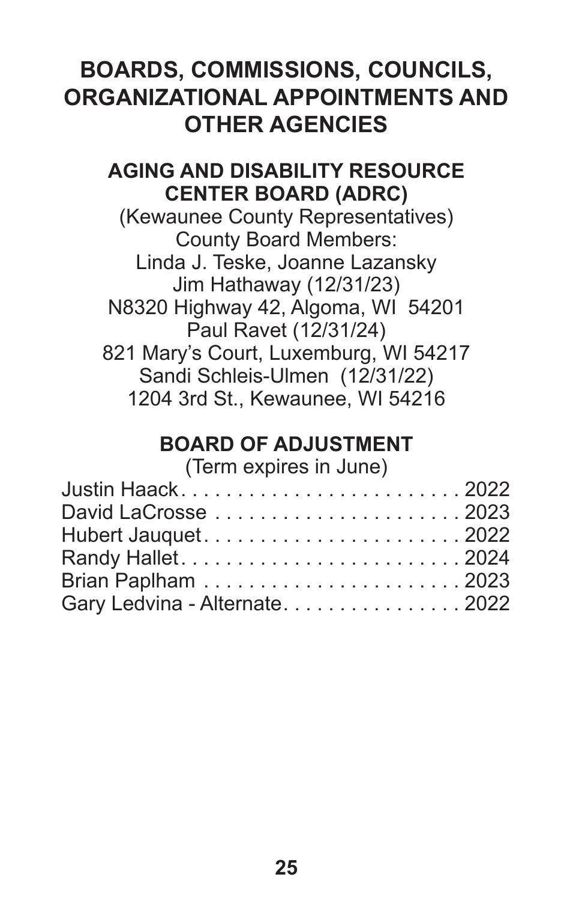# BOARDS, COMMISSIONS, COUNCILS, ORGANIZATIONAL APPOINTMENTS AND OTHER AGENCIES

## AGING AND DISABILITY RESOURCE CENTER BOARD (ADRC)

(Kewaunee County Representatives)
County Board Members:
Linda J. Teske, Joanne Lazansky
Jim Hathaway (12/31/23)
N8320 Highway 42, Algoma, WI 54201
Paul Ravet (12/31/24)
821 Mary's Court, Luxemburg, WI 54217
Sandi Schleis-Ulmen (12/31/22)
1204 3rd St., Kewaunee, WI 54216

## BOARD OF ADJUSTMENT

(Term expires in June)

| | |
|---|---|
| Justin Haack | 2022 |
| David LaCrosse | 2023 |
| Hubert Jauquet | 2022 |
| Randy Hallet | 2024 |
| Brian Paplham | 2023 |
| Gary Ledvina - Alternate | 2022 |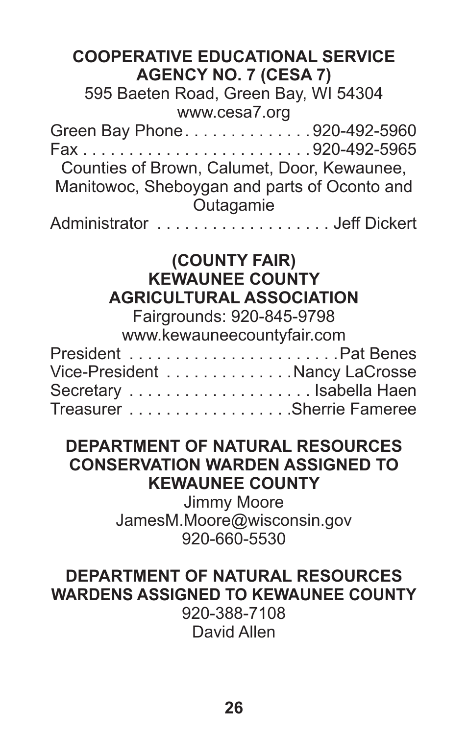## COOPERATIVE EDUCATIONAL SERVICE AGENCY NO. 7 (CESA 7)

595 Baeten Road, Green Bay, WI 54304
www.cesa7.org

Green Bay Phone . . . . . . . . . . . . . . 920-492-5960
Fax . . . . . . . . . . . . . . . . . . . . . . . . . 920-492-5965

Counties of Brown, Calumet, Door, Kewaunee, Manitowoc, Sheboygan and parts of Oconto and Outagamie

Administrator . . . . . . . . . . . . . . . . . . . Jeff Dickert

## (COUNTY FAIR) KEWAUNEE COUNTY AGRICULTURAL ASSOCIATION

Fairgrounds: 920-845-9798
www.kewauneecountyfair.com

President . . . . . . . . . . . . . . . . . . . . . . . Pat Benes
Vice-President . . . . . . . . . . . . . . Nancy LaCrosse
Secretary . . . . . . . . . . . . . . . . . . . . Isabella Haen
Treasurer . . . . . . . . . . . . . . . . . . Sherrie Fameree

## DEPARTMENT OF NATURAL RESOURCES CONSERVATION WARDEN ASSIGNED TO KEWAUNEE COUNTY

Jimmy Moore
JamesM.Moore@wisconsin.gov
920-660-5530

## DEPARTMENT OF NATURAL RESOURCES WARDENS ASSIGNED TO KEWAUNEE COUNTY

920-388-7108
David Allen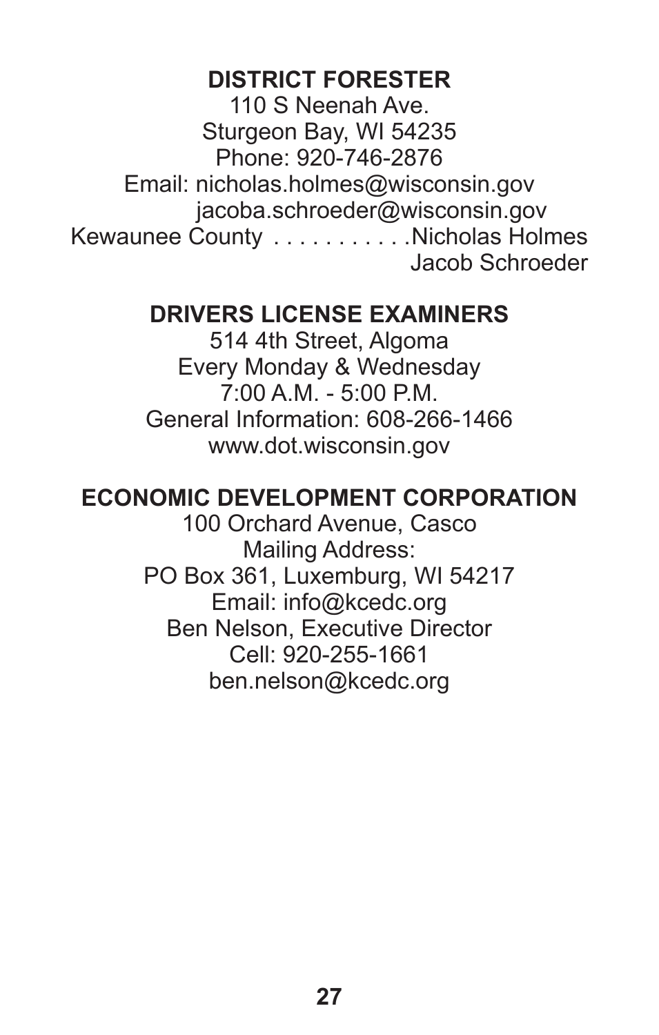## DISTRICT FORESTER

110 S Neenah Ave.
Sturgeon Bay, WI 54235
Phone: 920-746-2876
Email: nicholas.holmes@wisconsin.gov
jacoba.schroeder@wisconsin.gov
Kewaunee County . . . . . . . . . . .Nicholas Holmes
Jacob Schroeder

## DRIVERS LICENSE EXAMINERS

514 4th Street, Algoma
Every Monday & Wednesday
7:00 A.M. - 5:00 P.M.
General Information: 608-266-1466
www.dot.wisconsin.gov

## ECONOMIC DEVELOPMENT CORPORATION

100 Orchard Avenue, Casco
Mailing Address:
PO Box 361, Luxemburg, WI 54217
Email: info@kcedc.org
Ben Nelson, Executive Director
Cell: 920-255-1661
ben.nelson@kcedc.org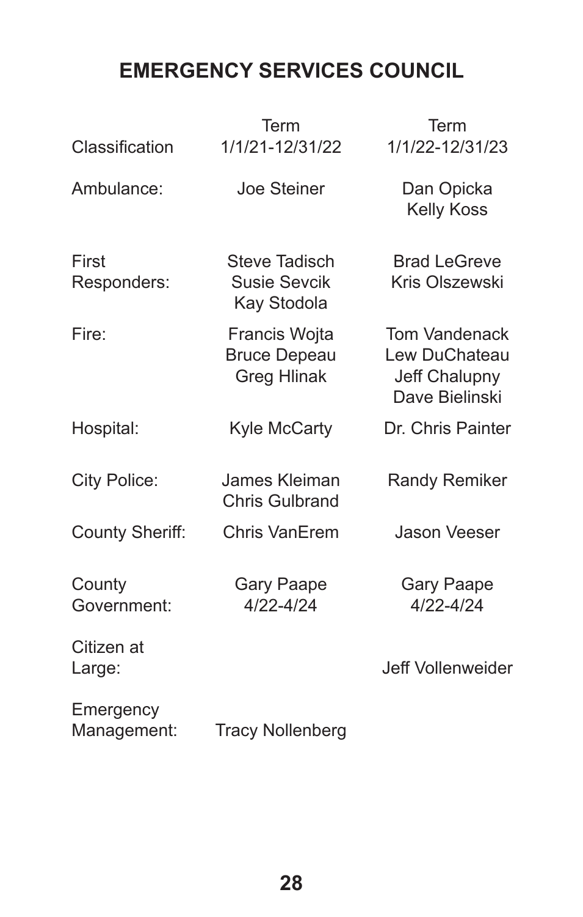## EMERGENCY SERVICES COUNCIL

| Classification | Term 1/1/21-12/31/22 | Term 1/1/22-12/31/23 |
|---|---|---|
| Ambulance: | Joe Steiner | Dan Opicka<br>Kelly Koss |
| First Responders: | Steve Tadisch<br>Susie Sevcik<br>Kay Stodola | Brad LeGreve<br>Kris Olszewski |
| Fire: | Francis Wojta<br>Bruce Depeau<br>Greg Hlinak | Tom Vandenack<br>Lew DuChateau<br>Jeff Chalupny<br>Dave Bielinski |
| Hospital: | Kyle McCarty | Dr. Chris Painter |
| City Police: | James Kleiman<br>Chris Gulbrand | Randy Remiker |
| County Sheriff: | Chris VanErem | Jason Veeser |
| County Government: | Gary Paape<br>4/22-4/24 | Gary Paape<br>4/22-4/24 |
| Citizen at Large: | | Jeff Vollenweider |
| Emergency Management: | Tracy Nollenberg | |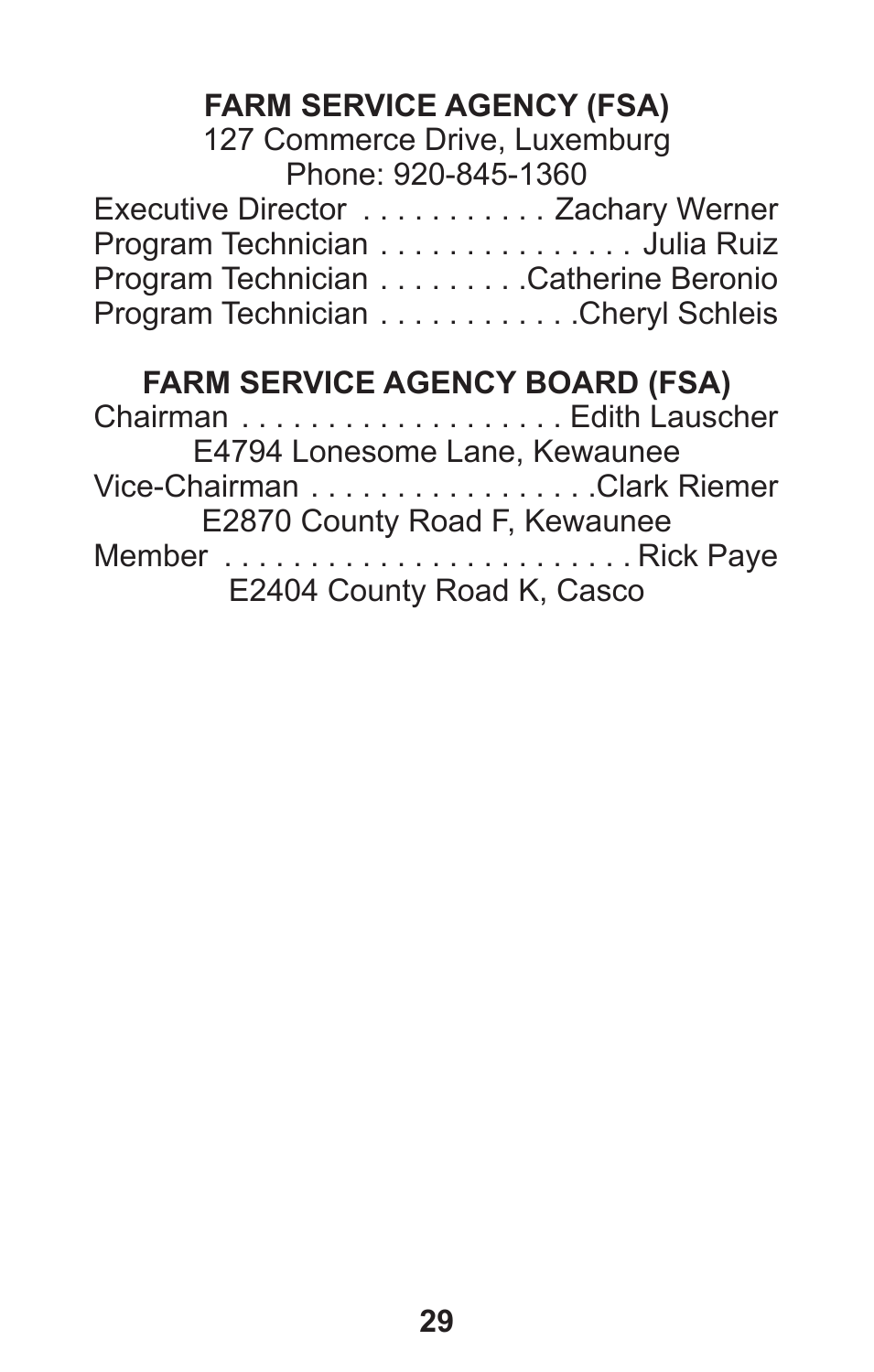## FARM SERVICE AGENCY (FSA)

127 Commerce Drive, Luxemburg
Phone: 920-845-1360

Executive Director . . . . . . . . . . . Zachary Werner
Program Technician . . . . . . . . . . . . . . . Julia Ruiz
Program Technician . . . . . . . . .Catherine Beronio
Program Technician . . . . . . . . . . . .Cheryl Schleis

## FARM SERVICE AGENCY BOARD (FSA)

Chairman . . . . . . . . . . . . . . . . . . . Edith Lauscher
E4794 Lonesome Lane, Kewaunee

Vice-Chairman . . . . . . . . . . . . . . . . .Clark Riemer
E2870 County Road F, Kewaunee

Member . . . . . . . . . . . . . . . . . . . . . . . . Rick Paye
E2404 County Road K, Casco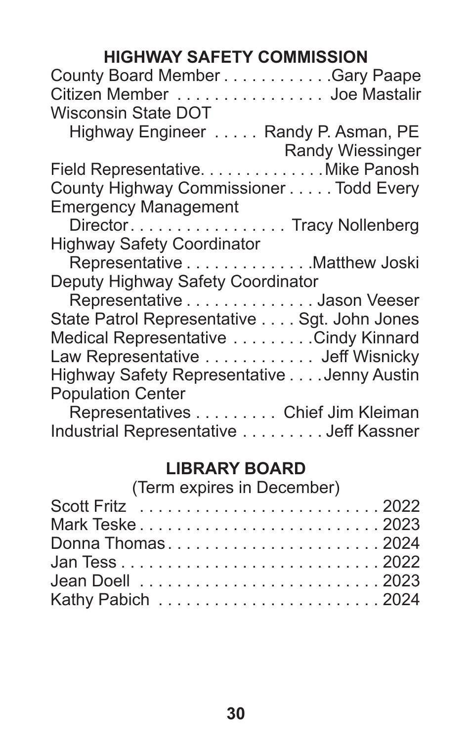## HIGHWAY SAFETY COMMISSION

County Board Member . . . . . . . . . . . .Gary Paape
Citizen Member . . . . . . . . . . . . . . . . Joe Mastalir
Wisconsin State DOT
Highway Engineer . . . . . Randy P. Asman, PE
Randy Wiessinger
Field Representative. . . . . . . . . . . . . .Mike Panosh
County Highway Commissioner . . . . . Todd Every
Emergency Management
Director. . . . . . . . . . . . . . . . . Tracy Nollenberg
Highway Safety Coordinator
Representative . . . . . . . . . . . . . .Matthew Joski
Deputy Highway Safety Coordinator
Representative . . . . . . . . . . . . . . Jason Veeser
State Patrol Representative . . . . Sgt. John Jones
Medical Representative . . . . . . . . .Cindy Kinnard
Law Representative . . . . . . . . . . . . Jeff Wisnicky
Highway Safety Representative . . . .Jenny Austin
Population Center
Representatives . . . . . . . . . Chief Jim Kleiman
Industrial Representative . . . . . . . . . Jeff Kassner

## LIBRARY BOARD

(Term expires in December)

Scott Fritz . . . . . . . . . . . . . . . . . . . . . . . . . 2022
Mark Teske . . . . . . . . . . . . . . . . . . . . . . . . . 2023
Donna Thomas . . . . . . . . . . . . . . . . . . . . . . 2024
Jan Tess . . . . . . . . . . . . . . . . . . . . . . . . . . . 2022
Jean Doell . . . . . . . . . . . . . . . . . . . . . . . . . 2023
Kathy Pabich . . . . . . . . . . . . . . . . . . . . . . . 2024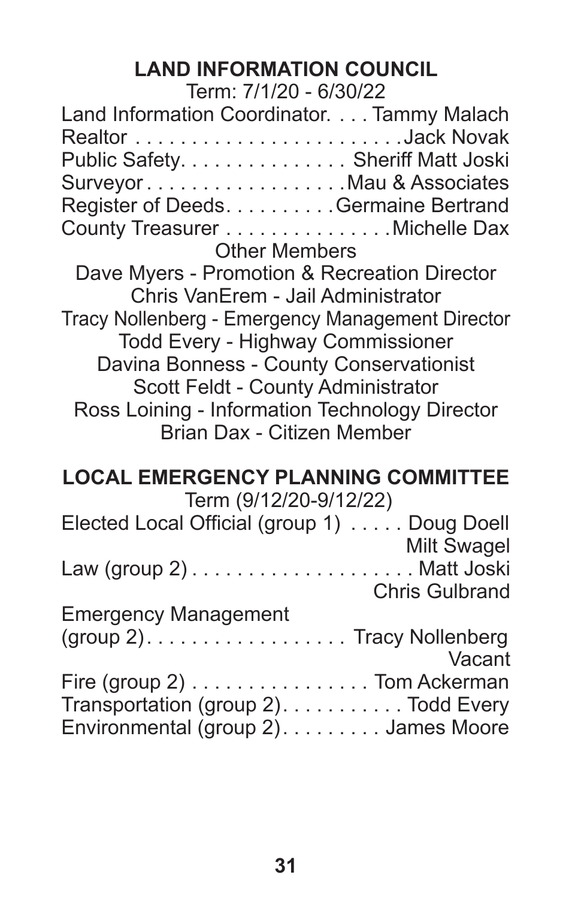## LAND INFORMATION COUNCIL

Term: 7/1/20 - 6/30/22

Land Information Coordinator. . . . Tammy Malach
Realtor . . . . . . . . . . . . . . . . . . . . . . . . .Jack Novak
Public Safety. . . . . . . . . . . . . . . Sheriff Matt Joski
Surveyor . . . . . . . . . . . . . . . . . .Mau & Associates
Register of Deeds. . . . . . . . . .Germaine Bertrand
County Treasurer . . . . . . . . . . . . . . .Michelle Dax

Other Members

Dave Myers - Promotion & Recreation Director
Chris VanErem - Jail Administrator
Tracy Nollenberg - Emergency Management Director
Todd Every - Highway Commissioner
Davina Bonness - County Conservationist
Scott Feldt - County Administrator
Ross Loining - Information Technology Director
Brian Dax - Citizen Member

## LOCAL EMERGENCY PLANNING COMMITTEE

Term (9/12/20-9/12/22)

Elected Local Official (group 1) . . . . . Doug Doell
Milt Swagel
Law (group 2) . . . . . . . . . . . . . . . . . . . . Matt Joski
Chris Gulbrand
Emergency Management
(group 2). . . . . . . . . . . . . . . . . . Tracy Nollenberg
Vacant
Fire (group 2) . . . . . . . . . . . . . . . . Tom Ackerman
Transportation (group 2). . . . . . . . . . . Todd Every
Environmental (group 2). . . . . . . . . James Moore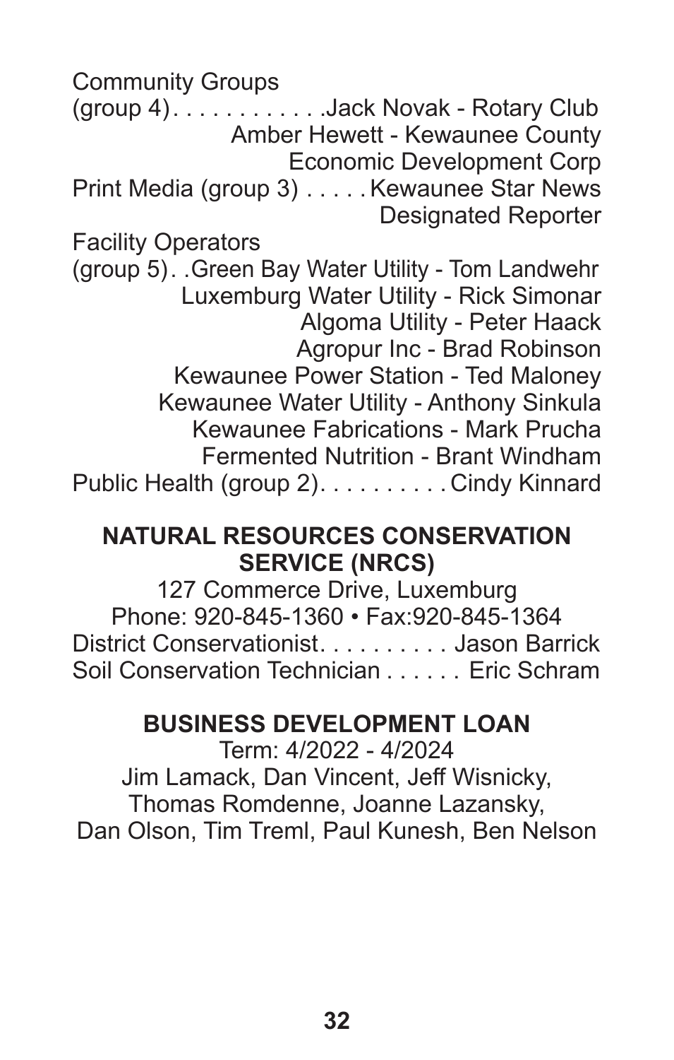Community Groups
(group 4) . . . . . . . . . . . .Jack Novak - Rotary Club
Amber Hewett - Kewaunee County
Economic Development Corp
Print Media (group 3) . . . . . Kewaunee Star News
Designated Reporter
Facility Operators
(group 5). .Green Bay Water Utility - Tom Landwehr
Luxemburg Water Utility - Rick Simonar
Algoma Utility - Peter Haack
Agropur Inc - Brad Robinson
Kewaunee Power Station - Ted Maloney
Kewaunee Water Utility - Anthony Sinkula
Kewaunee Fabrications - Mark Prucha
Fermented Nutrition - Brant Windham
Public Health (group 2). . . . . . . . . . Cindy Kinnard

## NATURAL RESOURCES CONSERVATION SERVICE (NRCS)

127 Commerce Drive, Luxemburg
Phone: 920-845-1360 • Fax:920-845-1364
District Conservationist. . . . . . . . . . Jason Barrick
Soil Conservation Technician . . . . . . Eric Schram

## BUSINESS DEVELOPMENT LOAN

Term: 4/2022 - 4/2024
Jim Lamack, Dan Vincent, Jeff Wisnicky,
Thomas Romdenne, Joanne Lazansky,
Dan Olson, Tim Treml, Paul Kunesh, Ben Nelson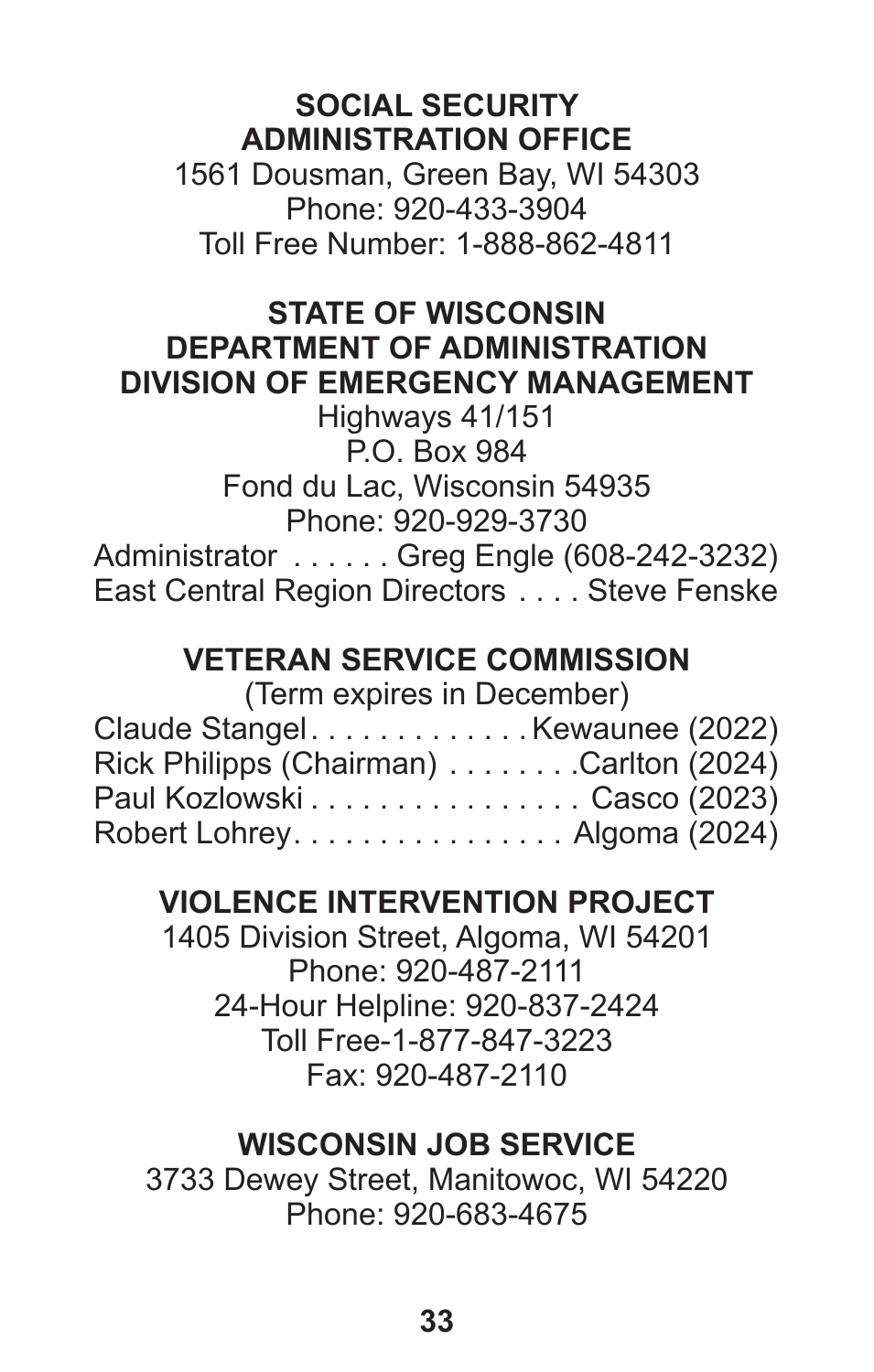## SOCIAL SECURITY ADMINISTRATION OFFICE

1561 Dousman, Green Bay, WI 54303
Phone: 920-433-3904
Toll Free Number: 1-888-862-4811

## STATE OF WISCONSIN DEPARTMENT OF ADMINISTRATION DIVISION OF EMERGENCY MANAGEMENT

Highways 41/151
P.O. Box 984
Fond du Lac, Wisconsin 54935
Phone: 920-929-3730

Administrator . . . . . . Greg Engle (608-242-3232)
East Central Region Directors . . . . Steve Fenske

## VETERAN SERVICE COMMISSION

(Term expires in December)

Claude Stangel. . . . . . . . . . . . . Kewaunee (2022)
Rick Philipps (Chairman) . . . . . . . .Carlton (2024)
Paul Kozlowski . . . . . . . . . . . . . . . . Casco (2023)
Robert Lohrey. . . . . . . . . . . . . . . . Algoma (2024)

## VIOLENCE INTERVENTION PROJECT

1405 Division Street, Algoma, WI 54201
Phone: 920-487-2111
24-Hour Helpline: 920-837-2424
Toll Free-1-877-847-3223
Fax: 920-487-2110

## WISCONSIN JOB SERVICE

3733 Dewey Street, Manitowoc, WI 54220
Phone: 920-683-4675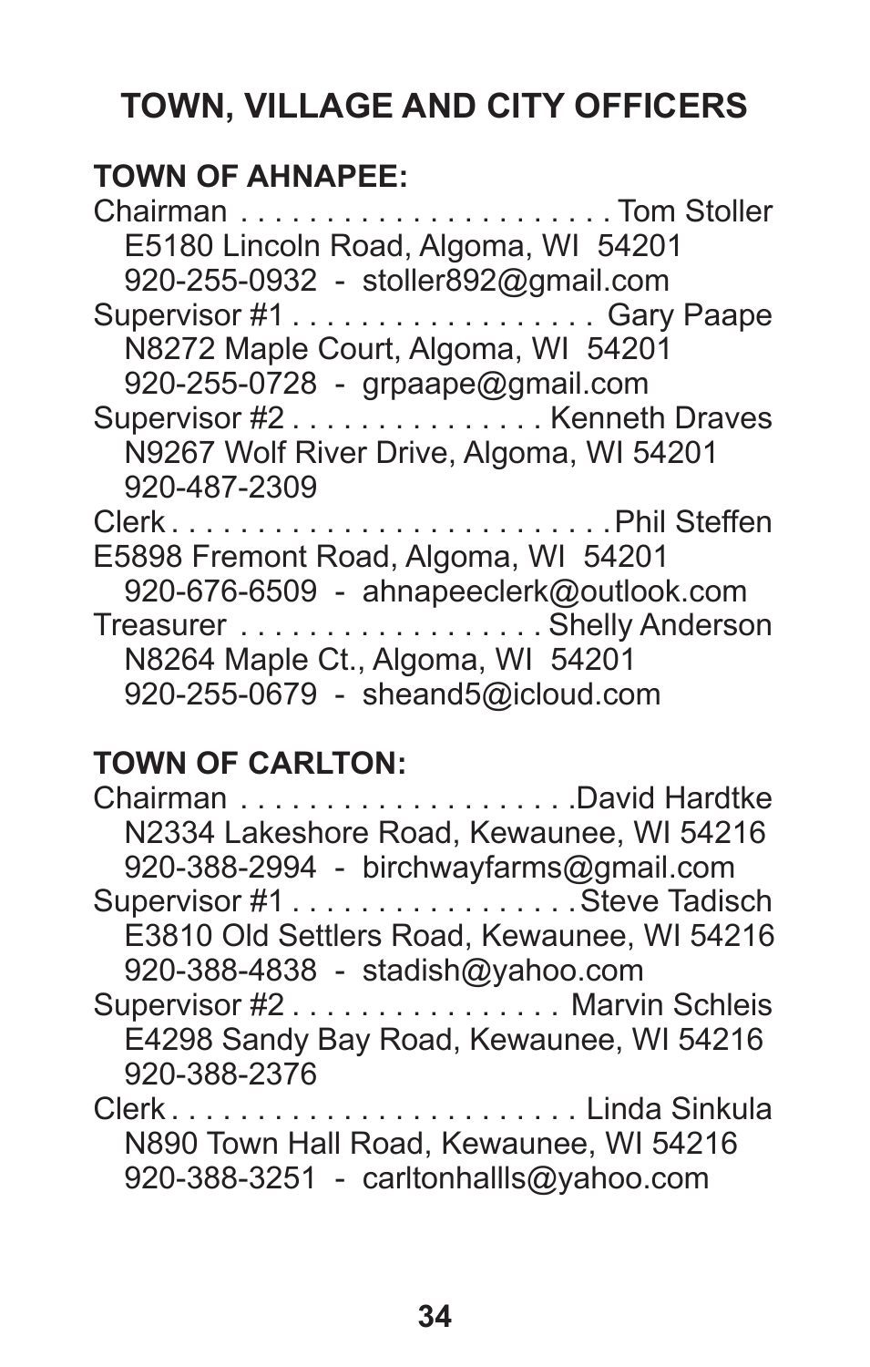# TOWN, VILLAGE AND CITY OFFICERS

## TOWN OF AHNAPEE:

Chairman . . . . . . . . . . . . . . . . . . . . . . Tom Stoller
E5180 Lincoln Road, Algoma, WI 54201
920-255-0932 - stoller892@gmail.com

Supervisor #1 . . . . . . . . . . . . . . . . . . Gary Paape
N8272 Maple Court, Algoma, WI 54201
920-255-0728 - grpaape@gmail.com

Supervisor #2 . . . . . . . . . . . . . . . Kenneth Draves
N9267 Wolf River Drive, Algoma, WI 54201
920-487-2309

Clerk . . . . . . . . . . . . . . . . . . . . . . . . . . Phil Steffen
E5898 Fremont Road, Algoma, WI 54201
920-676-6509 - ahnapeeclerk@outlook.com

Treasurer . . . . . . . . . . . . . . . . . . Shelly Anderson
N8264 Maple Ct., Algoma, WI 54201
920-255-0679 - sheand5@icloud.com

## TOWN OF CARLTON:

Chairman . . . . . . . . . . . . . . . . . . . David Hardtke
N2334 Lakeshore Road, Kewaunee, WI 54216
920-388-2994 - birchwayfarms@gmail.com

Supervisor #1 . . . . . . . . . . . . . . . . . Steve Tadisch
E3810 Old Settlers Road, Kewaunee, WI 54216
920-388-4838 - stadish@yahoo.com

Supervisor #2 . . . . . . . . . . . . . . . . Marvin Schleis
E4298 Sandy Bay Road, Kewaunee, WI 54216
920-388-2376

Clerk . . . . . . . . . . . . . . . . . . . . . . . . Linda Sinkula
N890 Town Hall Road, Kewaunee, WI 54216
920-388-3251 - carltonhallls@yahoo.com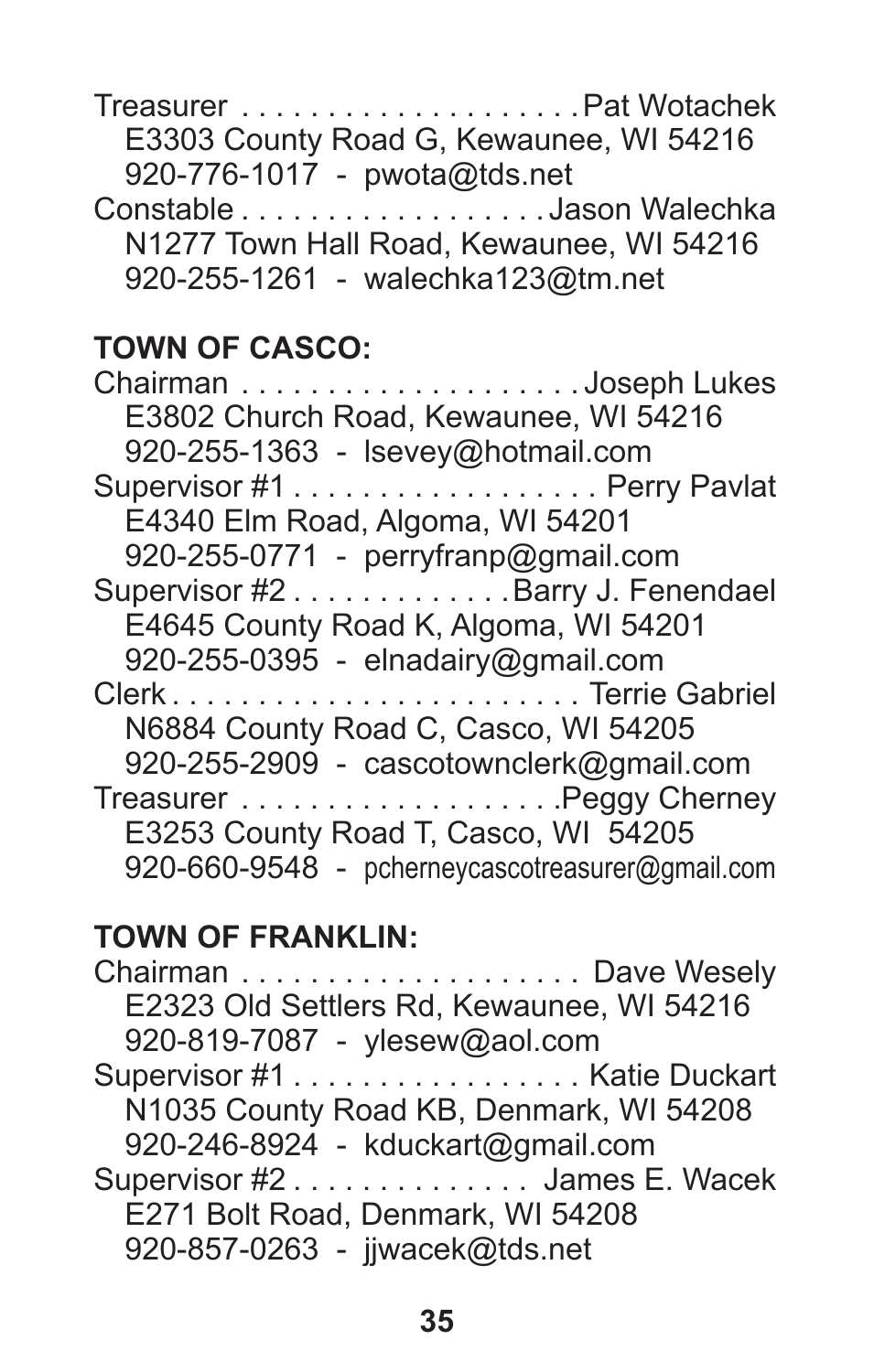Treasurer . . . . . . . . . . . . . . . . . . . .Pat Wotachek
E3303 County Road G, Kewaunee, WI 54216
920-776-1017 - pwota@tds.net

Constable . . . . . . . . . . . . . . . . . .Jason Walechka
N1277 Town Hall Road, Kewaunee, WI 54216
920-255-1261 - walechka123@tm.net

**TOWN OF CASCO:**

Chairman . . . . . . . . . . . . . . . . . . . .Joseph Lukes
E3802 Church Road, Kewaunee, WI 54216
920-255-1363 - lsevey@hotmail.com

Supervisor #1 . . . . . . . . . . . . . . . . . . Perry Pavlat
E4340 Elm Road, Algoma, WI 54201
920-255-0771 - perryfranp@gmail.com

Supervisor #2 . . . . . . . . . . . . .Barry J. Fenendael
E4645 County Road K, Algoma, WI 54201
920-255-0395 - elnadairy@gmail.com

Clerk . . . . . . . . . . . . . . . . . . . . . . . . Terrie Gabriel
N6884 County Road C, Casco, WI 54205
920-255-2909 - cascotownclerk@gmail.com

Treasurer . . . . . . . . . . . . . . . . . . .Peggy Cherney
E3253 County Road T, Casco, WI 54205
920-660-9548 - pcherneycascotreasurer@gmail.com

**TOWN OF FRANKLIN:**

Chairman . . . . . . . . . . . . . . . . . . . . Dave Wesely
E2323 Old Settlers Rd, Kewaunee, WI 54216
920-819-7087 - ylesew@aol.com

Supervisor #1 . . . . . . . . . . . . . . . . Katie Duckart
N1035 County Road KB, Denmark, WI 54208
920-246-8924 - kduckart@gmail.com

Supervisor #2 . . . . . . . . . . . . . James E. Wacek
E271 Bolt Road, Denmark, WI 54208
920-857-0263 - jjwacek@tds.net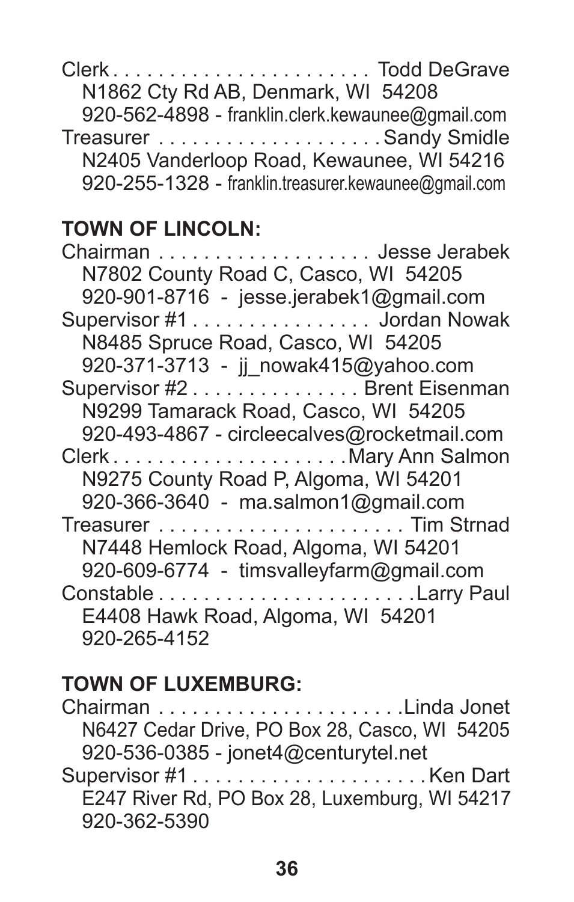Clerk . . . . . . . . . . . . . . . . . . . . . . . Todd DeGrave
N1862 Cty Rd AB, Denmark, WI 54208
920-562-4898 - franklin.clerk.kewaunee@gmail.com

Treasurer . . . . . . . . . . . . . . . . . . . . Sandy Smidle
N2405 Vanderloop Road, Kewaunee, WI 54216
920-255-1328 - franklin.treasurer.kewaunee@gmail.com

**TOWN OF LINCOLN:**

Chairman . . . . . . . . . . . . . . . . . . . Jesse Jerabek
N7802 County Road C, Casco, WI 54205
920-901-8716 - jesse.jerabek1@gmail.com

Supervisor #1 . . . . . . . . . . . . . . . . Jordan Nowak
N8485 Spruce Road, Casco, WI 54205
920-371-3713 - jj_nowak415@yahoo.com

Supervisor #2 . . . . . . . . . . . . . . . Brent Eisenman
N9299 Tamarack Road, Casco, WI 54205
920-493-4867 - circleecalves@rocketmail.com

Clerk . . . . . . . . . . . . . . . . . . . . . Mary Ann Salmon
N9275 County Road P, Algoma, WI 54201
920-366-3640 - ma.salmon1@gmail.com

Treasurer . . . . . . . . . . . . . . . . . . . . . . Tim Strnad
N7448 Hemlock Road, Algoma, WI 54201
920-609-6774 - timsvalleyfarm@gmail.com

Constable . . . . . . . . . . . . . . . . . . . . . . . Larry Paul
E4408 Hawk Road, Algoma, WI 54201
920-265-4152

**TOWN OF LUXEMBURG:**

Chairman . . . . . . . . . . . . . . . . . . . . . . Linda Jonet
N6427 Cedar Drive, PO Box 28, Casco, WI 54205
920-536-0385 - jonet4@centurytel.net

Supervisor #1 . . . . . . . . . . . . . . . . . . . . . Ken Dart
E247 River Rd, PO Box 28, Luxemburg, WI 54217
920-362-5390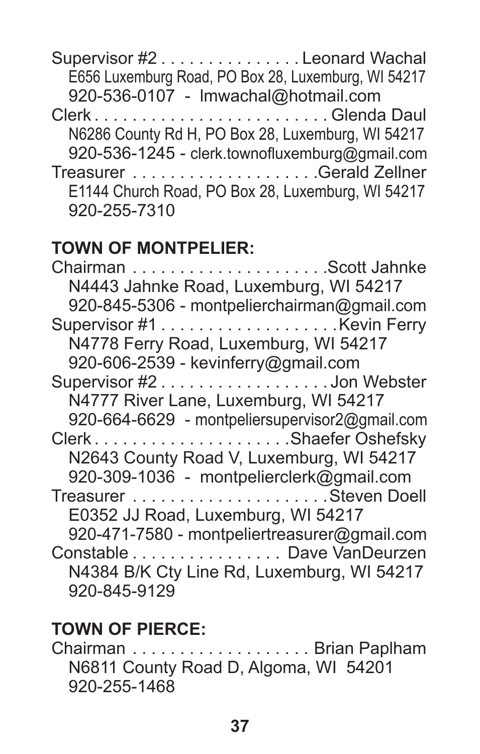Supervisor #2 . . . . . . . . . . . . . . . Leonard Wachal
E656 Luxemburg Road, PO Box 28, Luxemburg, WI 54217
920-536-0107 - lmwachal@hotmail.com

Clerk . . . . . . . . . . . . . . . . . . . . . . . . . Glenda Daul
N6286 County Rd H, PO Box 28, Luxemburg, WI 54217
920-536-1245 - clerk.townofluxemburg@gmail.com

Treasurer . . . . . . . . . . . . . . . . . . . .Gerald Zellner
E1144 Church Road, PO Box 28, Luxemburg, WI 54217
920-255-7310

**TOWN OF MONTPELIER:**

Chairman . . . . . . . . . . . . . . . . . . . . .Scott Jahnke
N4443 Jahnke Road, Luxemburg, WI 54217
920-845-5306 - montpelierchairman@gmail.com

Supervisor #1 . . . . . . . . . . . . . . . . . . .Kevin Ferry
N4778 Ferry Road, Luxemburg, WI 54217
920-606-2539 - kevinferry@gmail.com

Supervisor #2 . . . . . . . . . . . . . . . . . . Jon Webster
N4777 River Lane, Luxemburg, WI 54217
920-664-6629 - montpeliersupervisor2@gmail.com

Clerk . . . . . . . . . . . . . . . . . . . . .Shaefer Oshefsky
N2643 County Road V, Luxemburg, WI 54217
920-309-1036 - montpelierclerk@gmail.com

Treasurer . . . . . . . . . . . . . . . . . . . . .Steven Doell
E0352 JJ Road, Luxemburg, WI 54217
920-471-7580 - montpeliertreasurer@gmail.com

Constable . . . . . . . . . . . . . . . . Dave VanDeurzen
N4384 B/K Cty Line Rd, Luxemburg, WI 54217
920-845-9129

**TOWN OF PIERCE:**

Chairman . . . . . . . . . . . . . . . . . . . Brian Paplham
N6811 County Road D, Algoma, WI 54201
920-255-1468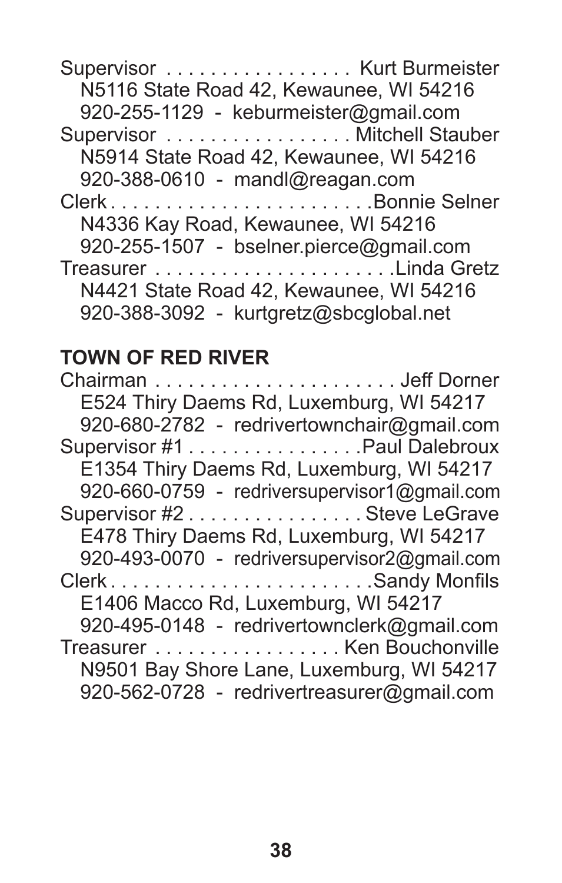Supervisor . . . . . . . . . . . . . . . . Kurt Burmeister
N5116 State Road 42, Kewaunee, WI 54216
920-255-1129 - keburmeister@gmail.com

Supervisor . . . . . . . . . . . . . . . . Mitchell Stauber
N5914 State Road 42, Kewaunee, WI 54216
920-388-0610 - mandl@reagan.com

Clerk . . . . . . . . . . . . . . . . . . . . . . . Bonnie Selner
N4336 Kay Road, Kewaunee, WI 54216
920-255-1507 - bselner.pierce@gmail.com

Treasurer . . . . . . . . . . . . . . . . . . . . Linda Gretz
N4421 State Road 42, Kewaunee, WI 54216
920-388-3092 - kurtgretz@sbcglobal.net

**TOWN OF RED RIVER**

Chairman . . . . . . . . . . . . . . . . . . . . . Jeff Dorner
E524 Thiry Daems Rd, Luxemburg, WI 54217
920-680-2782 - redrivertownchair@gmail.com

Supervisor #1 . . . . . . . . . . . . . . . Paul Dalebroux
E1354 Thiry Daems Rd, Luxemburg, WI 54217
920-660-0759 - redriversupervisor1@gmail.com

Supervisor #2 . . . . . . . . . . . . . . . . Steve LeGrave
E478 Thiry Daems Rd, Luxemburg, WI 54217
920-493-0070 - redriversupervisor2@gmail.com

Clerk . . . . . . . . . . . . . . . . . . . . . . . Sandy Monfils
E1406 Macco Rd, Luxemburg, WI 54217
920-495-0148 - redrivertownclerk@gmail.com

Treasurer . . . . . . . . . . . . . . . . . Ken Bouchonville
N9501 Bay Shore Lane, Luxemburg, WI 54217
920-562-0728 - redrivertreasurer@gmail.com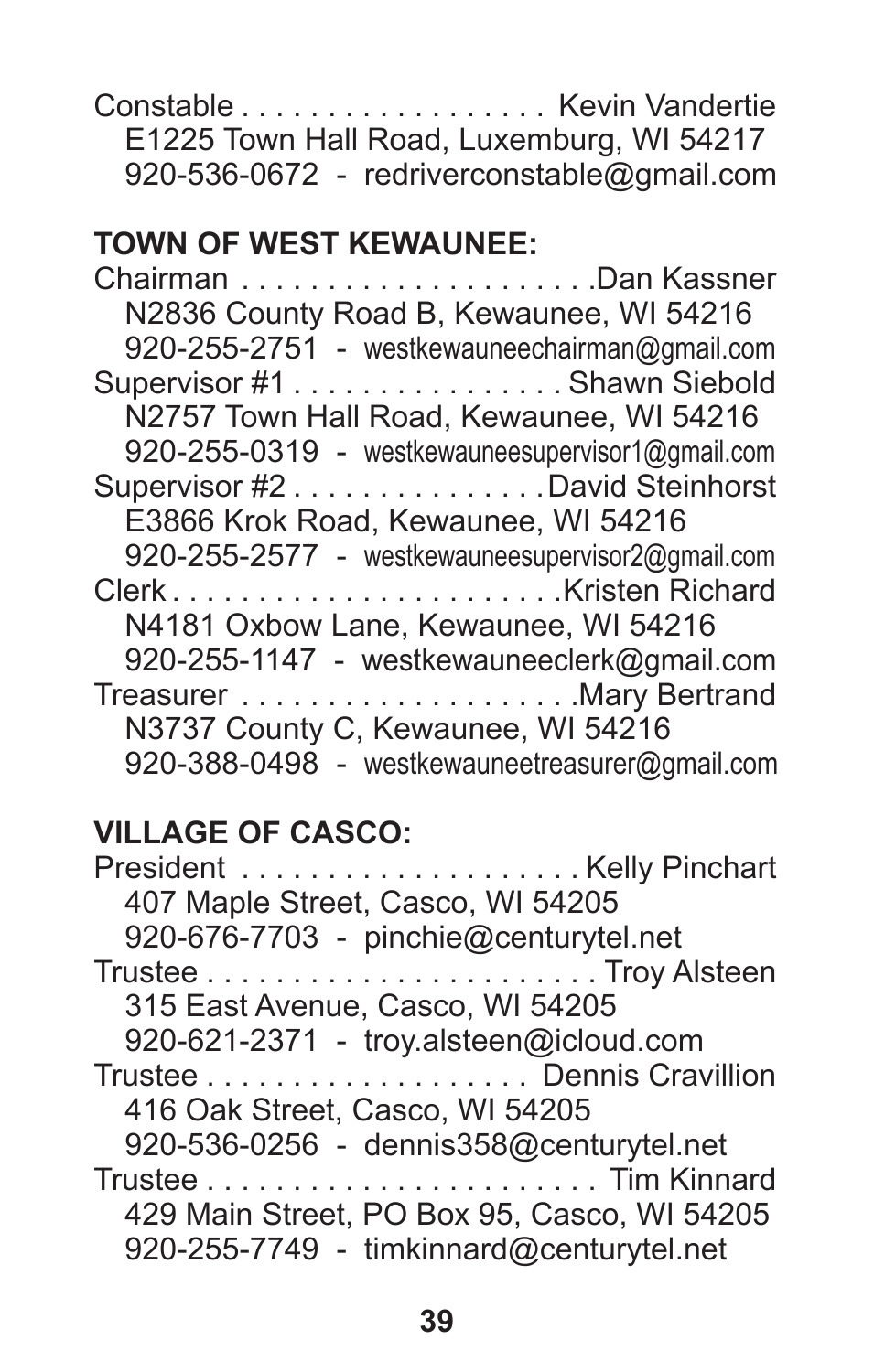Constable . . . . . . . . . . . . . . . . . Kevin Vandertie
E1225 Town Hall Road, Luxemburg, WI 54217
920-536-0672 - redriverconstable@gmail.com

**TOWN OF WEST KEWAUNEE:**

Chairman . . . . . . . . . . . . . . . . . . . .Dan Kassner
N2836 County Road B, Kewaunee, WI 54216
920-255-2751 - westkewauneechairman@gmail.com

Supervisor #1 . . . . . . . . . . . . . . . . Shawn Siebold
N2757 Town Hall Road, Kewaunee, WI 54216
920-255-0319 - westkewauneesupervisor1@gmail.com

Supervisor #2 . . . . . . . . . . . . . . David Steinhorst
E3866 Krok Road, Kewaunee, WI 54216
920-255-2577 - westkewauneesupervisor2@gmail.com

Clerk . . . . . . . . . . . . . . . . . . . . . . .Kristen Richard
N4181 Oxbow Lane, Kewaunee, WI 54216
920-255-1147 - westkewauneeclerk@gmail.com

Treasurer . . . . . . . . . . . . . . . . . . .Mary Bertrand
N3737 County C, Kewaunee, WI 54216
920-388-0498 - westkewauneetreasurer@gmail.com

**VILLAGE OF CASCO:**

President . . . . . . . . . . . . . . . . . . . Kelly Pinchart
407 Maple Street, Casco, WI 54205
920-676-7703 - pinchie@centurytel.net

Trustee . . . . . . . . . . . . . . . . . . . . . . Troy Alsteen
315 East Avenue, Casco, WI 54205
920-621-2371 - troy.alsteen@icloud.com

Trustee . . . . . . . . . . . . . . . . . . Dennis Cravillion
416 Oak Street, Casco, WI 54205
920-536-0256 - dennis358@centurytel.net

Trustee . . . . . . . . . . . . . . . . . . . . . . Tim Kinnard
429 Main Street, PO Box 95, Casco, WI 54205
920-255-7749 - timkinnard@centurytel.net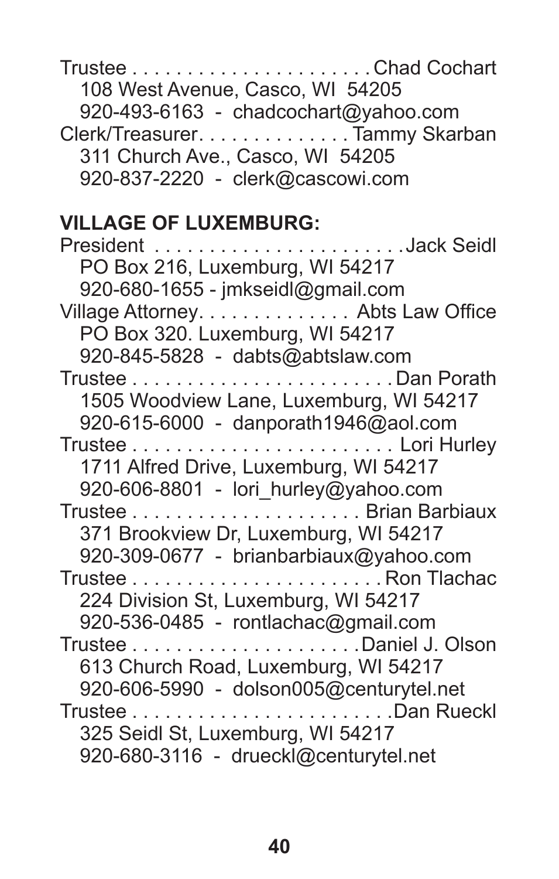Trustee . . . . . . . . . . . . . . . . . . . . . . Chad Cochart
108 West Avenue, Casco, WI 54205
920-493-6163 - chadcochart@yahoo.com

Clerk/Treasurer. . . . . . . . . . . . . . Tammy Skarban
311 Church Ave., Casco, WI 54205
920-837-2220 - clerk@cascowi.com

**VILLAGE OF LUXEMBURG:**

President . . . . . . . . . . . . . . . . . . . . . . .Jack Seidl
PO Box 216, Luxemburg, WI 54217
920-680-1655 - jmkseidl@gmail.com

Village Attorney. . . . . . . . . . . . . . Abts Law Office
PO Box 320. Luxemburg, WI 54217
920-845-5828 - dabts@abtslaw.com

Trustee . . . . . . . . . . . . . . . . . . . . . . . . Dan Porath
1505 Woodview Lane, Luxemburg, WI 54217
920-615-6000 - danporath1946@aol.com

Trustee . . . . . . . . . . . . . . . . . . . . . . . . Lori Hurley
1711 Alfred Drive, Luxemburg, WI 54217
920-606-8801 - lori_hurley@yahoo.com

Trustee . . . . . . . . . . . . . . . . . . . . . Brian Barbiaux
371 Brookview Dr, Luxemburg, WI 54217
920-309-0677 - brianbarbiaux@yahoo.com

Trustee . . . . . . . . . . . . . . . . . . . . . . . Ron Tlachac
224 Division St, Luxemburg, WI 54217
920-536-0485 - rontlachac@gmail.com

Trustee . . . . . . . . . . . . . . . . . . . . .Daniel J. Olson
613 Church Road, Luxemburg, WI 54217
920-606-5990 - dolson005@centurytel.net

Trustee . . . . . . . . . . . . . . . . . . . . . . . .Dan Rueckl
325 Seidl St, Luxemburg, WI 54217
920-680-3116 - drueckl@centurytel.net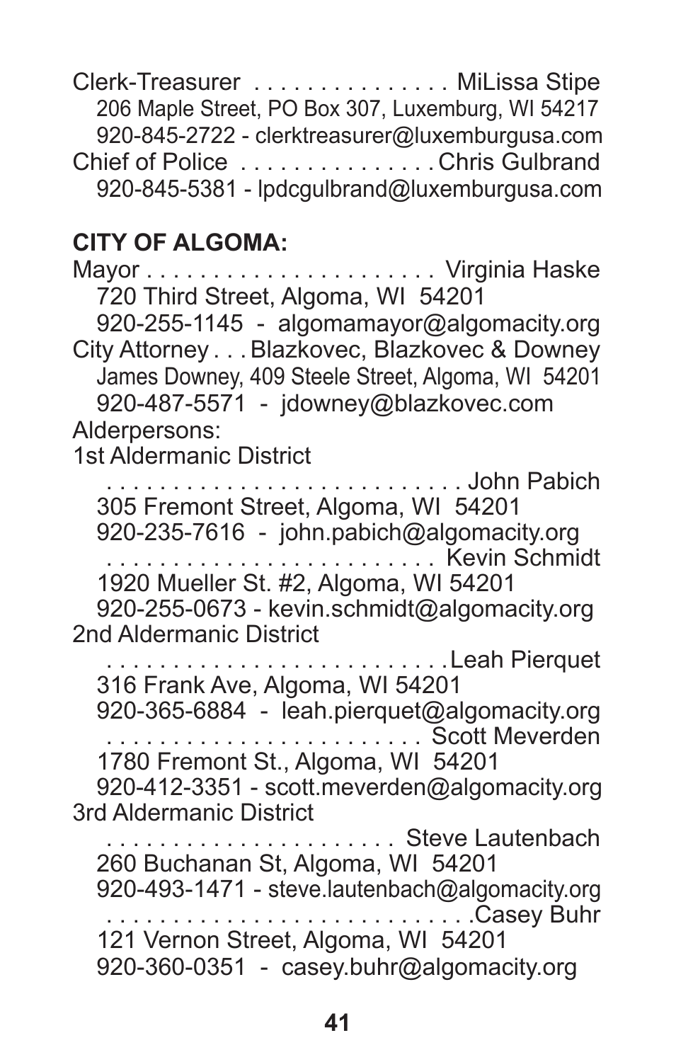Clerk-Treasurer . . . . . . . . . . . . . . . MiLissa Stipe
206 Maple Street, PO Box 307, Luxemburg, WI 54217
920-845-2722 - clerktreasurer@luxemburgusa.com

Chief of Police . . . . . . . . . . . . . . . Chris Gulbrand
920-845-5381 - lpdcgulbrand@luxemburgusa.com

**CITY OF ALGOMA:**

Mayor . . . . . . . . . . . . . . . . . . . . . . Virginia Haske
720 Third Street, Algoma, WI 54201
920-255-1145 - algomamayor@algomacity.org

City Attorney . . . Blazkovec, Blazkovec & Downey
James Downey, 409 Steele Street, Algoma, WI 54201
920-487-5571 - jdowney@blazkovec.com

Alderpersons:

1st Aldermanic District

. . . . . . . . . . . . . . . . . . . . . . . . . . John Pabich
305 Fremont Street, Algoma, WI 54201
920-235-7616 - john.pabich@algomacity.org

. . . . . . . . . . . . . . . . . . . . . . . . Kevin Schmidt
1920 Mueller St. #2, Algoma, WI 54201
920-255-0673 - kevin.schmidt@algomacity.org

2nd Aldermanic District

. . . . . . . . . . . . . . . . . . . . . . . . . Leah Pierquet
316 Frank Ave, Algoma, WI 54201
920-365-6884 - leah.pierquet@algomacity.org

. . . . . . . . . . . . . . . . . . . . . . . Scott Meverden
1780 Fremont St., Algoma, WI 54201
920-412-3351 - scott.meverden@algomacity.org

3rd Aldermanic District

. . . . . . . . . . . . . . . . . . . . . . Steve Lautenbach
260 Buchanan St, Algoma, WI 54201
920-493-1471 - steve.lautenbach@algomacity.org

. . . . . . . . . . . . . . . . . . . . . . . . . . . Casey Buhr
121 Vernon Street, Algoma, WI 54201
920-360-0351 - casey.buhr@algomacity.org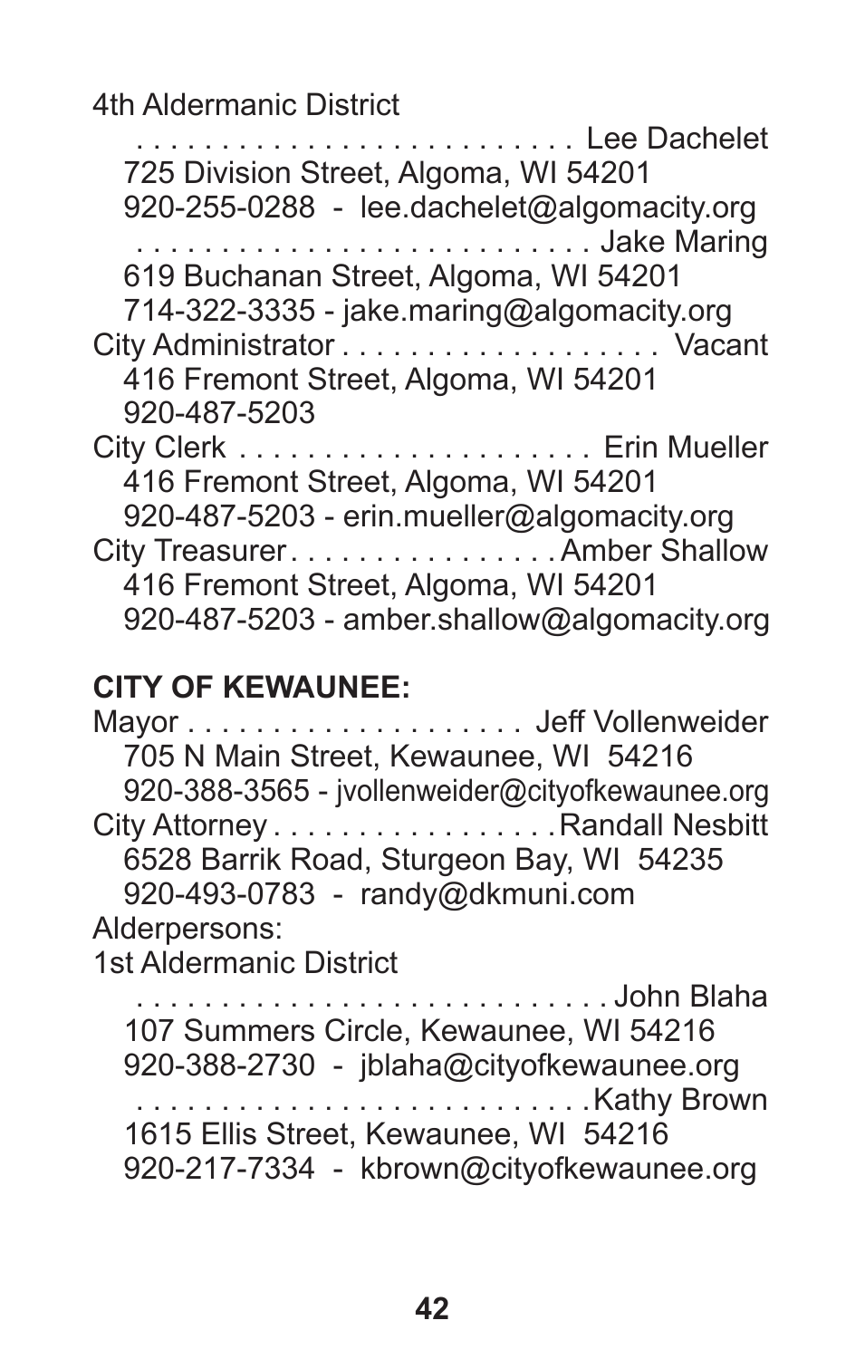4th Aldermanic District

. . . . . . . . . . . . . . . . . . . . . . . . . . Lee Dachelet
725 Division Street, Algoma, WI 54201
920-255-0288 - lee.dachelet@algomacity.org

. . . . . . . . . . . . . . . . . . . . . . . . . . Jake Maring
619 Buchanan Street, Algoma, WI 54201
714-322-3335 - jake.maring@algomacity.org

City Administrator . . . . . . . . . . . . . . . . . . Vacant
416 Fremont Street, Algoma, WI 54201
920-487-5203

City Clerk . . . . . . . . . . . . . . . . . . . . . Erin Mueller
416 Fremont Street, Algoma, WI 54201
920-487-5203 - erin.mueller@algomacity.org

City Treasurer . . . . . . . . . . . . . . . . Amber Shallow
416 Fremont Street, Algoma, WI 54201
920-487-5203 - amber.shallow@algomacity.org

**CITY OF KEWAUNEE:**

Mayor . . . . . . . . . . . . . . . . . . . . Jeff Vollenweider
705 N Main Street, Kewaunee, WI 54216
920-388-3565 - jvollenweider@cityofkewaunee.org

City Attorney . . . . . . . . . . . . . . . . . Randall Nesbitt
6528 Barrik Road, Sturgeon Bay, WI 54235
920-493-0783 - randy@dkmuni.com

Alderpersons:

1st Aldermanic District

. . . . . . . . . . . . . . . . . . . . . . . . . . . John Blaha
107 Summers Circle, Kewaunee, WI 54216
920-388-2730 - jblaha@cityofkewaunee.org

. . . . . . . . . . . . . . . . . . . . . . . . . . Kathy Brown
1615 Ellis Street, Kewaunee, WI 54216
920-217-7334 - kbrown@cityofkewaunee.org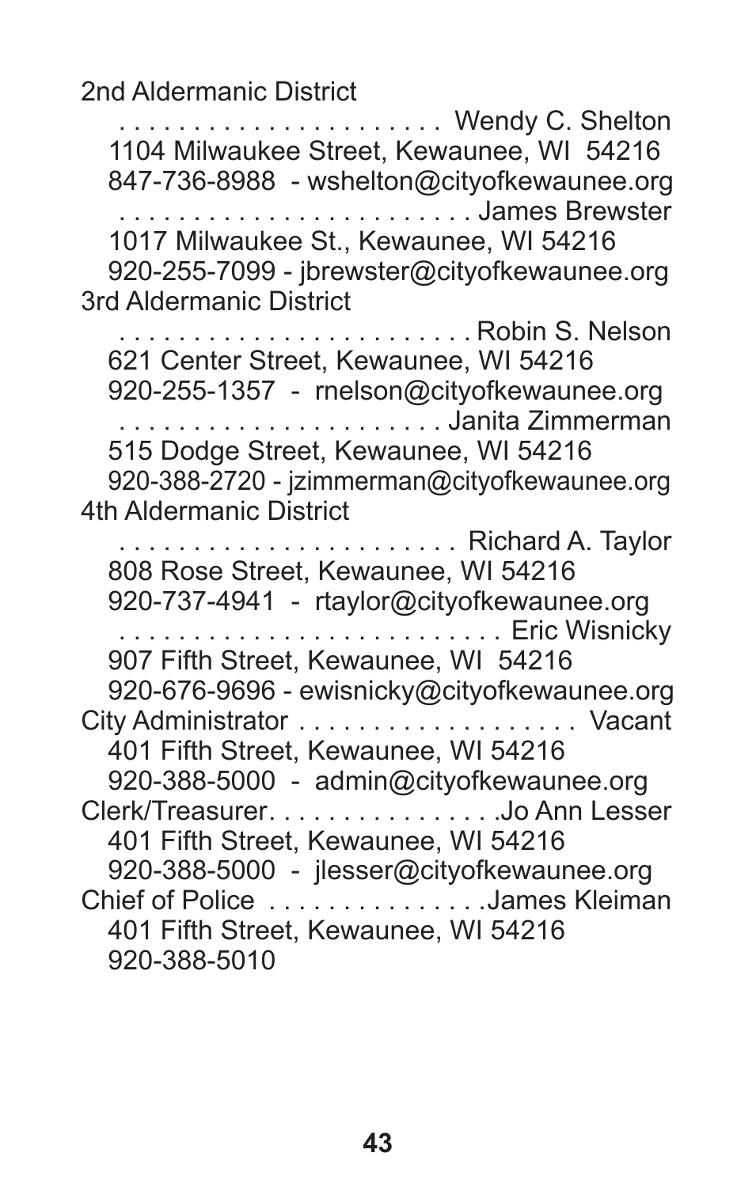2nd Aldermanic District

. . . . . . . . . . . . . . . . . . . . . . Wendy C. Shelton
1104 Milwaukee Street, Kewaunee, WI 54216
847-736-8988 - wshelton@cityofkewaunee.org

. . . . . . . . . . . . . . . . . . . . . . . . James Brewster
1017 Milwaukee St., Kewaunee, WI 54216
920-255-7099 - jbrewster@cityofkewaunee.org

3rd Aldermanic District

. . . . . . . . . . . . . . . . . . . . . . . . Robin S. Nelson
621 Center Street, Kewaunee, WI 54216
920-255-1357 - rnelson@cityofkewaunee.org

. . . . . . . . . . . . . . . . . . . . . . Janita Zimmerman
515 Dodge Street, Kewaunee, WI 54216
920-388-2720 - jzimmerman@cityofkewaunee.org

4th Aldermanic District

. . . . . . . . . . . . . . . . . . . . . . . Richard A. Taylor
808 Rose Street, Kewaunee, WI 54216
920-737-4941 - rtaylor@cityofkewaunee.org

. . . . . . . . . . . . . . . . . . . . . . . . . . Eric Wisnicky
907 Fifth Street, Kewaunee, WI 54216
920-676-9696 - ewisnicky@cityofkewaunee.org

City Administrator . . . . . . . . . . . . . . . . . . . Vacant
401 Fifth Street, Kewaunee, WI 54216
920-388-5000 - admin@cityofkewaunee.org

Clerk/Treasurer. . . . . . . . . . . . . . . . .Jo Ann Lesser
401 Fifth Street, Kewaunee, WI 54216
920-388-5000 - jlesser@cityofkewaunee.org

Chief of Police . . . . . . . . . . . . . . .James Kleiman
401 Fifth Street, Kewaunee, WI 54216
920-388-5010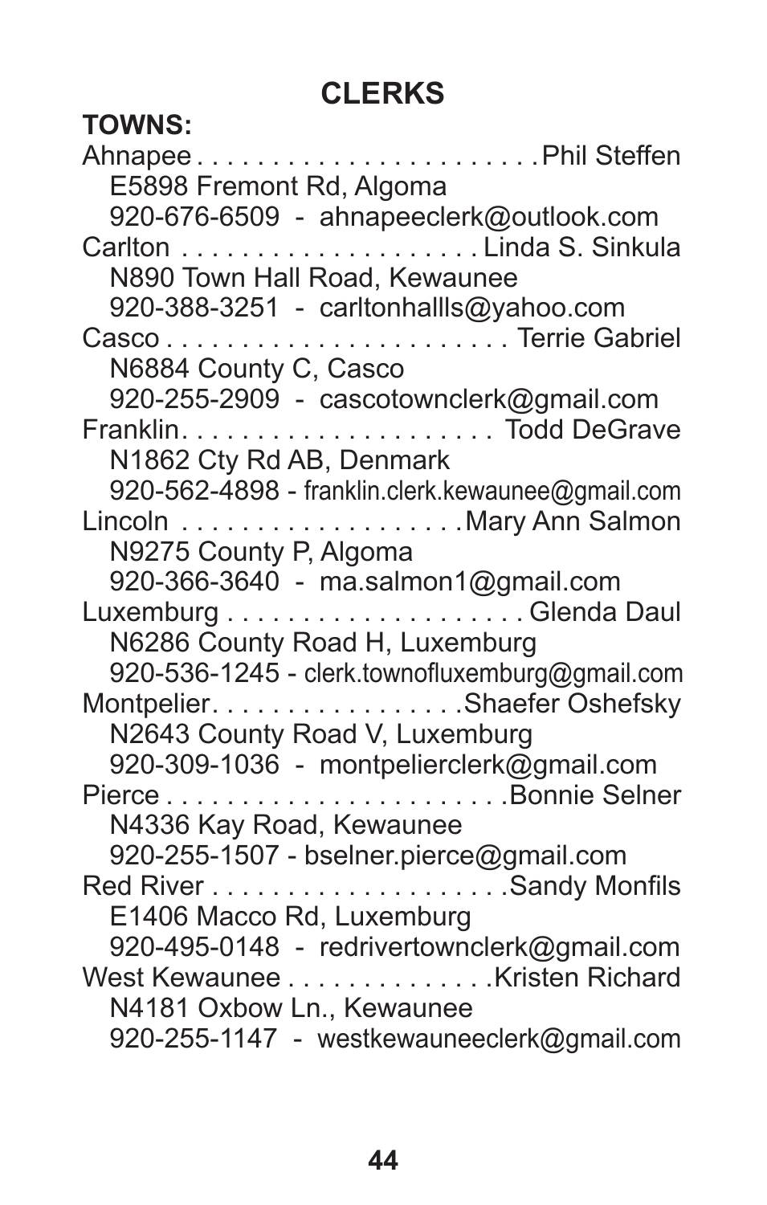# CLERKS

**TOWNS:**

Ahnapee . . . . . . . . . . . . . . . . . . . . . . .Phil Steffen
E5898 Fremont Rd, Algoma
920-676-6509 - ahnapeeclerk@outlook.com

Carlton . . . . . . . . . . . . . . . . . . . . Linda S. Sinkula
N890 Town Hall Road, Kewaunee
920-388-3251 - carltonhallls@yahoo.com

Casco . . . . . . . . . . . . . . . . . . . . . . . Terrie Gabriel
N6884 County C, Casco
920-255-2909 - cascotownclerk@gmail.com

Franklin. . . . . . . . . . . . . . . . . . . . . Todd DeGrave
N1862 Cty Rd AB, Denmark
920-562-4898 - franklin.clerk.kewaunee@gmail.com

Lincoln . . . . . . . . . . . . . . . . . . .Mary Ann Salmon
N9275 County P, Algoma
920-366-3640 - ma.salmon1@gmail.com

Luxemburg . . . . . . . . . . . . . . . . . . . Glenda Daul
N6286 County Road H, Luxemburg
920-536-1245 - clerk.townofluxemburg@gmail.com

Montpelier. . . . . . . . . . . . . . . . .Shaefer Oshefsky
N2643 County Road V, Luxemburg
920-309-1036 - montpelierclerk@gmail.com

Pierce . . . . . . . . . . . . . . . . . . . . . . .Bonnie Selner
N4336 Kay Road, Kewaunee
920-255-1507 - bselner.pierce@gmail.com

Red River . . . . . . . . . . . . . . . . . . . .Sandy Monfils
E1406 Macco Rd, Luxemburg
920-495-0148 - redrivertownclerk@gmail.com

West Kewaunee . . . . . . . . . . . . . .Kristen Richard
N4181 Oxbow Ln., Kewaunee
920-255-1147 - westkewauneeclerk@gmail.com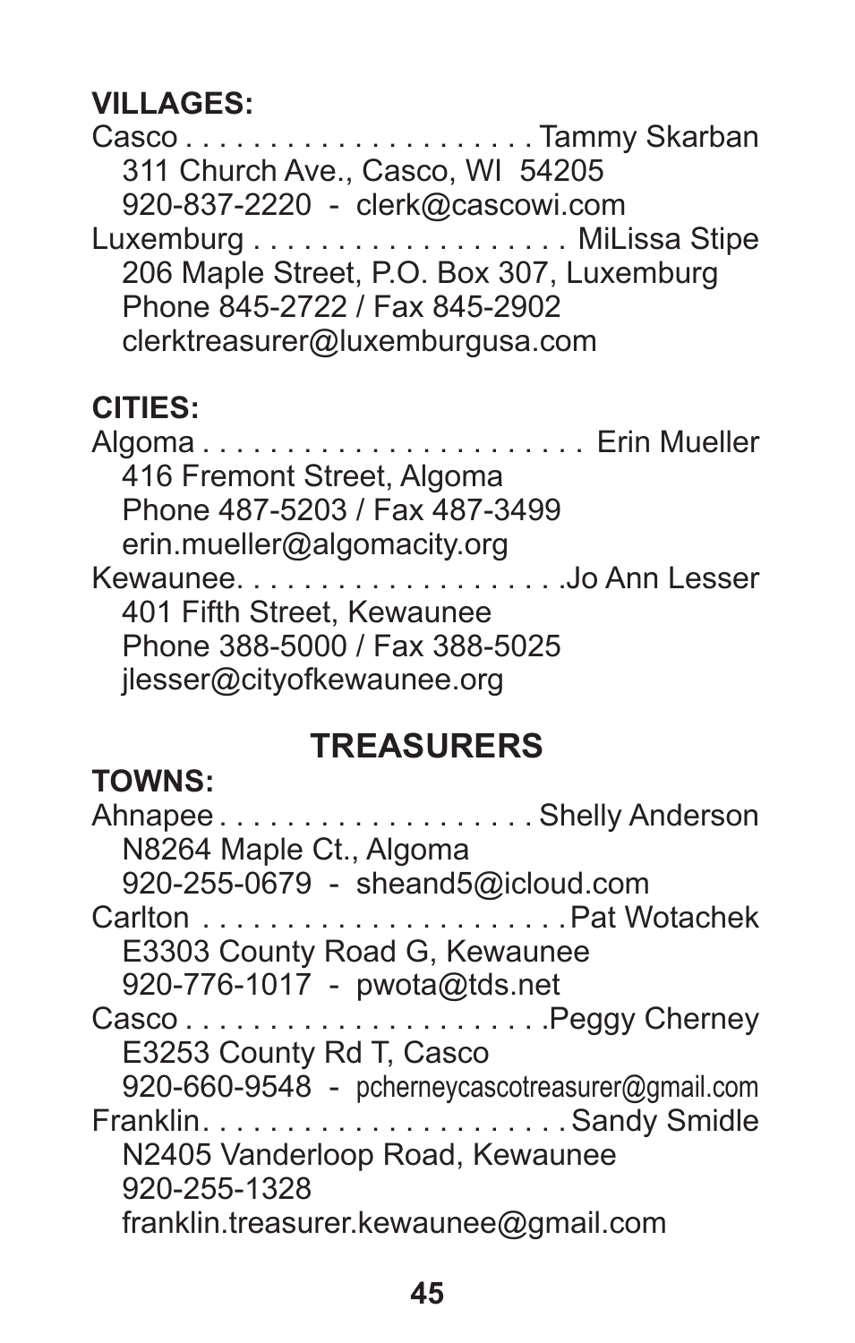**VILLAGES:**

Casco . . . . . . . . . . . . . . . . . . . . . Tammy Skarban
311 Church Ave., Casco, WI 54205
920-837-2220 - clerk@cascowi.com

Luxemburg . . . . . . . . . . . . . . . . . . . MiLissa Stipe
206 Maple Street, P.O. Box 307, Luxemburg
Phone 845-2722 / Fax 845-2902
clerktreasurer@luxemburgusa.com

**CITIES:**

Algoma . . . . . . . . . . . . . . . . . . . . . . . Erin Mueller
416 Fremont Street, Algoma
Phone 487-5203 / Fax 487-3499
erin.mueller@algomacity.org

Kewaunee. . . . . . . . . . . . . . . . . . . .Jo Ann Lesser
401 Fifth Street, Kewaunee
Phone 388-5000 / Fax 388-5025
jlesser@cityofkewaunee.org

## TREASURERS

**TOWNS:**

Ahnapee . . . . . . . . . . . . . . . . . . . Shelly Anderson
N8264 Maple Ct., Algoma
920-255-0679 - sheand5@icloud.com

Carlton . . . . . . . . . . . . . . . . . . . . . .Pat Wotachek
E3303 County Road G, Kewaunee
920-776-1017 - pwota@tds.net

Casco . . . . . . . . . . . . . . . . . . . . . .Peggy Cherney
E3253 County Rd T, Casco
920-660-9548 - pcherneycascotreasurer@gmail.com

Franklin. . . . . . . . . . . . . . . . . . . . . Sandy Smidle
N2405 Vanderloop Road, Kewaunee
920-255-1328
franklin.treasurer.kewaunee@gmail.com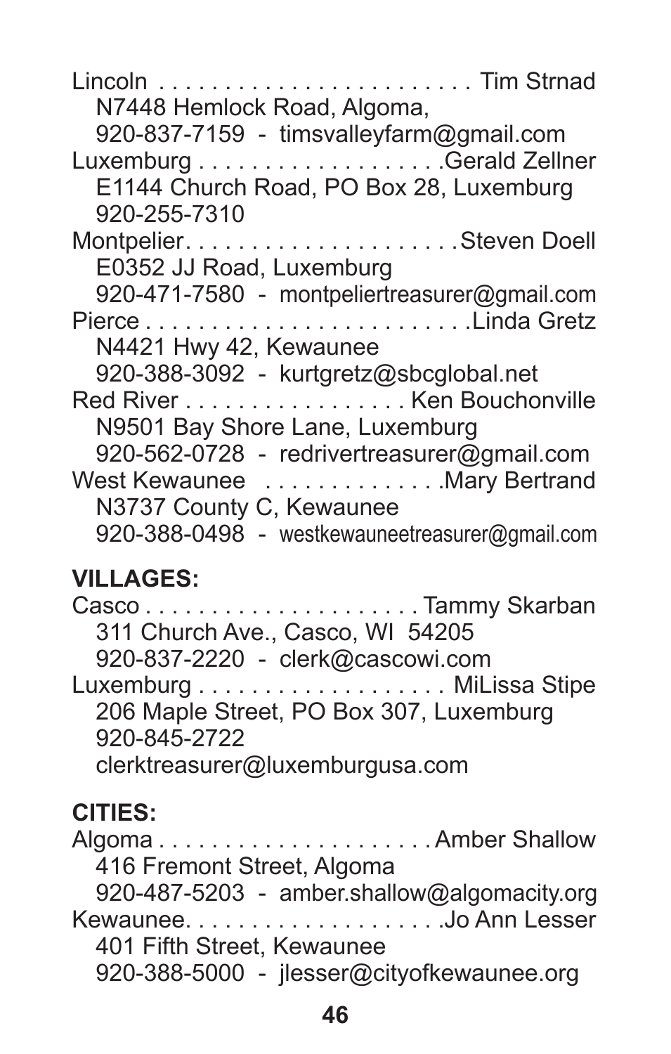Lincoln . . . . . . . . . . . . . . . . . . . . . . . . Tim Strnad
N7448 Hemlock Road, Algoma,
920-837-7159 - timsvalleyfarm@gmail.com

Luxemburg . . . . . . . . . . . . . . . . . . .Gerald Zellner
E1144 Church Road, PO Box 28, Luxemburg
920-255-7310

Montpelier. . . . . . . . . . . . . . . . . . . . .Steven Doell
E0352 JJ Road, Luxemburg
920-471-7580 - montpeliertreasurer@gmail.com

Pierce . . . . . . . . . . . . . . . . . . . . . . . . .Linda Gretz
N4421 Hwy 42, Kewaunee
920-388-3092 - kurtgretz@sbcglobal.net

Red River . . . . . . . . . . . . . . . . . Ken Bouchonville
N9501 Bay Shore Lane, Luxemburg
920-562-0728 - redrivertreasurer@gmail.com

West Kewaunee . . . . . . . . . . . . . .Mary Bertrand
N3737 County C, Kewaunee
920-388-0498 - westkewauneetreasurer@gmail.com

**VILLAGES:**

Casco . . . . . . . . . . . . . . . . . . . . . Tammy Skarban
311 Church Ave., Casco, WI 54205
920-837-2220 - clerk@cascowi.com

Luxemburg . . . . . . . . . . . . . . . . . . . MiLissa Stipe
206 Maple Street, PO Box 307, Luxemburg
920-845-2722
clerktreasurer@luxemburgusa.com

**CITIES:**

Algoma . . . . . . . . . . . . . . . . . . . . . Amber Shallow
416 Fremont Street, Algoma
920-487-5203 - amber.shallow@algomacity.org

Kewaunee. . . . . . . . . . . . . . . . . . . .Jo Ann Lesser
401 Fifth Street, Kewaunee
920-388-5000 - jlesser@cityofkewaunee.org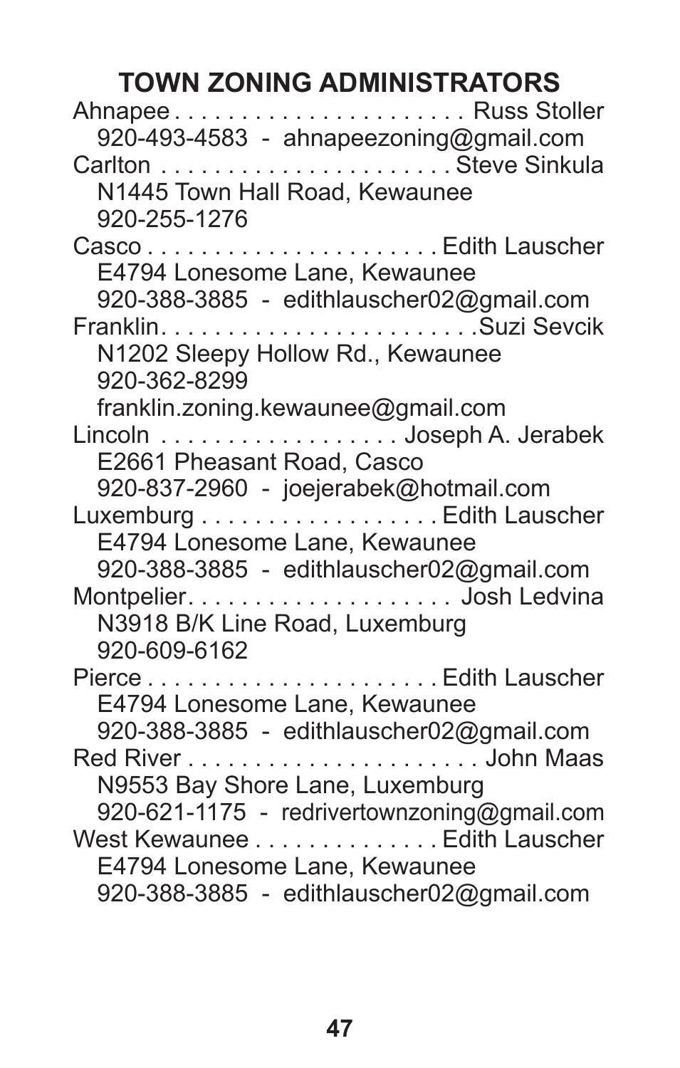## TOWN ZONING ADMINISTRATORS

Ahnapee . . . . . . . . . . . . . . . . . . . . . . Russ Stoller
920-493-4583 - ahnapeezoning@gmail.com

Carlton . . . . . . . . . . . . . . . . . . . . . . Steve Sinkula
N1445 Town Hall Road, Kewaunee
920-255-1276

Casco . . . . . . . . . . . . . . . . . . . . . . Edith Lauscher
E4794 Lonesome Lane, Kewaunee
920-388-3885 - edithlauscher02@gmail.com

Franklin. . . . . . . . . . . . . . . . . . . . . . . .Suzi Sevcik
N1202 Sleepy Hollow Rd., Kewaunee
920-362-8299
franklin.zoning.kewaunee@gmail.com

Lincoln . . . . . . . . . . . . . . . . . . Joseph A. Jerabek
E2661 Pheasant Road, Casco
920-837-2960 - joejerabek@hotmail.com

Luxemburg . . . . . . . . . . . . . . . . . Edith Lauscher
E4794 Lonesome Lane, Kewaunee
920-388-3885 - edithlauscher02@gmail.com

Montpelier. . . . . . . . . . . . . . . . . . . . Josh Ledvina
N3918 B/K Line Road, Luxemburg
920-609-6162

Pierce . . . . . . . . . . . . . . . . . . . . . . Edith Lauscher
E4794 Lonesome Lane, Kewaunee
920-388-3885 - edithlauscher02@gmail.com

Red River . . . . . . . . . . . . . . . . . . . . . . John Maas
N9553 Bay Shore Lane, Luxemburg
920-621-1175 - redrivertownzoning@gmail.com

West Kewaunee . . . . . . . . . . . . . . Edith Lauscher
E4794 Lonesome Lane, Kewaunee
920-388-3885 - edithlauscher02@gmail.com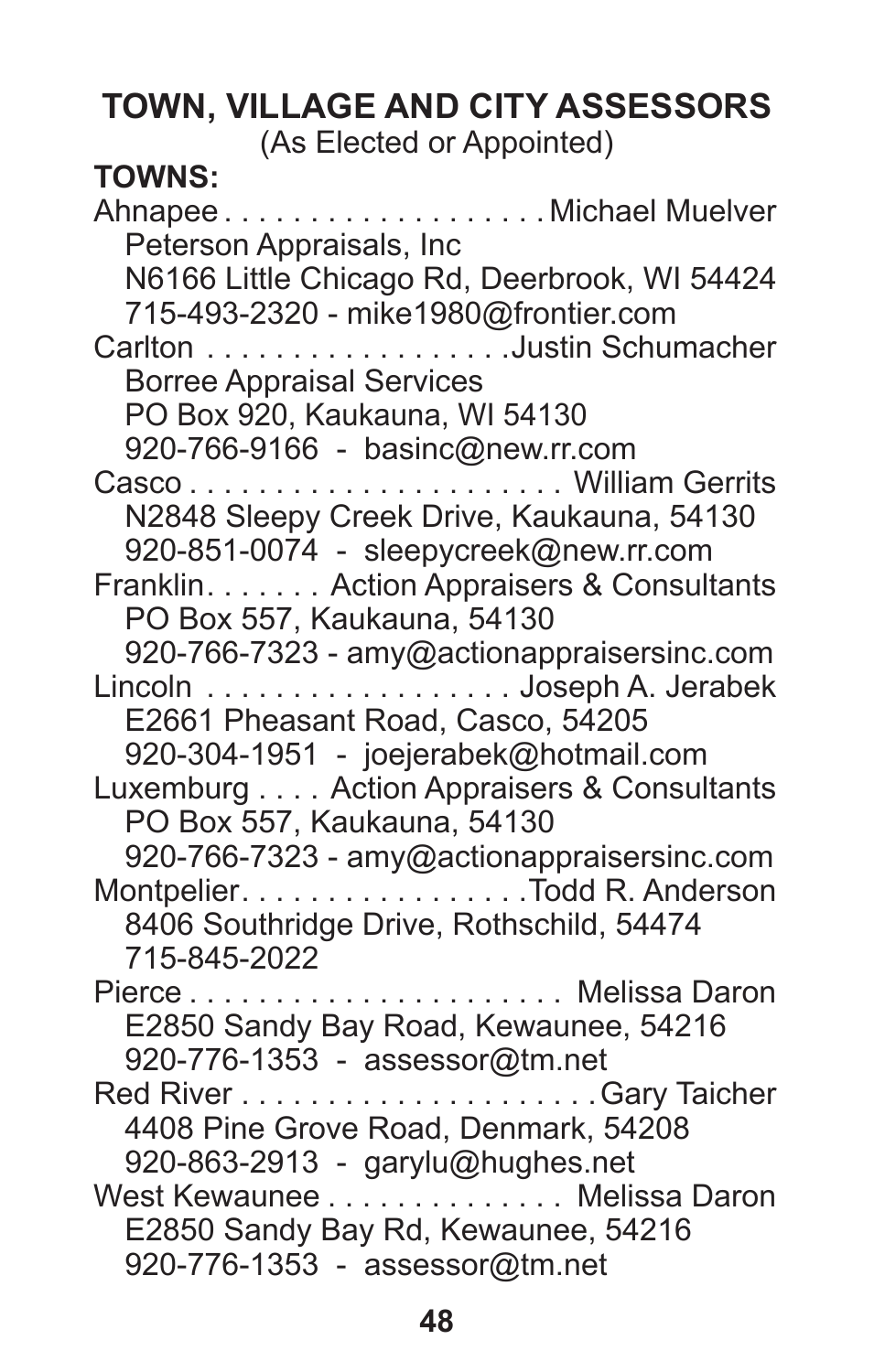## TOWN, VILLAGE AND CITY ASSESSORS

(As Elected or Appointed)

**TOWNS:**

Ahnapee . . . . . . . . . . . . . . . . . . . Michael Muelver
Peterson Appraisals, Inc
N6166 Little Chicago Rd, Deerbrook, WI 54424
715-493-2320 - mike1980@frontier.com

Carlton . . . . . . . . . . . . . . . . . . Justin Schumacher
Borree Appraisal Services
PO Box 920, Kaukauna, WI 54130
920-766-9166 - basinc@new.rr.com

Casco . . . . . . . . . . . . . . . . . . . . . . William Gerrits
N2848 Sleepy Creek Drive, Kaukauna, 54130
920-851-0074 - sleepycreek@new.rr.com

Franklin. . . . . . . Action Appraisers & Consultants
PO Box 557, Kaukauna, 54130
920-766-7323 - amy@actionappraisersinc.com

Lincoln . . . . . . . . . . . . . . . . . . Joseph A. Jerabek
E2661 Pheasant Road, Casco, 54205
920-304-1951 - joejerabek@hotmail.com

Luxemburg . . . . Action Appraisers & Consultants
PO Box 557, Kaukauna, 54130
920-766-7323 - amy@actionappraisersinc.com

Montpelier. . . . . . . . . . . . . . . . . Todd R. Anderson
8406 Southridge Drive, Rothschild, 54474
715-845-2022

Pierce . . . . . . . . . . . . . . . . . . . . . . Melissa Daron
E2850 Sandy Bay Road, Kewaunee, 54216
920-776-1353 - assessor@tm.net

Red River . . . . . . . . . . . . . . . . . . . . . Gary Taicher
4408 Pine Grove Road, Denmark, 54208
920-863-2913 - garylu@hughes.net

West Kewaunee . . . . . . . . . . . . . . Melissa Daron
E2850 Sandy Bay Rd, Kewaunee, 54216
920-776-1353 - assessor@tm.net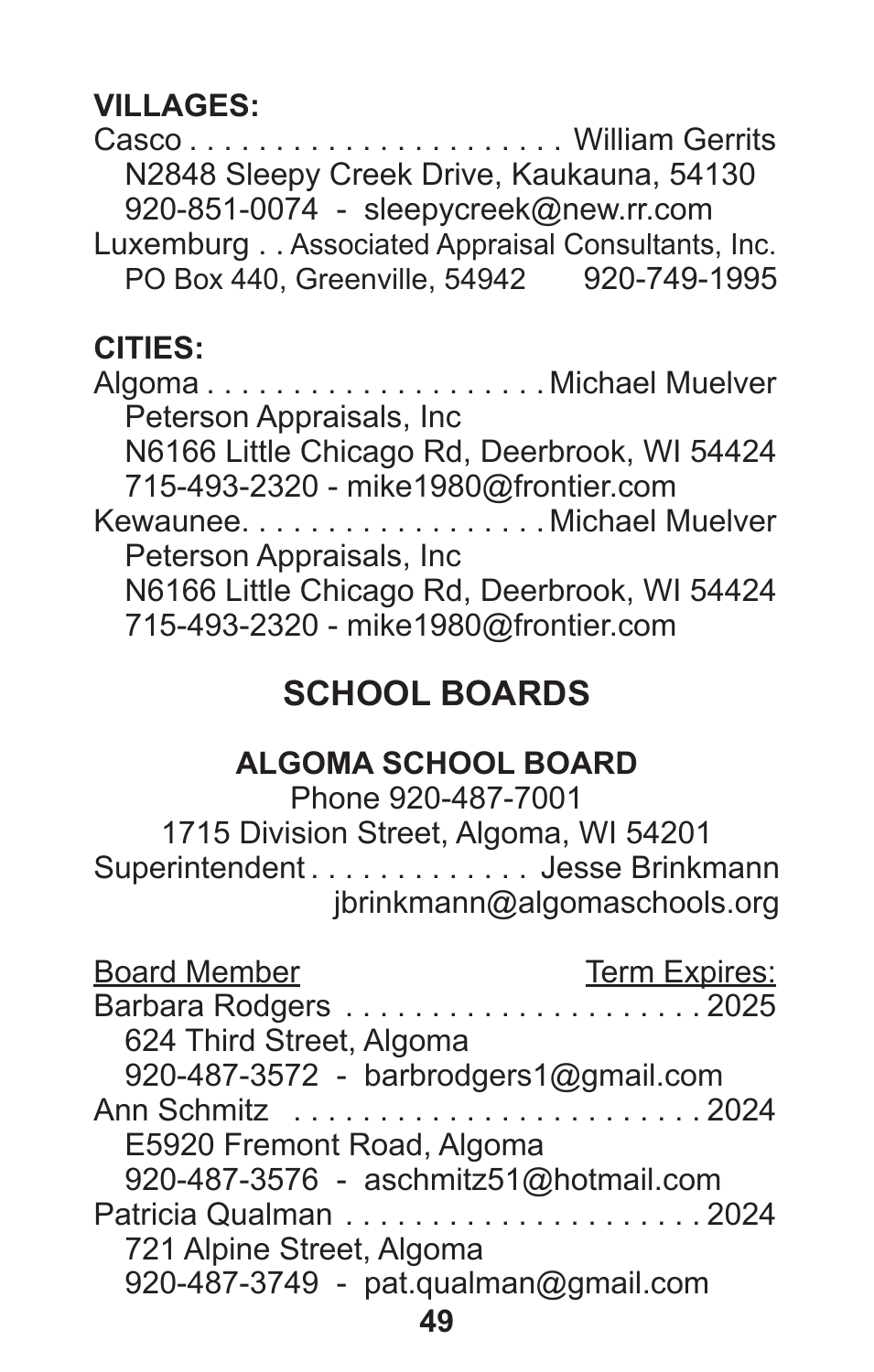**VILLAGES:**

Casco . . . . . . . . . . . . . . . . . . . . . William Gerrits
N2848 Sleepy Creek Drive, Kaukauna, 54130
920-851-0074 - sleepycreek@new.rr.com

Luxemburg . . Associated Appraisal Consultants, Inc.
PO Box 440, Greenville, 54942 920-749-1995

**CITIES:**

Algoma . . . . . . . . . . . . . . . . . . . Michael Muelver
Peterson Appraisals, Inc
N6166 Little Chicago Rd, Deerbrook, WI 54424
715-493-2320 - mike1980@frontier.com

Kewaunee. . . . . . . . . . . . . . . . . Michael Muelver
Peterson Appraisals, Inc
N6166 Little Chicago Rd, Deerbrook, WI 54424
715-493-2320 - mike1980@frontier.com

## SCHOOL BOARDS

### ALGOMA SCHOOL BOARD

Phone 920-487-7001
1715 Division Street, Algoma, WI 54201
Superintendent . . . . . . . . . . . . . Jesse Brinkmann
jbrinkmann@algomaschools.org

| Board Member | Term Expires: |
|---|---|
| Barbara Rodgers<br>624 Third Street, Algoma<br>920-487-3572 - barbrodgers1@gmail.com | 2025 |
| Ann Schmitz<br>E5920 Fremont Road, Algoma<br>920-487-3576 - aschmitz51@hotmail.com | 2024 |
| Patricia Qualman<br>721 Alpine Street, Algoma<br>920-487-3749 - pat.qualman@gmail.com | 2024 |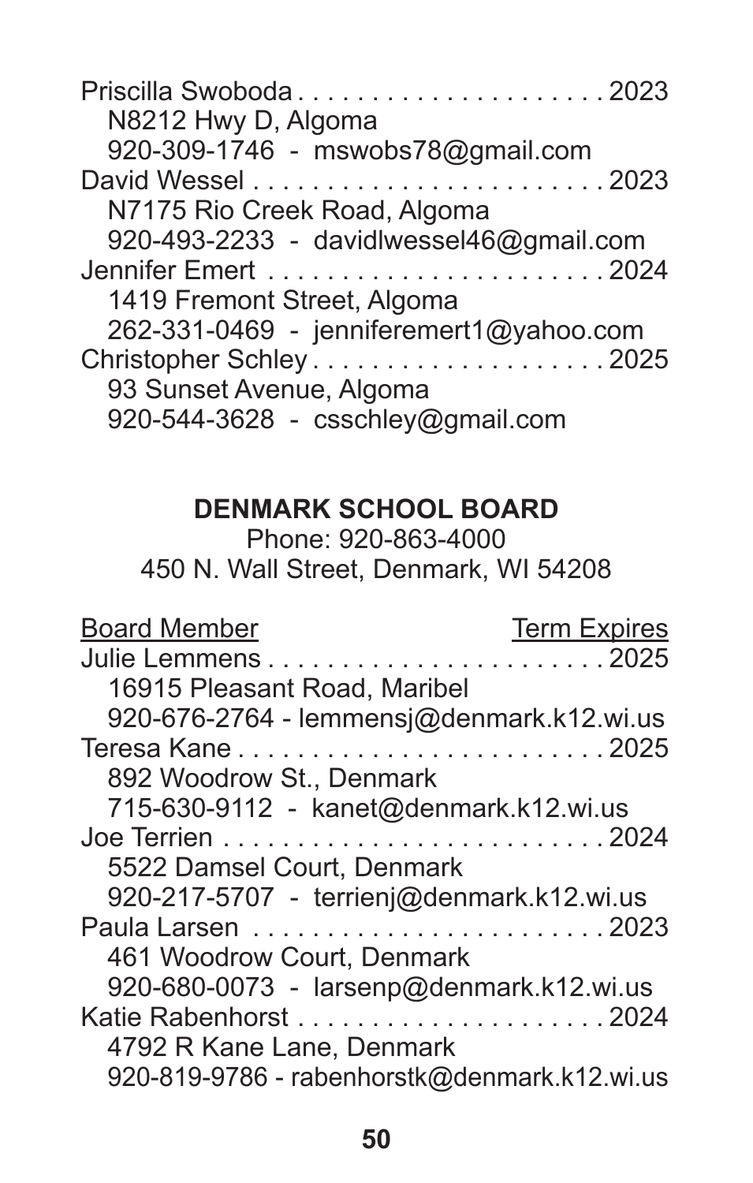Priscilla Swoboda . . . . . . . . . . . . . . . . . . . . . 2023
N8212 Hwy D, Algoma
920-309-1746 - mswobs78@gmail.com

David Wessel . . . . . . . . . . . . . . . . . . . . . . . . 2023
N7175 Rio Creek Road, Algoma
920-493-2233 - davidlwessel46@gmail.com

Jennifer Emert . . . . . . . . . . . . . . . . . . . . . . . 2024
1419 Fremont Street, Algoma
262-331-0469 - jenniferemert1@yahoo.com

Christopher Schley . . . . . . . . . . . . . . . . . . . . 2025
93 Sunset Avenue, Algoma
920-544-3628 - csschley@gmail.com

## DENMARK SCHOOL BOARD

Phone: 920-863-4000
450 N. Wall Street, Denmark, WI 54208

Board Member — Term Expires

Julie Lemmens . . . . . . . . . . . . . . . . . . . . . . . . 2025
16915 Pleasant Road, Maribel
920-676-2764 - lemmensj@denmark.k12.wi.us

Teresa Kane . . . . . . . . . . . . . . . . . . . . . . . . . 2025
892 Woodrow St., Denmark
715-630-9112 - kanet@denmark.k12.wi.us

Joe Terrien . . . . . . . . . . . . . . . . . . . . . . . . . . 2024
5522 Damsel Court, Denmark
920-217-5707 - terrienj@denmark.k12.wi.us

Paula Larsen . . . . . . . . . . . . . . . . . . . . . . . . 2023
461 Woodrow Court, Denmark
920-680-0073 - larsenp@denmark.k12.wi.us

Katie Rabenhorst . . . . . . . . . . . . . . . . . . . . . 2024
4792 R Kane Lane, Denmark
920-819-9786 - rabenhorstk@denmark.k12.wi.us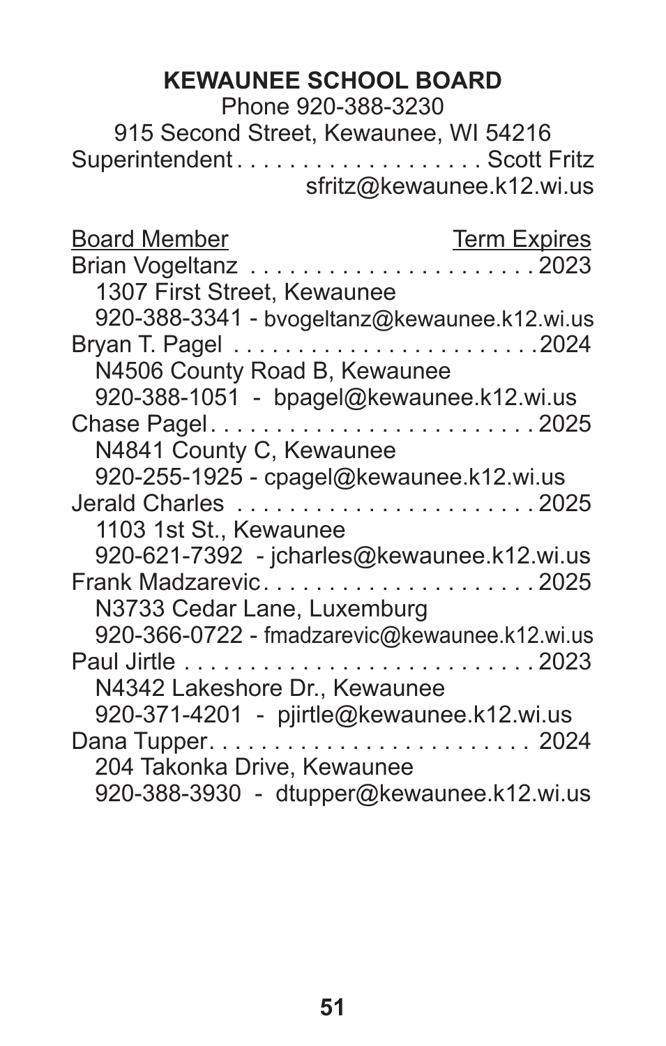# KEWAUNEE SCHOOL BOARD

Phone 920-388-3230

915 Second Street, Kewaunee, WI 54216

Superintendent . . . . . . . . . . . . . . . . . . . Scott Fritz
sfritz@kewaunee.k12.wi.us

| Board Member | Term Expires |
|---|---|
| Brian Vogeltanz<br>1307 First Street, Kewaunee<br>920-388-3341 - bvogeltanz@kewaunee.k12.wi.us | 2023 |
| Bryan T. Pagel<br>N4506 County Road B, Kewaunee<br>920-388-1051 - bpagel@kewaunee.k12.wi.us | 2024 |
| Chase Pagel<br>N4841 County C, Kewaunee<br>920-255-1925 - cpagel@kewaunee.k12.wi.us | 2025 |
| Jerald Charles<br>1103 1st St., Kewaunee<br>920-621-7392 - jcharles@kewaunee.k12.wi.us | 2025 |
| Frank Madzarevic<br>N3733 Cedar Lane, Luxemburg<br>920-366-0722 - fmadzarevic@kewaunee.k12.wi.us | 2025 |
| Paul Jirtle<br>N4342 Lakeshore Dr., Kewaunee<br>920-371-4201 - pjirtle@kewaunee.k12.wi.us | 2023 |
| Dana Tupper<br>204 Takonka Drive, Kewaunee<br>920-388-3930 - dtupper@kewaunee.k12.wi.us | 2024 |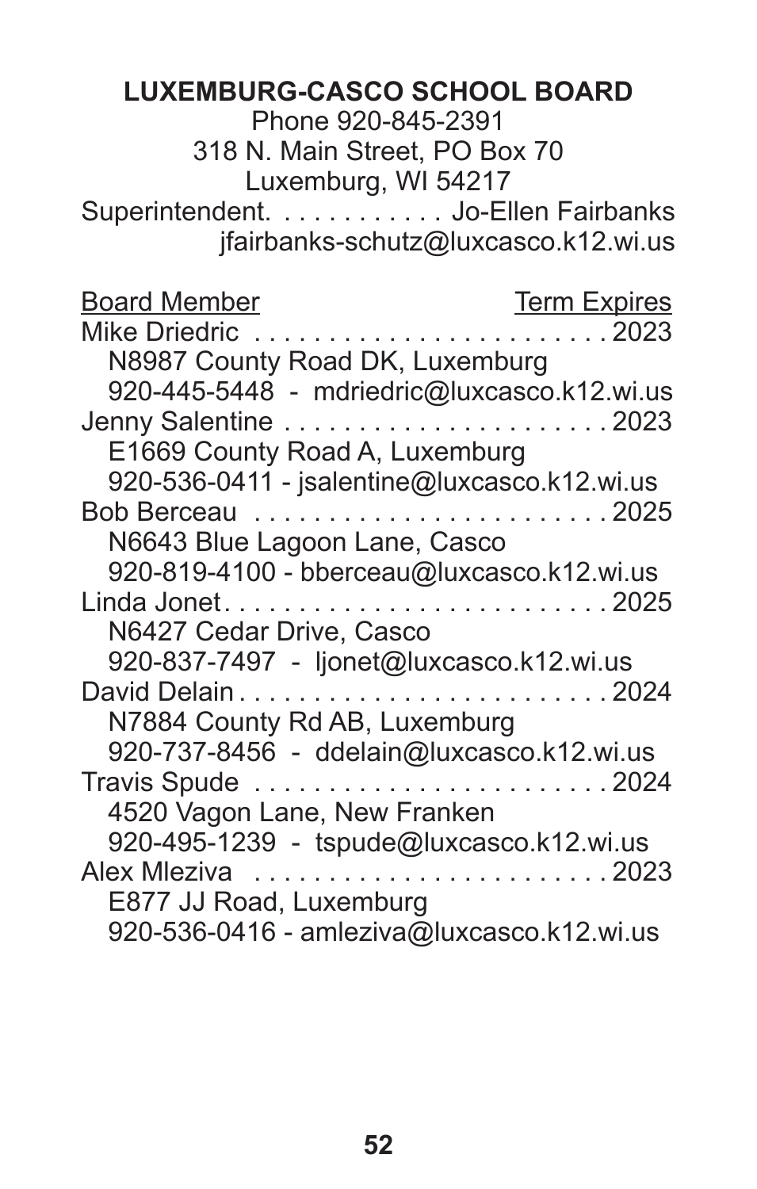**LUXEMBURG-CASCO SCHOOL BOARD**

Phone 920-845-2391
318 N. Main Street, PO Box 70
Luxemburg, WI 54217

Superintendent. . . . . . . . . . . . Jo-Ellen Fairbanks
jfairbanks-schutz@luxcasco.k12.wi.us

| Board Member | Term Expires |
|---|---|
| Mike Driedric<br>N8987 County Road DK, Luxemburg<br>920-445-5448 - mdriedric@luxcasco.k12.wi.us | 2023 |
| Jenny Salentine<br>E1669 County Road A, Luxemburg<br>920-536-0411 - jsalentine@luxcasco.k12.wi.us | 2023 |
| Bob Berceau<br>N6643 Blue Lagoon Lane, Casco<br>920-819-4100 - bberceau@luxcasco.k12.wi.us | 2025 |
| Linda Jonet<br>N6427 Cedar Drive, Casco<br>920-837-7497 - ljonet@luxcasco.k12.wi.us | 2025 |
| David Delain<br>N7884 County Rd AB, Luxemburg<br>920-737-8456 - ddelain@luxcasco.k12.wi.us | 2024 |
| Travis Spude<br>4520 Vagon Lane, New Franken<br>920-495-1239 - tspude@luxcasco.k12.wi.us | 2024 |
| Alex Mleziva<br>E877 JJ Road, Luxemburg<br>920-536-0416 - amleziva@luxcasco.k12.wi.us | 2023 |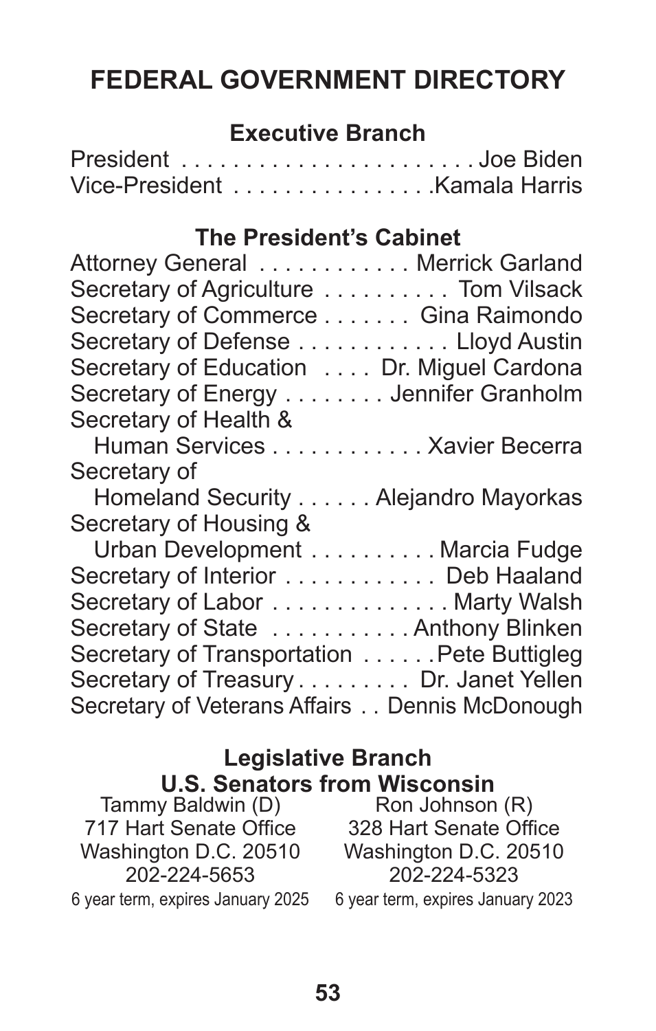# FEDERAL GOVERNMENT DIRECTORY

## Executive Branch

President . . . . . . . . . . . . . . . . . . . . . . . Joe Biden
Vice-President . . . . . . . . . . . . . . . .Kamala Harris

## The President's Cabinet

Attorney General . . . . . . . . . . . . Merrick Garland
Secretary of Agriculture . . . . . . . . . . Tom Vilsack
Secretary of Commerce . . . . . . . Gina Raimondo
Secretary of Defense . . . . . . . . . . . . Lloyd Austin
Secretary of Education . . . . Dr. Miguel Cardona
Secretary of Energy . . . . . . . . Jennifer Granholm
Secretary of Health &
Human Services . . . . . . . . . . . . Xavier Becerra
Secretary of
Homeland Security . . . . . . Alejandro Mayorkas
Secretary of Housing &
Urban Development . . . . . . . . . . Marcia Fudge
Secretary of Interior . . . . . . . . . . . . Deb Haaland
Secretary of Labor . . . . . . . . . . . . . . Marty Walsh
Secretary of State . . . . . . . . . . . Anthony Blinken
Secretary of Transportation . . . . . .Pete Buttigleg
Secretary of Treasury . . . . . . . . . Dr. Janet Yellen
Secretary of Veterans Affairs . . Dennis McDonough

## Legislative Branch

### U.S. Senators from Wisconsin

Tammy Baldwin (D)
717 Hart Senate Office
Washington D.C. 20510
202-224-5653
6 year term, expires January 2025

Ron Johnson (R)
328 Hart Senate Office
Washington D.C. 20510
202-224-5323
6 year term, expires January 2023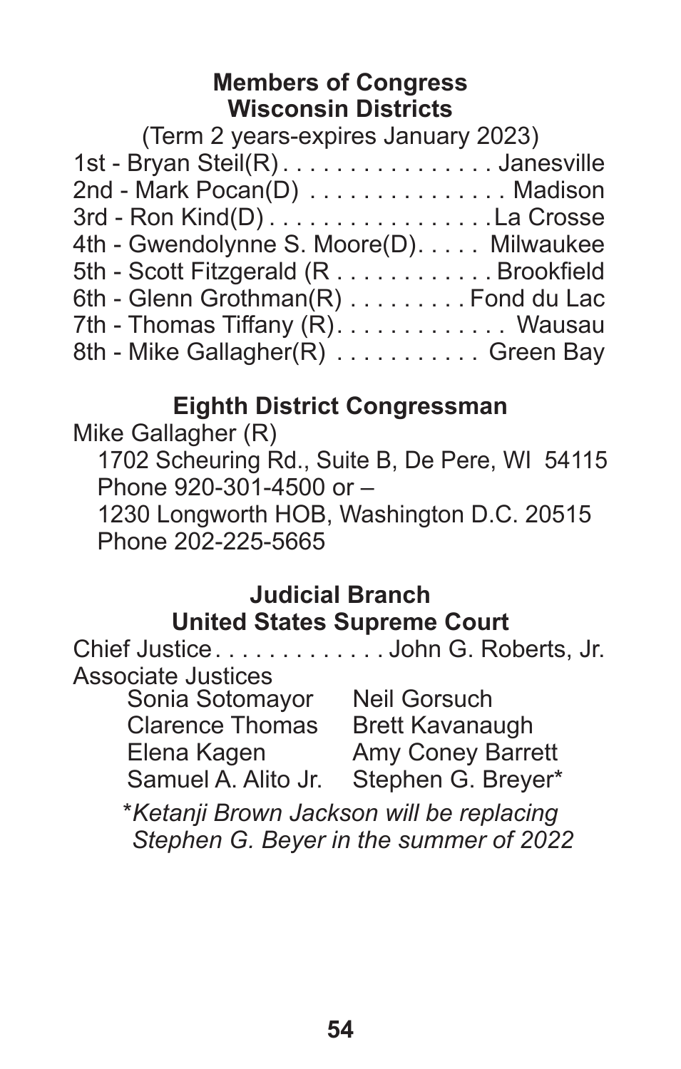## Members of Congress
## Wisconsin Districts

(Term 2 years-expires January 2023)

1st - Bryan Steil(R) . . . . . . . . . . . . . . . . Janesville
2nd - Mark Pocan(D) . . . . . . . . . . . . . . . Madison
3rd - Ron Kind(D) . . . . . . . . . . . . . . . . .La Crosse
4th - Gwendolynne S. Moore(D). . . . . Milwaukee
5th - Scott Fitzgerald (R . . . . . . . . . . . . Brookfield
6th - Glenn Grothman(R) . . . . . . . . . Fond du Lac
7th - Thomas Tiffany (R). . . . . . . . . . . . . Wausau
8th - Mike Gallagher(R) . . . . . . . . . . . Green Bay

## Eighth District Congressman

Mike Gallagher (R)
1702 Scheuring Rd., Suite B, De Pere, WI 54115
Phone 920-301-4500 or –
1230 Longworth HOB, Washington D.C. 20515
Phone 202-225-5665

## Judicial Branch
## United States Supreme Court

Chief Justice . . . . . . . . . . . . . John G. Roberts, Jr.

Associate Justices

Sonia Sotomayor
Clarence Thomas
Elena Kagen
Samuel A. Alito Jr.
Neil Gorsuch
Brett Kavanaugh
Amy Coney Barrett
Stephen G. Breyer*

*\*Ketanji Brown Jackson will be replacing Stephen G. Beyer in the summer of 2022*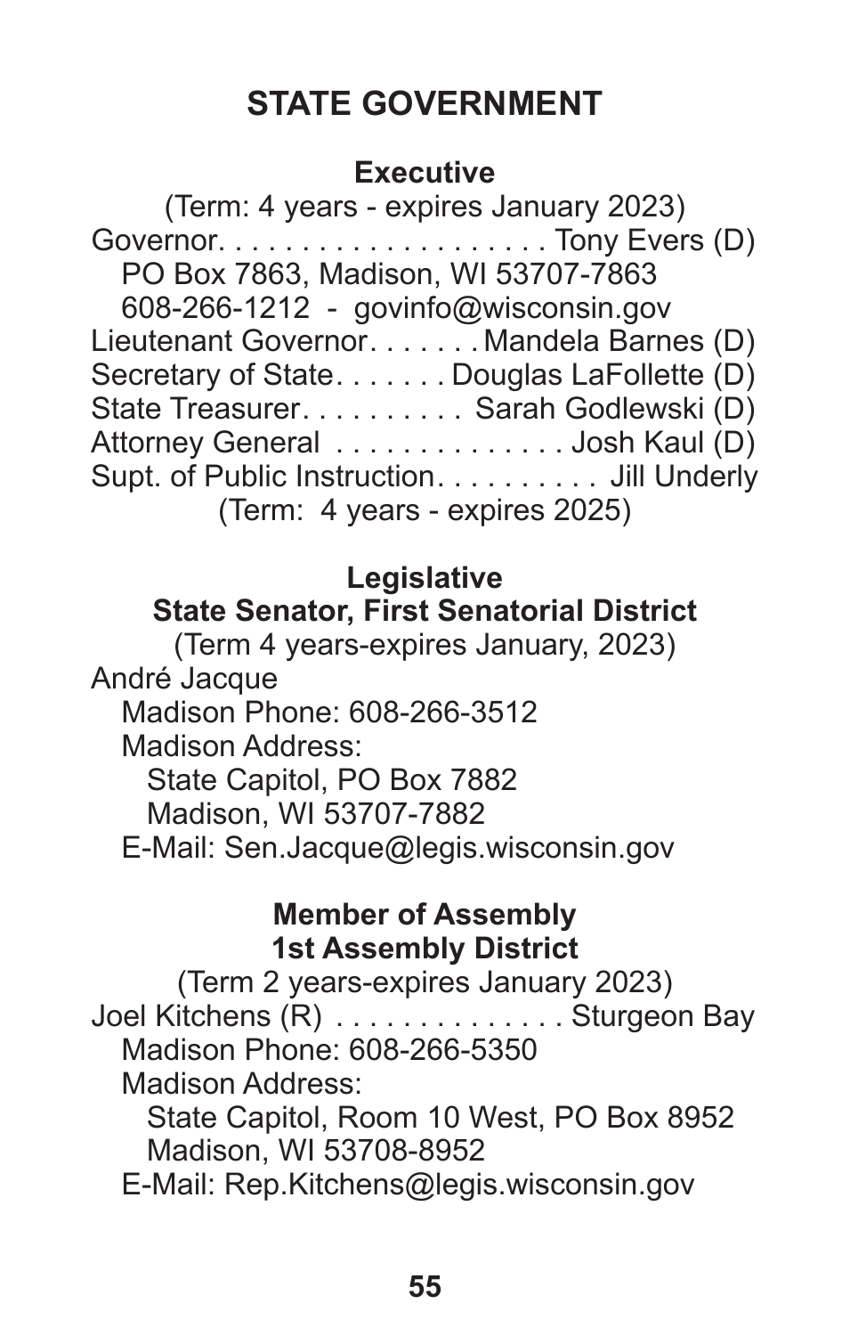# STATE GOVERNMENT

## Executive

(Term: 4 years - expires January 2023)

Governor. . . . . . . . . . . . . . . . . . . . Tony Evers (D)
PO Box 7863, Madison, WI 53707-7863
608-266-1212 - govinfo@wisconsin.gov

Lieutenant Governor. . . . . . . Mandela Barnes (D)

Secretary of State. . . . . . . Douglas LaFollette (D)

State Treasurer. . . . . . . . . . Sarah Godlewski (D)

Attorney General . . . . . . . . . . . . . . Josh Kaul (D)

Supt. of Public Instruction. . . . . . . . . . Jill Underly
(Term: 4 years - expires 2025)

## Legislative

### State Senator, First Senatorial District

(Term 4 years-expires January, 2023)

André Jacque
Madison Phone: 608-266-3512
Madison Address:
State Capitol, PO Box 7882
Madison, WI 53707-7882
E-Mail: Sen.Jacque@legis.wisconsin.gov

### Member of Assembly 1st Assembly District

(Term 2 years-expires January 2023)

Joel Kitchens (R) . . . . . . . . . . . . . . Sturgeon Bay
Madison Phone: 608-266-5350
Madison Address:
State Capitol, Room 10 West, PO Box 8952
Madison, WI 53708-8952
E-Mail: Rep.Kitchens@legis.wisconsin.gov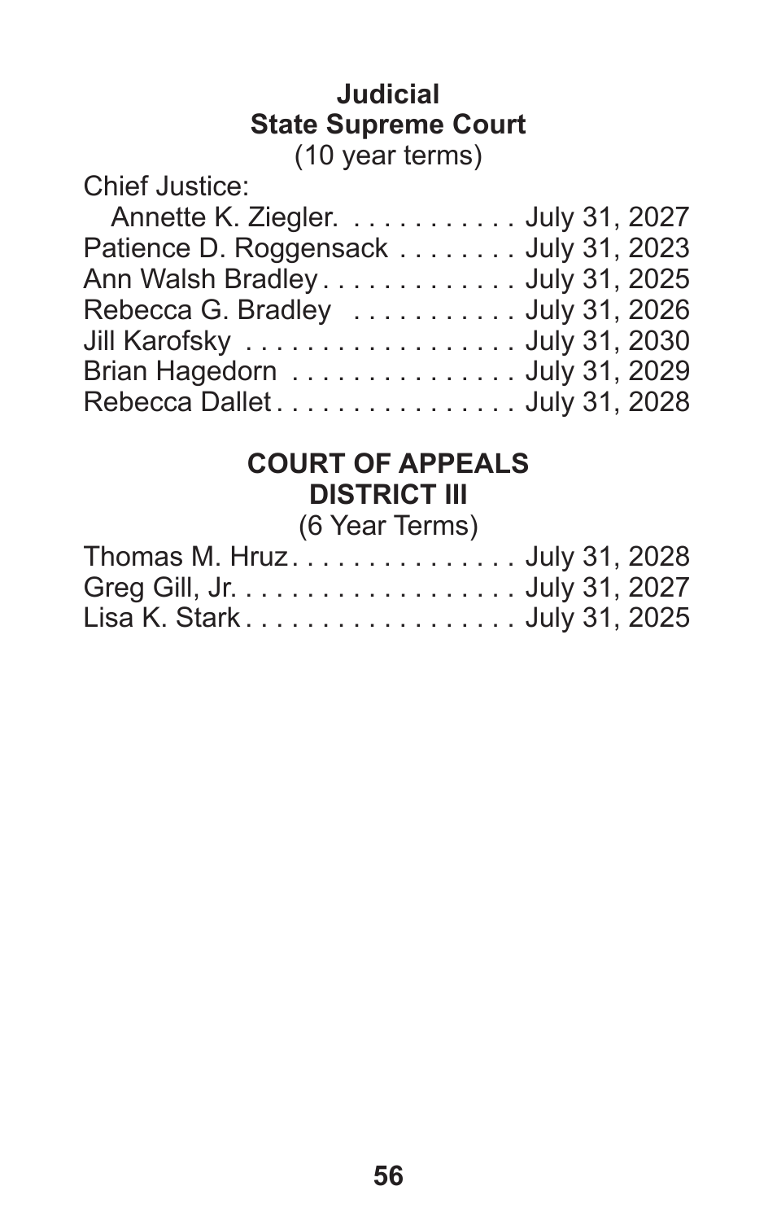## Judicial

### State Supreme Court

(10 year terms)

Chief Justice:

| Name | Term Ends |
| --- | --- |
| Annette K. Ziegler. | July 31, 2027 |
| Patience D. Roggensack | July 31, 2023 |
| Ann Walsh Bradley | July 31, 2025 |
| Rebecca G. Bradley | July 31, 2026 |
| Jill Karofsky | July 31, 2030 |
| Brian Hagedorn | July 31, 2029 |
| Rebecca Dallet | July 31, 2028 |

### COURT OF APPEALS DISTRICT III

(6 Year Terms)

| Name | Term Ends |
| --- | --- |
| Thomas M. Hruz | July 31, 2028 |
| Greg Gill, Jr. | July 31, 2027 |
| Lisa K. Stark | July 31, 2025 |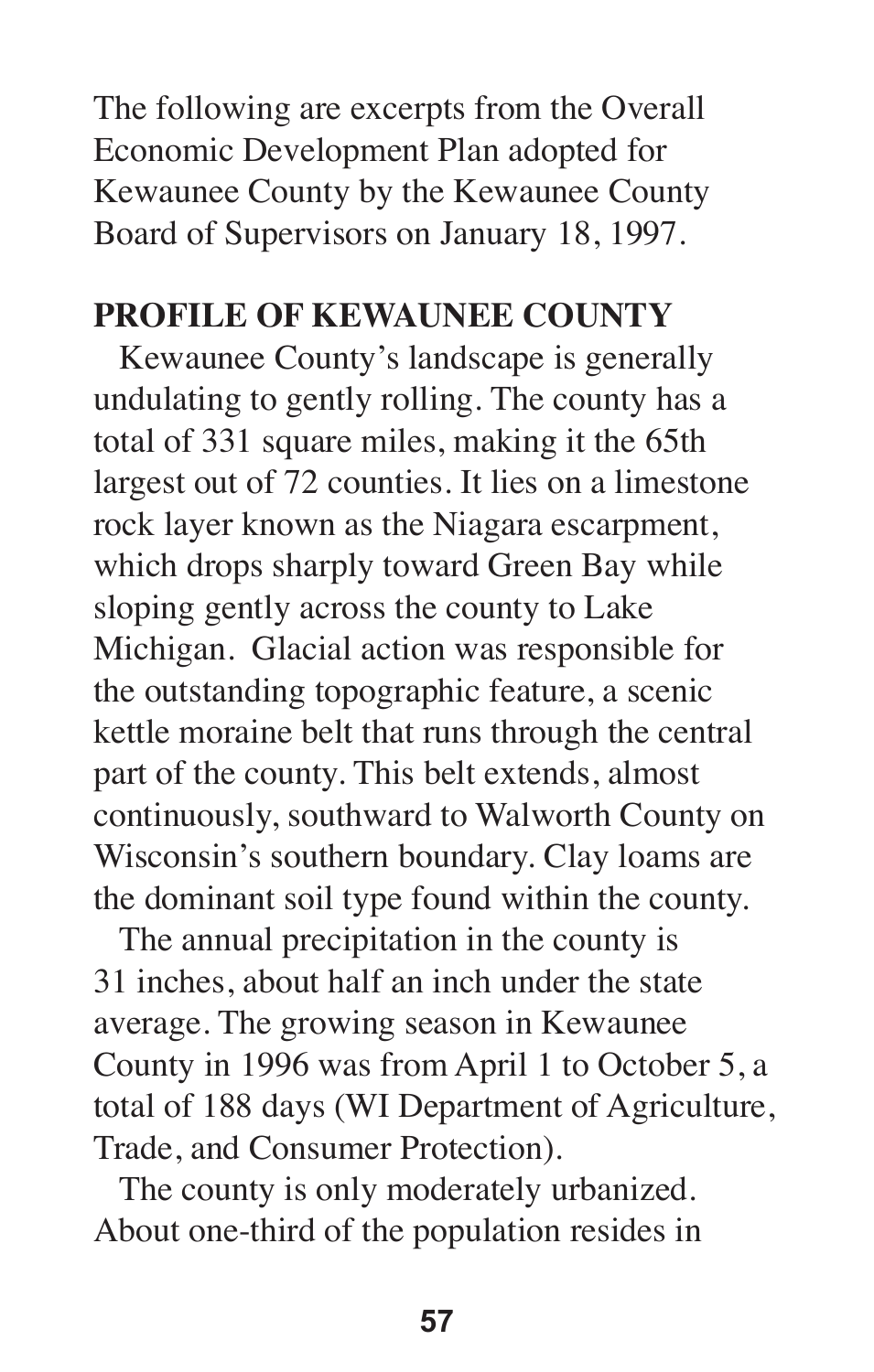The following are excerpts from the Overall Economic Development Plan adopted for Kewaunee County by the Kewaunee County Board of Supervisors on January 18, 1997.

## PROFILE OF KEWAUNEE COUNTY

Kewaunee County's landscape is generally undulating to gently rolling. The county has a total of 331 square miles, making it the 65th largest out of 72 counties. It lies on a limestone rock layer known as the Niagara escarpment, which drops sharply toward Green Bay while sloping gently across the county to Lake Michigan. Glacial action was responsible for the outstanding topographic feature, a scenic kettle moraine belt that runs through the central part of the county. This belt extends, almost continuously, southward to Walworth County on Wisconsin's southern boundary. Clay loams are the dominant soil type found within the county.

The annual precipitation in the county is 31 inches, about half an inch under the state average. The growing season in Kewaunee County in 1996 was from April 1 to October 5, a total of 188 days (WI Department of Agriculture, Trade, and Consumer Protection).

The county is only moderately urbanized. About one-third of the population resides in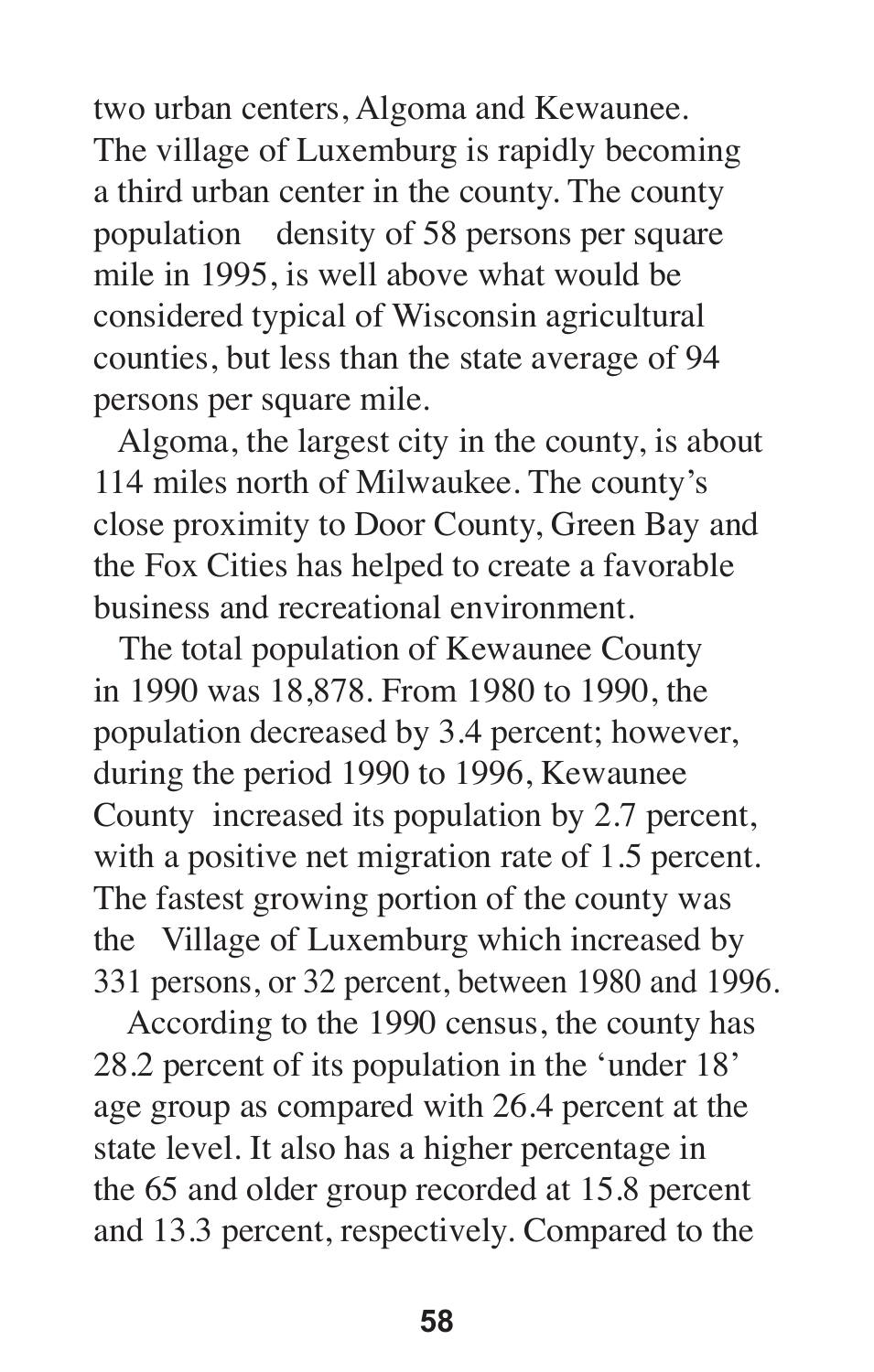two urban centers, Algoma and Kewaunee. The village of Luxemburg is rapidly becoming a third urban center in the county. The county population density of 58 persons per square mile in 1995, is well above what would be considered typical of Wisconsin agricultural counties, but less than the state average of 94 persons per square mile.

Algoma, the largest city in the county, is about 114 miles north of Milwaukee. The county's close proximity to Door County, Green Bay and the Fox Cities has helped to create a favorable business and recreational environment.

The total population of Kewaunee County in 1990 was 18,878. From 1980 to 1990, the population decreased by 3.4 percent; however, during the period 1990 to 1996, Kewaunee County increased its population by 2.7 percent, with a positive net migration rate of 1.5 percent. The fastest growing portion of the county was the Village of Luxemburg which increased by 331 persons, or 32 percent, between 1980 and 1996.

According to the 1990 census, the county has 28.2 percent of its population in the 'under 18' age group as compared with 26.4 percent at the state level. It also has a higher percentage in the 65 and older group recorded at 15.8 percent and 13.3 percent, respectively. Compared to the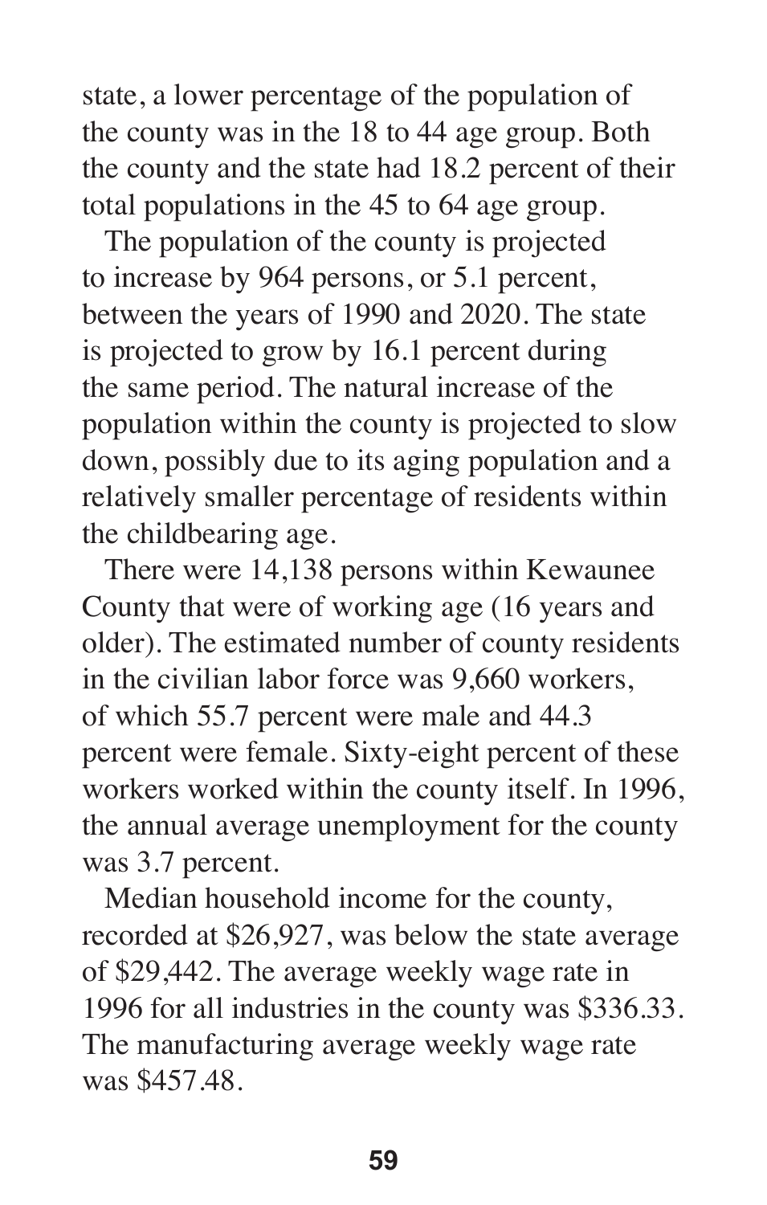state, a lower percentage of the population of the county was in the 18 to 44 age group. Both the county and the state had 18.2 percent of their total populations in the 45 to 64 age group.

The population of the county is projected to increase by 964 persons, or 5.1 percent, between the years of 1990 and 2020. The state is projected to grow by 16.1 percent during the same period. The natural increase of the population within the county is projected to slow down, possibly due to its aging population and a relatively smaller percentage of residents within the childbearing age.

There were 14,138 persons within Kewaunee County that were of working age (16 years and older). The estimated number of county residents in the civilian labor force was 9,660 workers, of which 55.7 percent were male and 44.3 percent were female. Sixty-eight percent of these workers worked within the county itself. In 1996, the annual average unemployment for the county was 3.7 percent.

Median household income for the county, recorded at $26,927, was below the state average of $29,442. The average weekly wage rate in 1996 for all industries in the county was $336.33. The manufacturing average weekly wage rate was $457.48.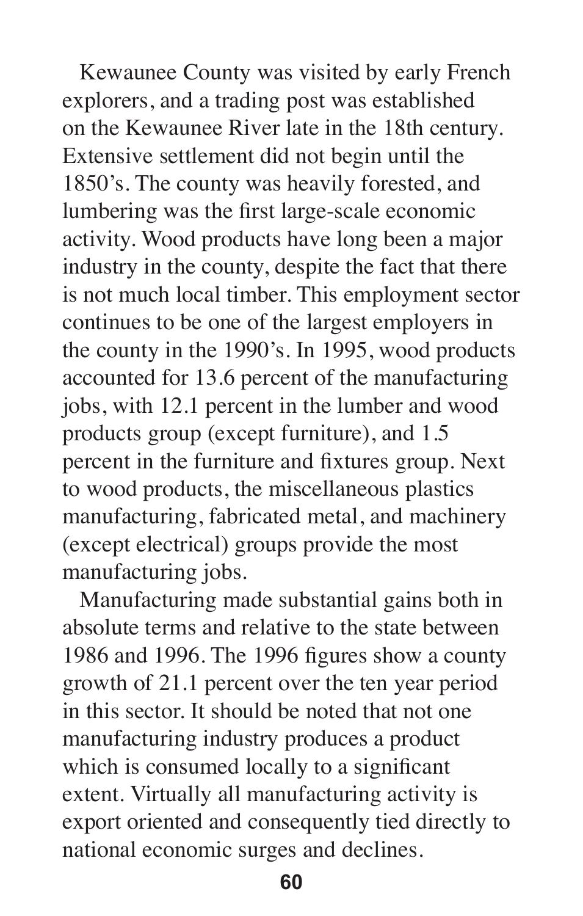Kewaunee County was visited by early French explorers, and a trading post was established on the Kewaunee River late in the 18th century. Extensive settlement did not begin until the 1850's. The county was heavily forested, and lumbering was the first large-scale economic activity. Wood products have long been a major industry in the county, despite the fact that there is not much local timber. This employment sector continues to be one of the largest employers in the county in the 1990's. In 1995, wood products accounted for 13.6 percent of the manufacturing jobs, with 12.1 percent in the lumber and wood products group (except furniture), and 1.5 percent in the furniture and fixtures group. Next to wood products, the miscellaneous plastics manufacturing, fabricated metal, and machinery (except electrical) groups provide the most manufacturing jobs.

Manufacturing made substantial gains both in absolute terms and relative to the state between 1986 and 1996. The 1996 figures show a county growth of 21.1 percent over the ten year period in this sector. It should be noted that not one manufacturing industry produces a product which is consumed locally to a significant extent. Virtually all manufacturing activity is export oriented and consequently tied directly to national economic surges and declines.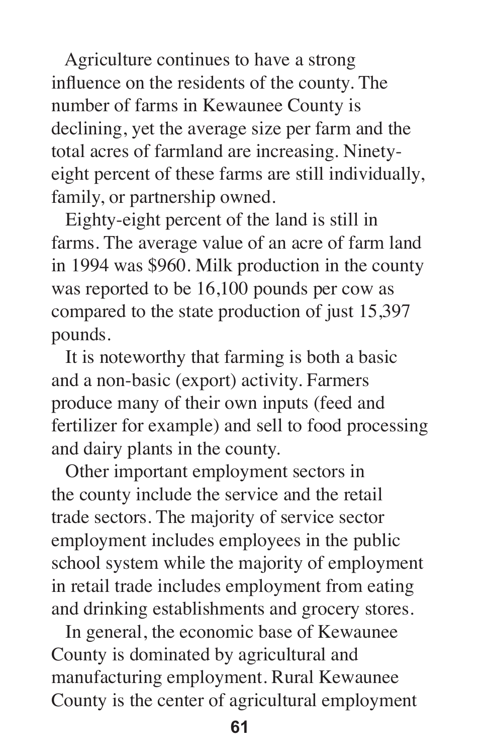Agriculture continues to have a strong influence on the residents of the county. The number of farms in Kewaunee County is declining, yet the average size per farm and the total acres of farmland are increasing. Ninety-eight percent of these farms are still individually, family, or partnership owned.

Eighty-eight percent of the land is still in farms. The average value of an acre of farm land in 1994 was $960. Milk production in the county was reported to be 16,100 pounds per cow as compared to the state production of just 15,397 pounds.

It is noteworthy that farming is both a basic and a non-basic (export) activity. Farmers produce many of their own inputs (feed and fertilizer for example) and sell to food processing and dairy plants in the county.

Other important employment sectors in the county include the service and the retail trade sectors. The majority of service sector employment includes employees in the public school system while the majority of employment in retail trade includes employment from eating and drinking establishments and grocery stores.

In general, the economic base of Kewaunee County is dominated by agricultural and manufacturing employment. Rural Kewaunee County is the center of agricultural employment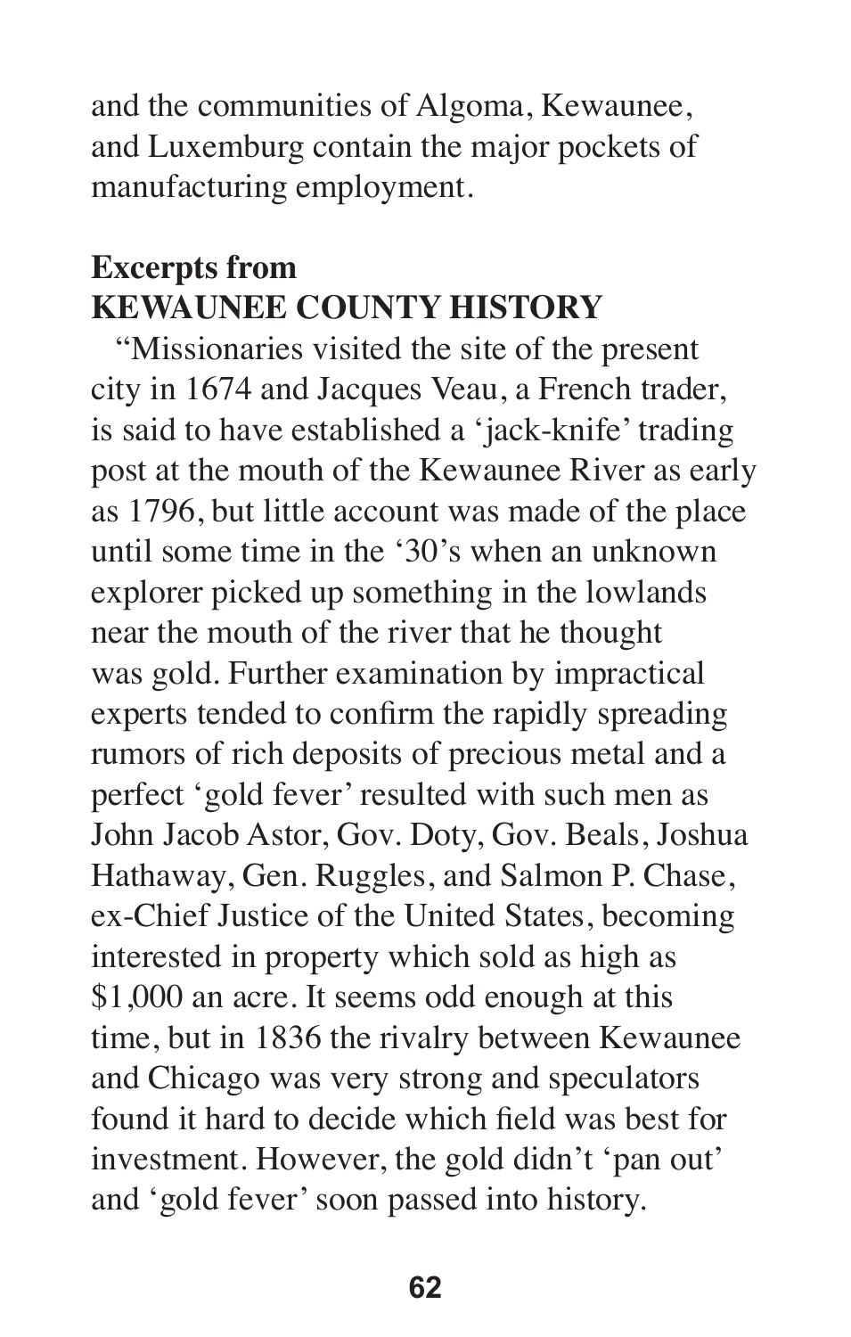and the communities of Algoma, Kewaunee, and Luxemburg contain the major pockets of manufacturing employment.

## Excerpts from KEWAUNEE COUNTY HISTORY

"Missionaries visited the site of the present city in 1674 and Jacques Veau, a French trader, is said to have established a 'jack-knife' trading post at the mouth of the Kewaunee River as early as 1796, but little account was made of the place until some time in the '30's when an unknown explorer picked up something in the lowlands near the mouth of the river that he thought was gold. Further examination by impractical experts tended to confirm the rapidly spreading rumors of rich deposits of precious metal and a perfect 'gold fever' resulted with such men as John Jacob Astor, Gov. Doty, Gov. Beals, Joshua Hathaway, Gen. Ruggles, and Salmon P. Chase, ex-Chief Justice of the United States, becoming interested in property which sold as high as $1,000 an acre. It seems odd enough at this time, but in 1836 the rivalry between Kewaunee and Chicago was very strong and speculators found it hard to decide which field was best for investment. However, the gold didn't 'pan out' and 'gold fever' soon passed into history.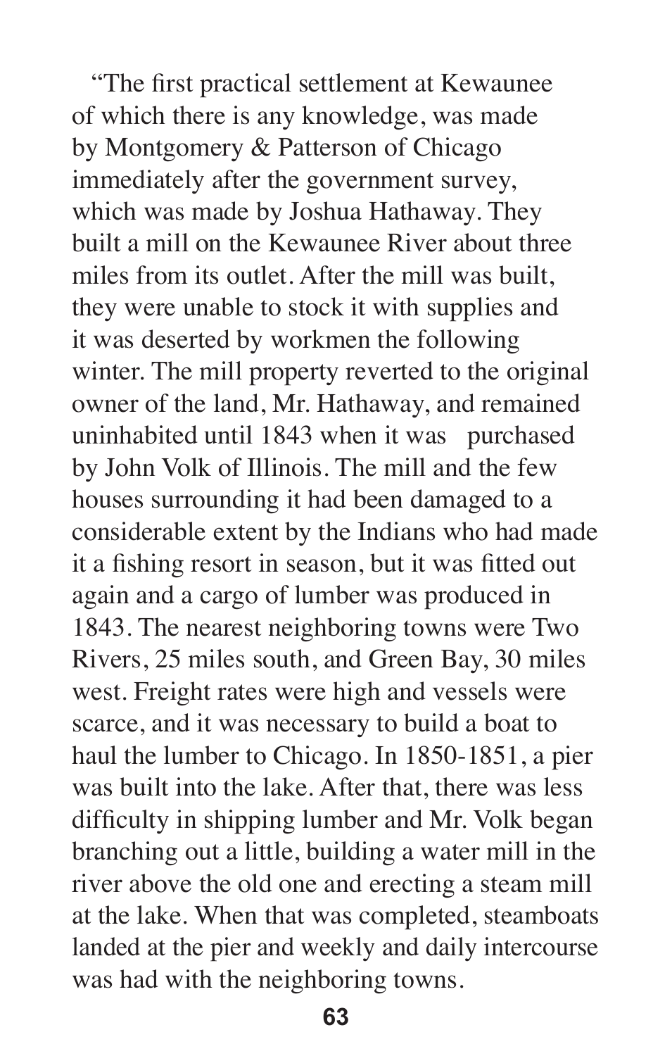"The first practical settlement at Kewaunee of which there is any knowledge, was made by Montgomery & Patterson of Chicago immediately after the government survey, which was made by Joshua Hathaway. They built a mill on the Kewaunee River about three miles from its outlet. After the mill was built, they were unable to stock it with supplies and it was deserted by workmen the following winter. The mill property reverted to the original owner of the land, Mr. Hathaway, and remained uninhabited until 1843 when it was purchased by John Volk of Illinois. The mill and the few houses surrounding it had been damaged to a considerable extent by the Indians who had made it a fishing resort in season, but it was fitted out again and a cargo of lumber was produced in 1843. The nearest neighboring towns were Two Rivers, 25 miles south, and Green Bay, 30 miles west. Freight rates were high and vessels were scarce, and it was necessary to build a boat to haul the lumber to Chicago. In 1850-1851, a pier was built into the lake. After that, there was less difficulty in shipping lumber and Mr. Volk began branching out a little, building a water mill in the river above the old one and erecting a steam mill at the lake. When that was completed, steamboats landed at the pier and weekly and daily intercourse was had with the neighboring towns.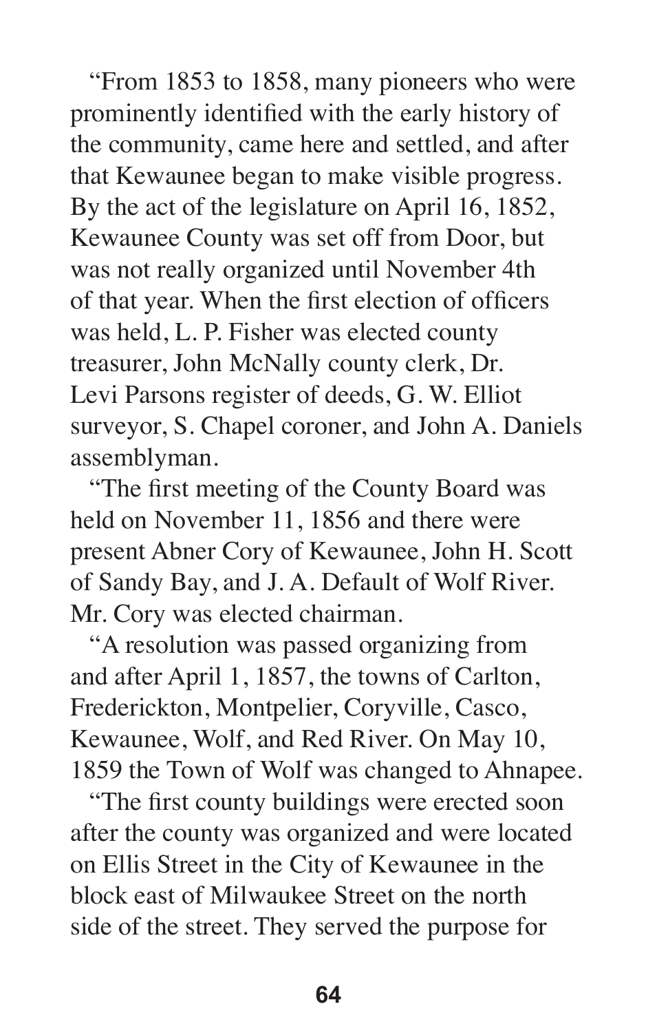"From 1853 to 1858, many pioneers who were prominently identified with the early history of the community, came here and settled, and after that Kewaunee began to make visible progress. By the act of the legislature on April 16, 1852, Kewaunee County was set off from Door, but was not really organized until November 4th of that year. When the first election of officers was held, L. P. Fisher was elected county treasurer, John McNally county clerk, Dr. Levi Parsons register of deeds, G. W. Elliot surveyor, S. Chapel coroner, and John A. Daniels assemblyman.

"The first meeting of the County Board was held on November 11, 1856 and there were present Abner Cory of Kewaunee, John H. Scott of Sandy Bay, and J. A. Default of Wolf River. Mr. Cory was elected chairman.

"A resolution was passed organizing from and after April 1, 1857, the towns of Carlton, Frederickton, Montpelier, Coryville, Casco, Kewaunee, Wolf, and Red River. On May 10, 1859 the Town of Wolf was changed to Ahnapee.

"The first county buildings were erected soon after the county was organized and were located on Ellis Street in the City of Kewaunee in the block east of Milwaukee Street on the north side of the street. They served the purpose for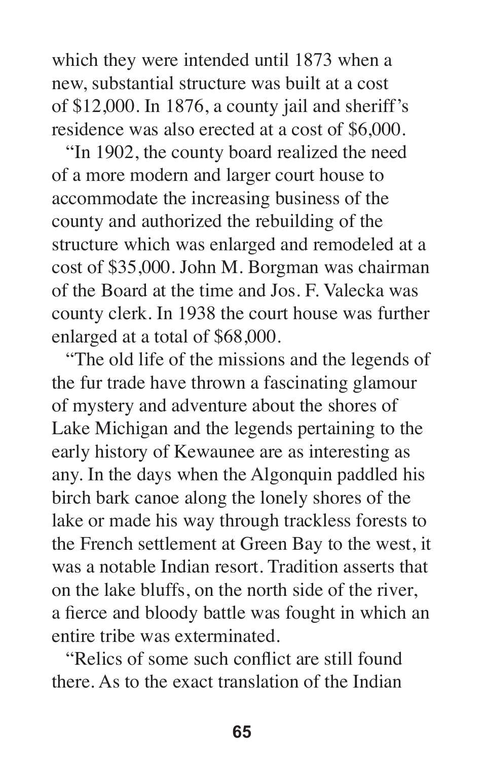which they were intended until 1873 when a new, substantial structure was built at a cost of $12,000. In 1876, a county jail and sheriff's residence was also erected at a cost of $6,000.

"In 1902, the county board realized the need of a more modern and larger court house to accommodate the increasing business of the county and authorized the rebuilding of the structure which was enlarged and remodeled at a cost of $35,000. John M. Borgman was chairman of the Board at the time and Jos. F. Valecka was county clerk. In 1938 the court house was further enlarged at a total of $68,000.

"The old life of the missions and the legends of the fur trade have thrown a fascinating glamour of mystery and adventure about the shores of Lake Michigan and the legends pertaining to the early history of Kewaunee are as interesting as any. In the days when the Algonquin paddled his birch bark canoe along the lonely shores of the lake or made his way through trackless forests to the French settlement at Green Bay to the west, it was a notable Indian resort. Tradition asserts that on the lake bluffs, on the north side of the river, a fierce and bloody battle was fought in which an entire tribe was exterminated.

"Relics of some such conflict are still found there. As to the exact translation of the Indian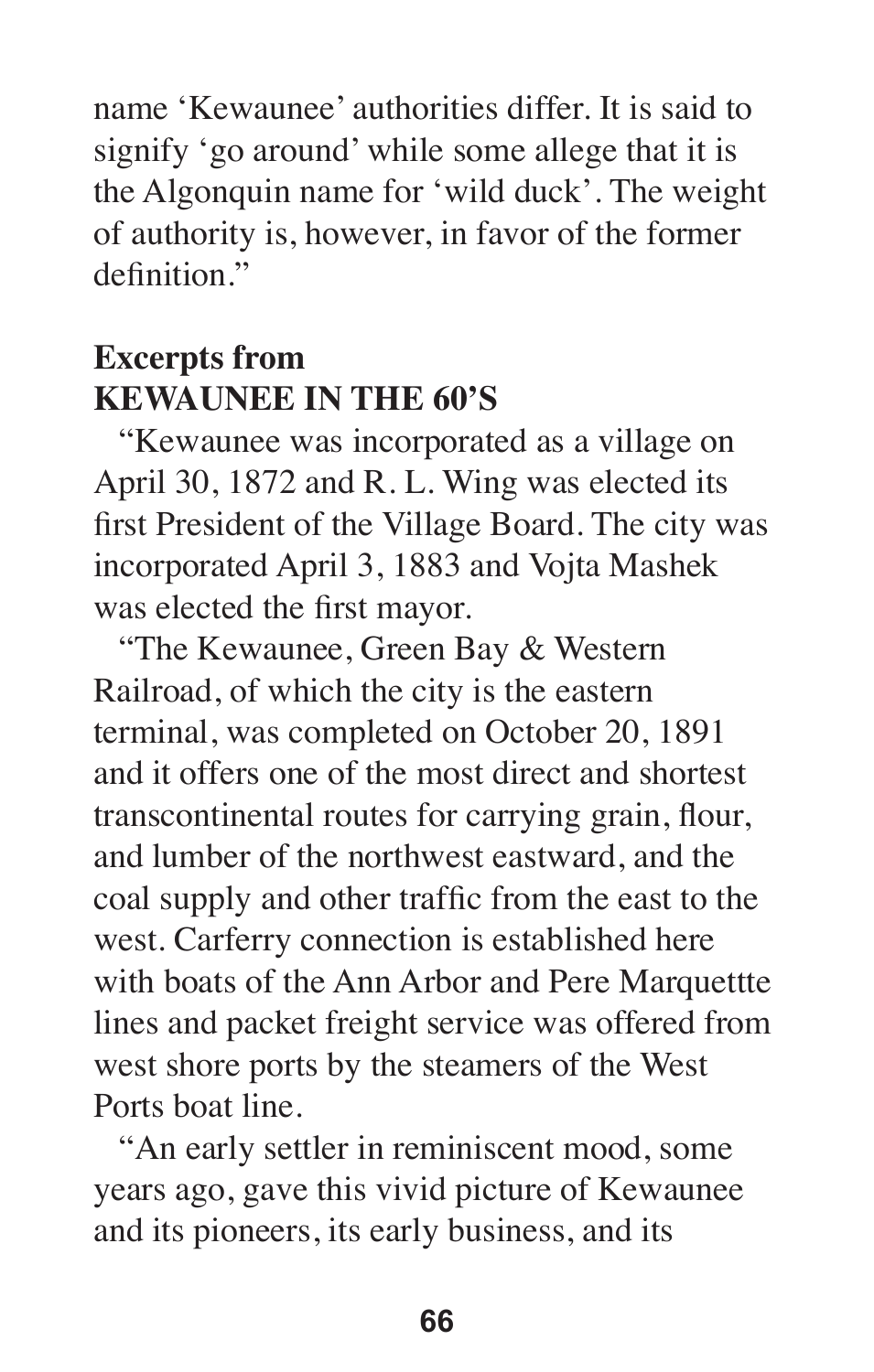name 'Kewaunee' authorities differ. It is said to signify 'go around' while some allege that it is the Algonquin name for 'wild duck'. The weight of authority is, however, in favor of the former definition."

**Excerpts from**
**KEWAUNEE IN THE 60'S**

"Kewaunee was incorporated as a village on April 30, 1872 and R. L. Wing was elected its first President of the Village Board. The city was incorporated April 3, 1883 and Vojta Mashek was elected the first mayor.

"The Kewaunee, Green Bay & Western Railroad, of which the city is the eastern terminal, was completed on October 20, 1891 and it offers one of the most direct and shortest transcontinental routes for carrying grain, flour, and lumber of the northwest eastward, and the coal supply and other traffic from the east to the west. Carferry connection is established here with boats of the Ann Arbor and Pere Marquettte lines and packet freight service was offered from west shore ports by the steamers of the West Ports boat line.

"An early settler in reminiscent mood, some years ago, gave this vivid picture of Kewaunee and its pioneers, its early business, and its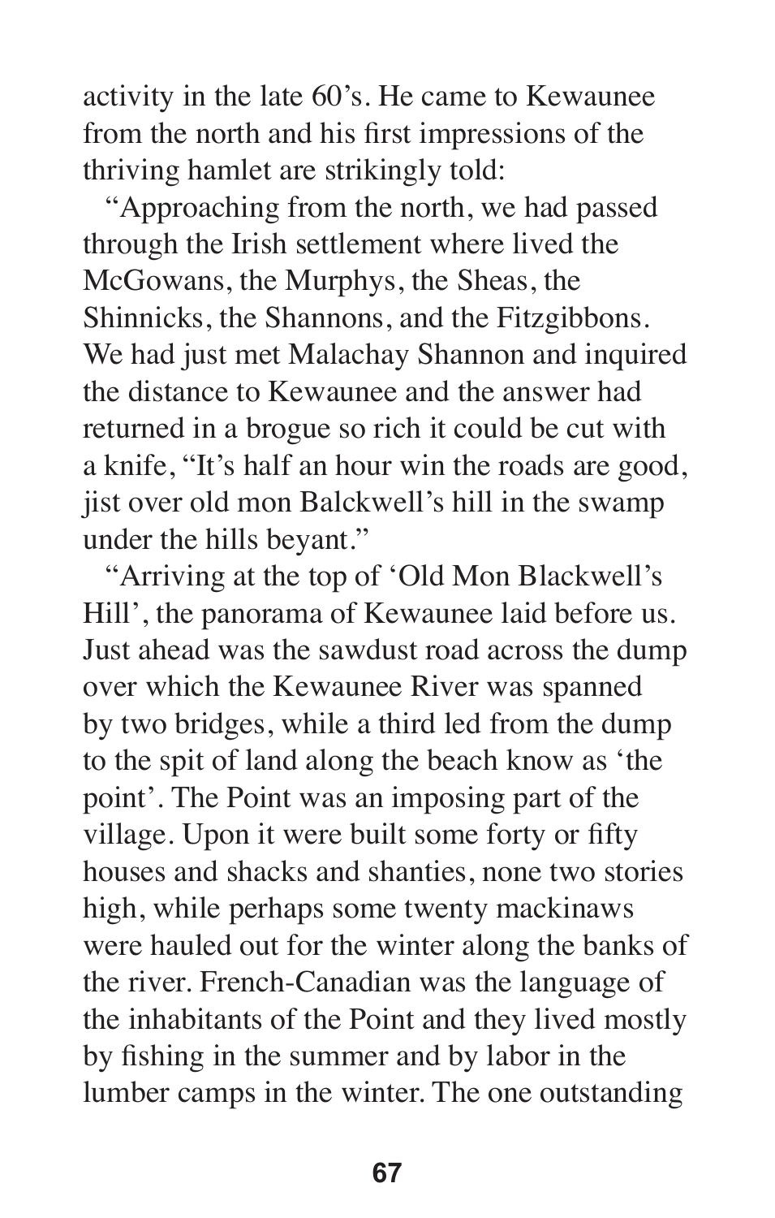activity in the late 60's. He came to Kewaunee from the north and his first impressions of the thriving hamlet are strikingly told:

"Approaching from the north, we had passed through the Irish settlement where lived the McGowans, the Murphys, the Sheas, the Shinnicks, the Shannons, and the Fitzgibbons. We had just met Malachay Shannon and inquired the distance to Kewaunee and the answer had returned in a brogue so rich it could be cut with a knife, "It's half an hour win the roads are good, jist over old mon Balckwell's hill in the swamp under the hills beyant."

"Arriving at the top of 'Old Mon Blackwell's Hill', the panorama of Kewaunee laid before us. Just ahead was the sawdust road across the dump over which the Kewaunee River was spanned by two bridges, while a third led from the dump to the spit of land along the beach know as 'the point'. The Point was an imposing part of the village. Upon it were built some forty or fifty houses and shacks and shanties, none two stories high, while perhaps some twenty mackinaws were hauled out for the winter along the banks of the river. French-Canadian was the language of the inhabitants of the Point and they lived mostly by fishing in the summer and by labor in the lumber camps in the winter. The one outstanding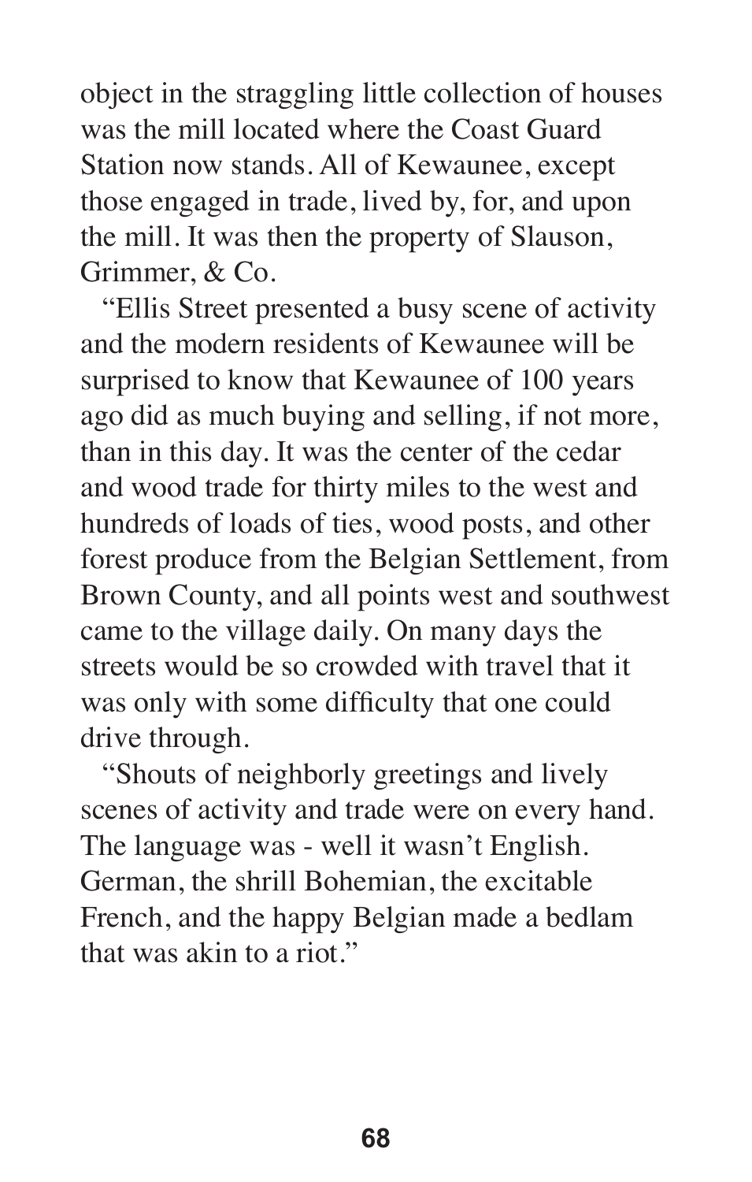object in the straggling little collection of houses was the mill located where the Coast Guard Station now stands. All of Kewaunee, except those engaged in trade, lived by, for, and upon the mill. It was then the property of Slauson, Grimmer, & Co.

"Ellis Street presented a busy scene of activity and the modern residents of Kewaunee will be surprised to know that Kewaunee of 100 years ago did as much buying and selling, if not more, than in this day. It was the center of the cedar and wood trade for thirty miles to the west and hundreds of loads of ties, wood posts, and other forest produce from the Belgian Settlement, from Brown County, and all points west and southwest came to the village daily. On many days the streets would be so crowded with travel that it was only with some difficulty that one could drive through.

"Shouts of neighborly greetings and lively scenes of activity and trade were on every hand. The language was - well it wasn't English. German, the shrill Bohemian, the excitable French, and the happy Belgian made a bedlam that was akin to a riot."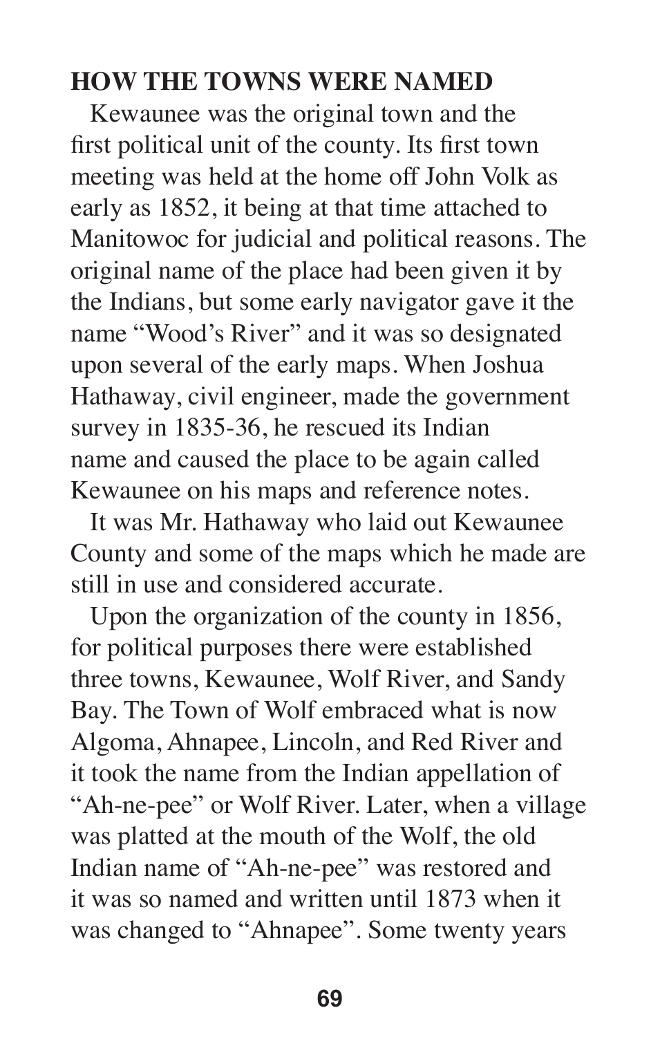## HOW THE TOWNS WERE NAMED

Kewaunee was the original town and the first political unit of the county. Its first town meeting was held at the home off John Volk as early as 1852, it being at that time attached to Manitowoc for judicial and political reasons. The original name of the place had been given it by the Indians, but some early navigator gave it the name "Wood's River" and it was so designated upon several of the early maps. When Joshua Hathaway, civil engineer, made the government survey in 1835-36, he rescued its Indian name and caused the place to be again called Kewaunee on his maps and reference notes.

It was Mr. Hathaway who laid out Kewaunee County and some of the maps which he made are still in use and considered accurate.

Upon the organization of the county in 1856, for political purposes there were established three towns, Kewaunee, Wolf River, and Sandy Bay. The Town of Wolf embraced what is now Algoma, Ahnapee, Lincoln, and Red River and it took the name from the Indian appellation of "Ah-ne-pee" or Wolf River. Later, when a village was platted at the mouth of the Wolf, the old Indian name of "Ah-ne-pee" was restored and it was so named and written until 1873 when it was changed to "Ahnapee". Some twenty years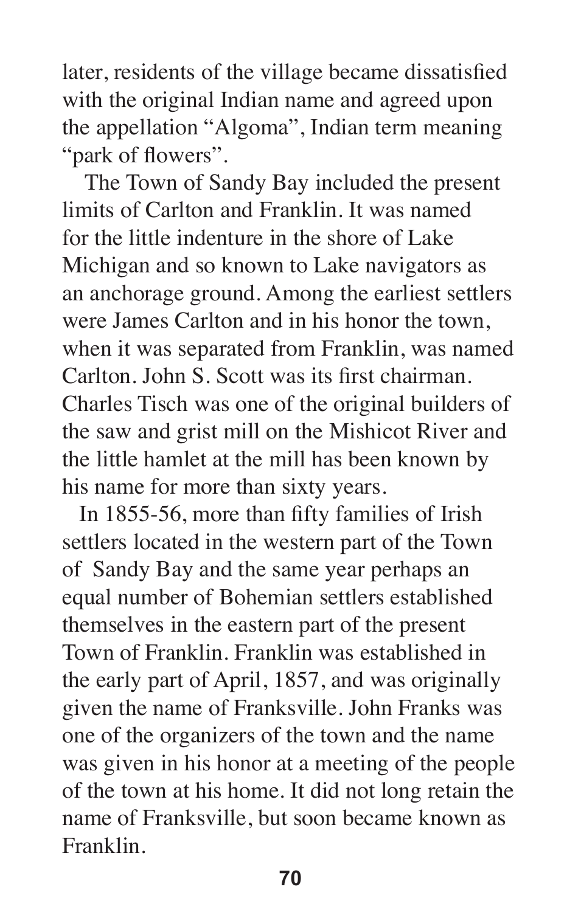later, residents of the village became dissatisfied with the original Indian name and agreed upon the appellation "Algoma", Indian term meaning "park of flowers".

The Town of Sandy Bay included the present limits of Carlton and Franklin. It was named for the little indenture in the shore of Lake Michigan and so known to Lake navigators as an anchorage ground. Among the earliest settlers were James Carlton and in his honor the town, when it was separated from Franklin, was named Carlton. John S. Scott was its first chairman. Charles Tisch was one of the original builders of the saw and grist mill on the Mishicot River and the little hamlet at the mill has been known by his name for more than sixty years.

In 1855-56, more than fifty families of Irish settlers located in the western part of the Town of Sandy Bay and the same year perhaps an equal number of Bohemian settlers established themselves in the eastern part of the present Town of Franklin. Franklin was established in the early part of April, 1857, and was originally given the name of Franksville. John Franks was one of the organizers of the town and the name was given in his honor at a meeting of the people of the town at his home. It did not long retain the name of Franksville, but soon became known as Franklin.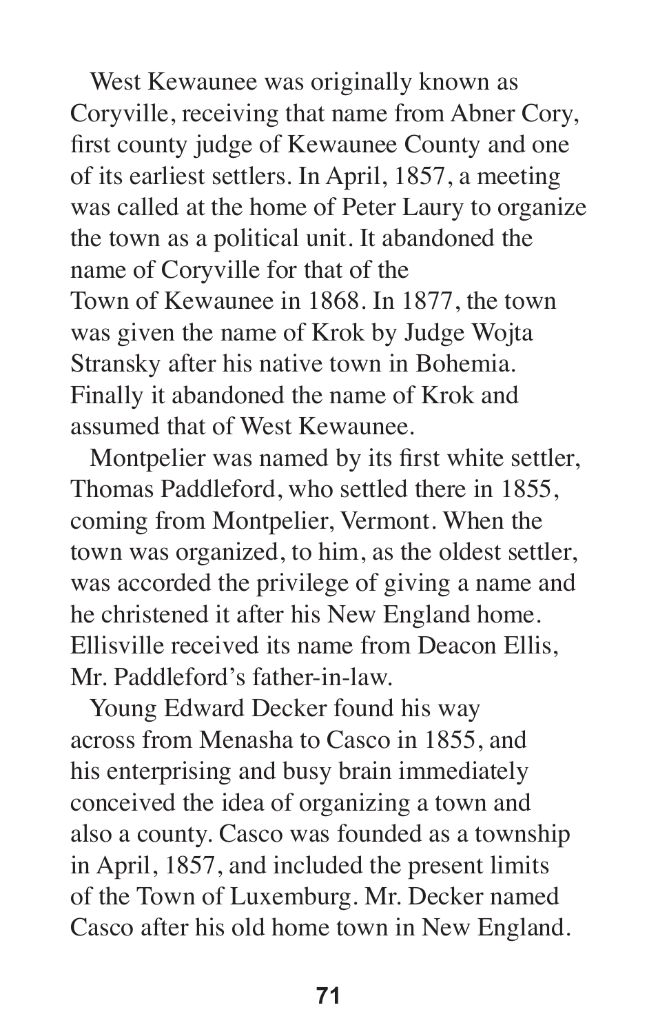West Kewaunee was originally known as Coryville, receiving that name from Abner Cory, first county judge of Kewaunee County and one of its earliest settlers. In April, 1857, a meeting was called at the home of Peter Laury to organize the town as a political unit. It abandoned the name of Coryville for that of the Town of Kewaunee in 1868. In 1877, the town was given the name of Krok by Judge Wojta Stransky after his native town in Bohemia. Finally it abandoned the name of Krok and assumed that of West Kewaunee.

Montpelier was named by its first white settler, Thomas Paddleford, who settled there in 1855, coming from Montpelier, Vermont. When the town was organized, to him, as the oldest settler, was accorded the privilege of giving a name and he christened it after his New England home. Ellisville received its name from Deacon Ellis, Mr. Paddleford's father-in-law.

Young Edward Decker found his way across from Menasha to Casco in 1855, and his enterprising and busy brain immediately conceived the idea of organizing a town and also a county. Casco was founded as a township in April, 1857, and included the present limits of the Town of Luxemburg. Mr. Decker named Casco after his old home town in New England.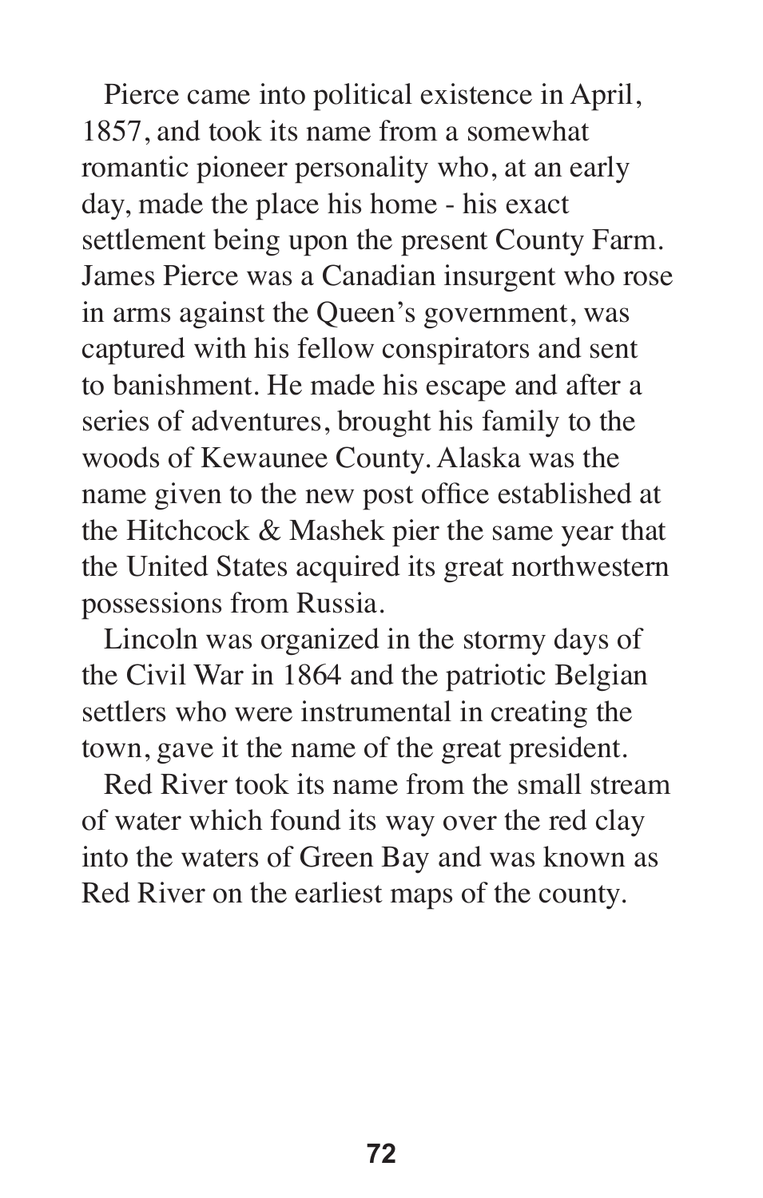Pierce came into political existence in April, 1857, and took its name from a somewhat romantic pioneer personality who, at an early day, made the place his home - his exact settlement being upon the present County Farm. James Pierce was a Canadian insurgent who rose in arms against the Queen's government, was captured with his fellow conspirators and sent to banishment. He made his escape and after a series of adventures, brought his family to the woods of Kewaunee County. Alaska was the name given to the new post office established at the Hitchcock & Mashek pier the same year that the United States acquired its great northwestern possessions from Russia.

Lincoln was organized in the stormy days of the Civil War in 1864 and the patriotic Belgian settlers who were instrumental in creating the town, gave it the name of the great president.

Red River took its name from the small stream of water which found its way over the red clay into the waters of Green Bay and was known as Red River on the earliest maps of the county.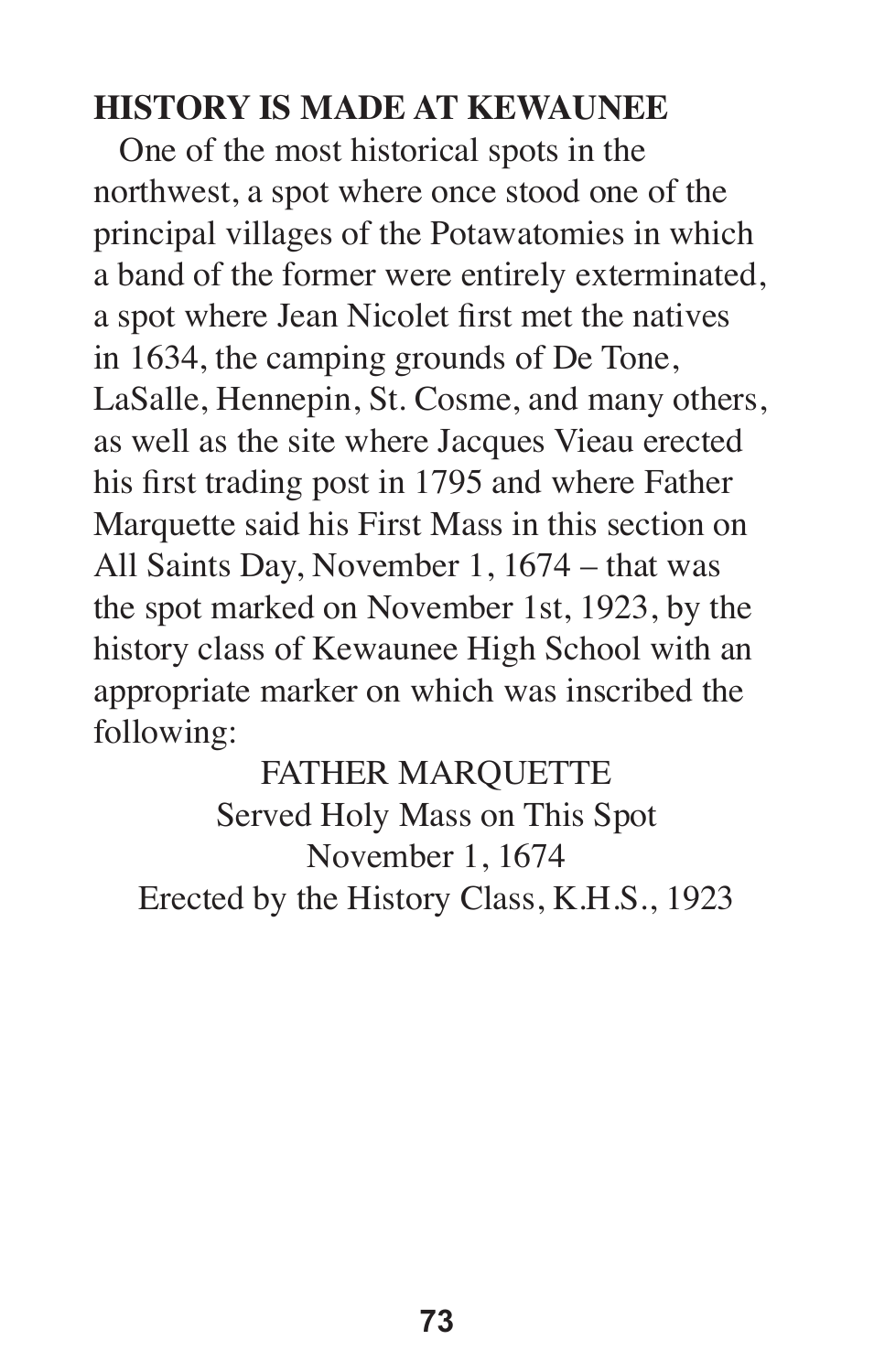**HISTORY IS MADE AT KEWAUNEE**

One of the most historical spots in the northwest, a spot where once stood one of the principal villages of the Potawatomies in which a band of the former were entirely exterminated, a spot where Jean Nicolet first met the natives in 1634, the camping grounds of De Tone, LaSalle, Hennepin, St. Cosme, and many others, as well as the site where Jacques Vieau erected his first trading post in 1795 and where Father Marquette said his First Mass in this section on All Saints Day, November 1, 1674 – that was the spot marked on November 1st, 1923, by the history class of Kewaunee High School with an appropriate marker on which was inscribed the following:

FATHER MARQUETTE  
Served Holy Mass on This Spot  
November 1, 1674  
Erected by the History Class, K.H.S., 1923